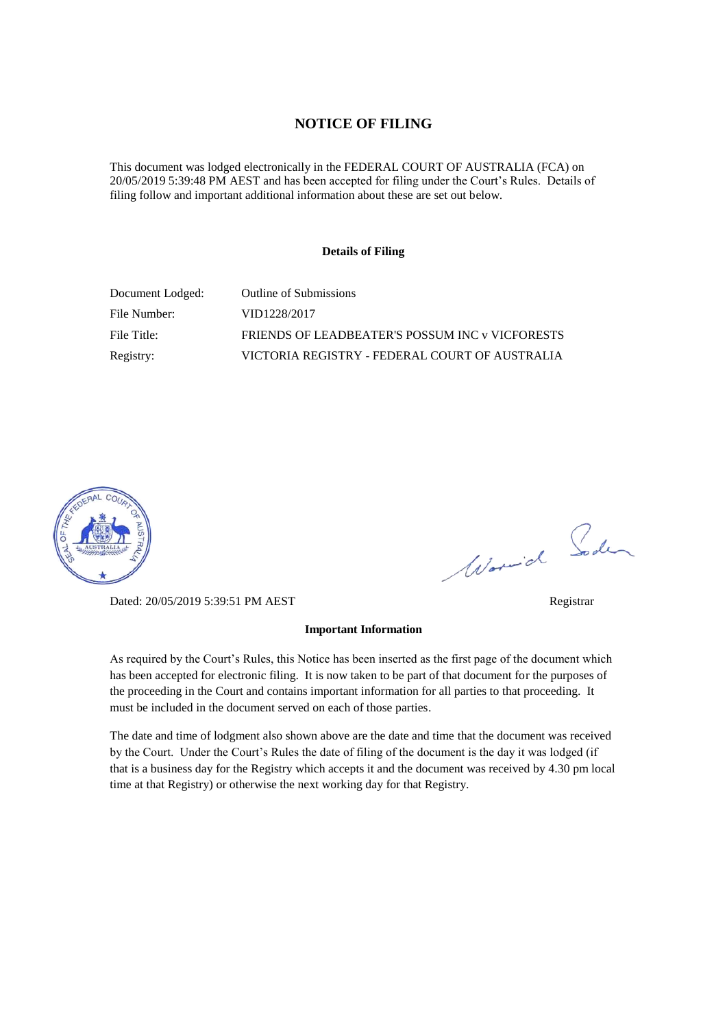# NOTICE OF FILING

This document was lodged electronically in the FEDERAL COURT OF AUSTRALIA (FCA) on 20/05/2019 5:39:48 PM AEST and has been accepted for filing under the Court's Rules. Details of filing follow and important additional information about these are set out below.

### Details of Filing

| | |
|---|---|
| Document Lodged: | Outline of Submissions |
| File Number: | VID1228/2017 |
| File Title: | FRIENDS OF LEADBEATER'S POSSUM INC v VICFORESTS |
| Registry: | VICTORIA REGISTRY - FEDERAL COURT OF AUSTRALIA |

Dated: 20/05/2019 5:39:51 PM AEST

Registrar

### Important Information

As required by the Court's Rules, this Notice has been inserted as the first page of the document which has been accepted for electronic filing. It is now taken to be part of that document for the purposes of the proceeding in the Court and contains important information for all parties to that proceeding. It must be included in the document served on each of those parties.

The date and time of lodgment also shown above are the date and time that the document was received by the Court. Under the Court's Rules the date of filing of the document is the day it was lodged (if that is a business day for the Registry which accepts it and the document was received by 4.30 pm local time at that Registry) or otherwise the next working day for that Registry.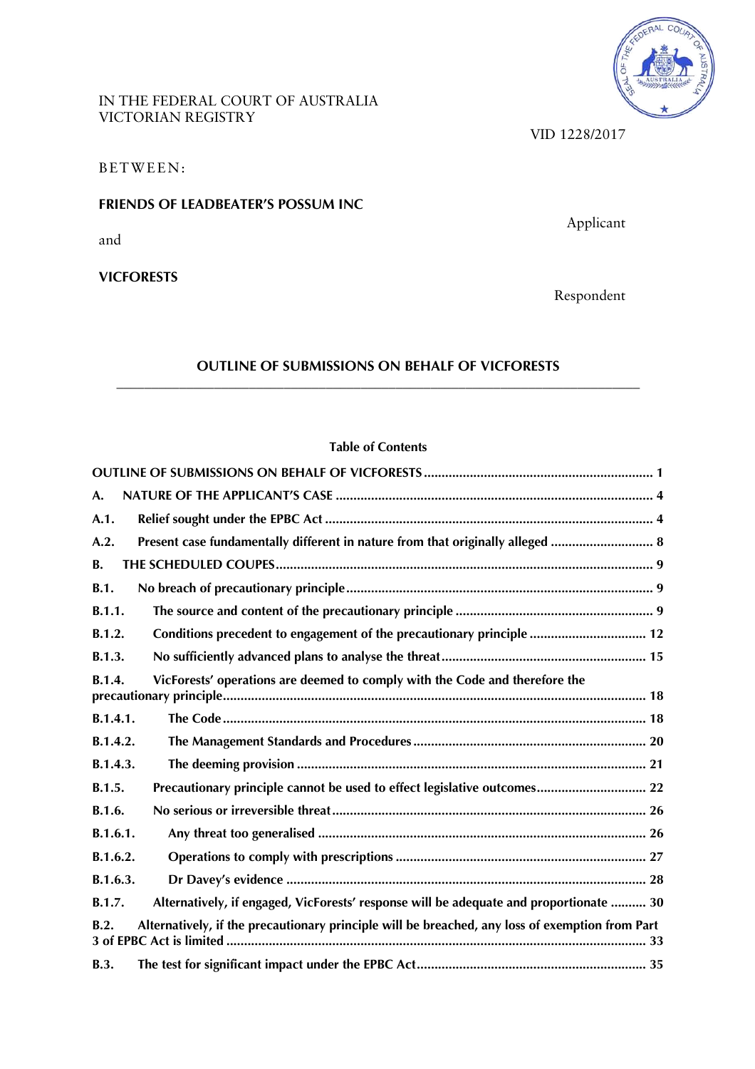IN THE FEDERAL COURT OF AUSTRALIA
VICTORIAN REGISTRY

VID 1228/2017

BETWEEN:

**FRIENDS OF LEADBEATER'S POSSUM INC**

Applicant

and

**VICFORESTS**

Respondent

# OUTLINE OF SUBMISSIONS ON BEHALF OF VICFORESTS

**Table of Contents**

| | |
|---|---|
| **OUTLINE OF SUBMISSIONS ON BEHALF OF VICFORESTS** | **1** |
| **A. NATURE OF THE APPLICANT'S CASE** | **4** |
| **A.1. Relief sought under the EPBC Act** | **4** |
| **A.2. Present case fundamentally different in nature from that originally alleged** | **8** |
| **B. THE SCHEDULED COUPES** | **9** |
| **B.1. No breach of precautionary principle** | **9** |
| **B.1.1. The source and content of the precautionary principle** | **9** |
| **B.1.2. Conditions precedent to engagement of the precautionary principle** | **12** |
| **B.1.3. No sufficiently advanced plans to analyse the threat** | **15** |
| **B.1.4. VicForests' operations are deemed to comply with the Code and therefore the precautionary principle** | **18** |
| **B.1.4.1. The Code** | **18** |
| **B.1.4.2. The Management Standards and Procedures** | **20** |
| **B.1.4.3. The deeming provision** | **21** |
| **B.1.5. Precautionary principle cannot be used to effect legislative outcomes** | **22** |
| **B.1.6. No serious or irreversible threat** | **26** |
| **B.1.6.1. Any threat too generalised** | **26** |
| **B.1.6.2. Operations to comply with prescriptions** | **27** |
| **B.1.6.3. Dr Davey's evidence** | **28** |
| **B.1.7. Alternatively, if engaged, VicForests' response will be adequate and proportionate** | **30** |
| **B.2. Alternatively, if the precautionary principle will be breached, any loss of exemption from Part 3 of EPBC Act is limited** | **33** |
| **B.3. The test for significant impact under the EPBC Act** | **35** |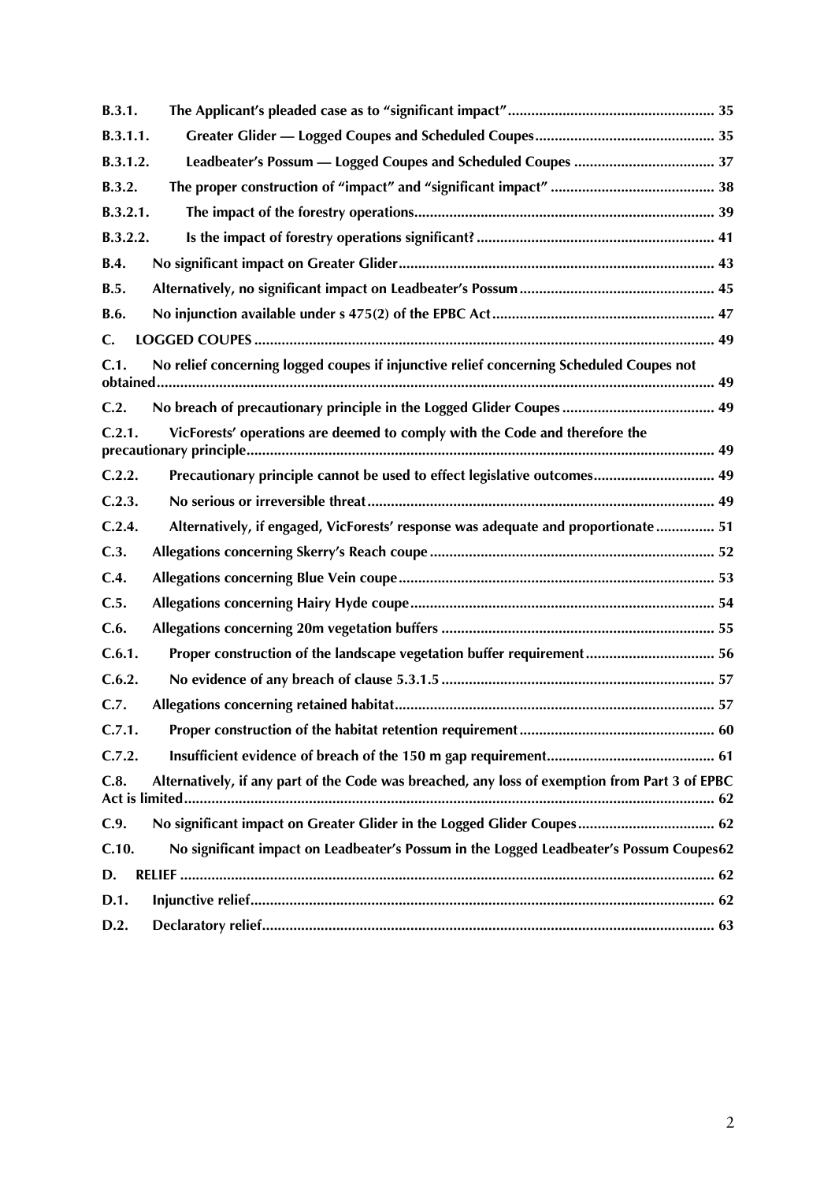| | | |
|---|---|---|
| **B.3.1.** | **The Applicant's pleaded case as to "significant impact"** | **35** |
| **B.3.1.1.** | **Greater Glider — Logged Coupes and Scheduled Coupes** | **35** |
| **B.3.1.2.** | **Leadbeater's Possum — Logged Coupes and Scheduled Coupes** | **37** |
| **B.3.2.** | **The proper construction of "impact" and "significant impact"** | **38** |
| **B.3.2.1.** | **The impact of the forestry operations** | **39** |
| **B.3.2.2.** | **Is the impact of forestry operations significant?** | **41** |
| **B.4.** | **No significant impact on Greater Glider** | **43** |
| **B.5.** | **Alternatively, no significant impact on Leadbeater's Possum** | **45** |
| **B.6.** | **No injunction available under s 475(2) of the EPBC Act** | **47** |
| **C.** | **LOGGED COUPES** | **49** |
| **C.1.** | **No relief concerning logged coupes if injunctive relief concerning Scheduled Coupes not obtained** | **49** |
| **C.2.** | **No breach of precautionary principle in the Logged Glider Coupes** | **49** |
| **C.2.1.** | **VicForests' operations are deemed to comply with the Code and therefore the precautionary principle** | **49** |
| **C.2.2.** | **Precautionary principle cannot be used to effect legislative outcomes** | **49** |
| **C.2.3.** | **No serious or irreversible threat** | **49** |
| **C.2.4.** | **Alternatively, if engaged, VicForests' response was adequate and proportionate** | **51** |
| **C.3.** | **Allegations concerning Skerry's Reach coupe** | **52** |
| **C.4.** | **Allegations concerning Blue Vein coupe** | **53** |
| **C.5.** | **Allegations concerning Hairy Hyde coupe** | **54** |
| **C.6.** | **Allegations concerning 20m vegetation buffers** | **55** |
| **C.6.1.** | **Proper construction of the landscape vegetation buffer requirement** | **56** |
| **C.6.2.** | **No evidence of any breach of clause 5.3.1.5** | **57** |
| **C.7.** | **Allegations concerning retained habitat** | **57** |
| **C.7.1.** | **Proper construction of the habitat retention requirement** | **60** |
| **C.7.2.** | **Insufficient evidence of breach of the 150 m gap requirement** | **61** |
| **C.8.** | **Alternatively, if any part of the Code was breached, any loss of exemption from Part 3 of EPBC Act is limited** | **62** |
| **C.9.** | **No significant impact on Greater Glider in the Logged Glider Coupes** | **62** |
| **C.10.** | **No significant impact on Leadbeater's Possum in the Logged Leadbeater's Possum Coupes** | **62** |
| **D.** | **RELIEF** | **62** |
| **D.1.** | **Injunctive relief** | **62** |
| **D.2.** | **Declaratory relief** | **63** |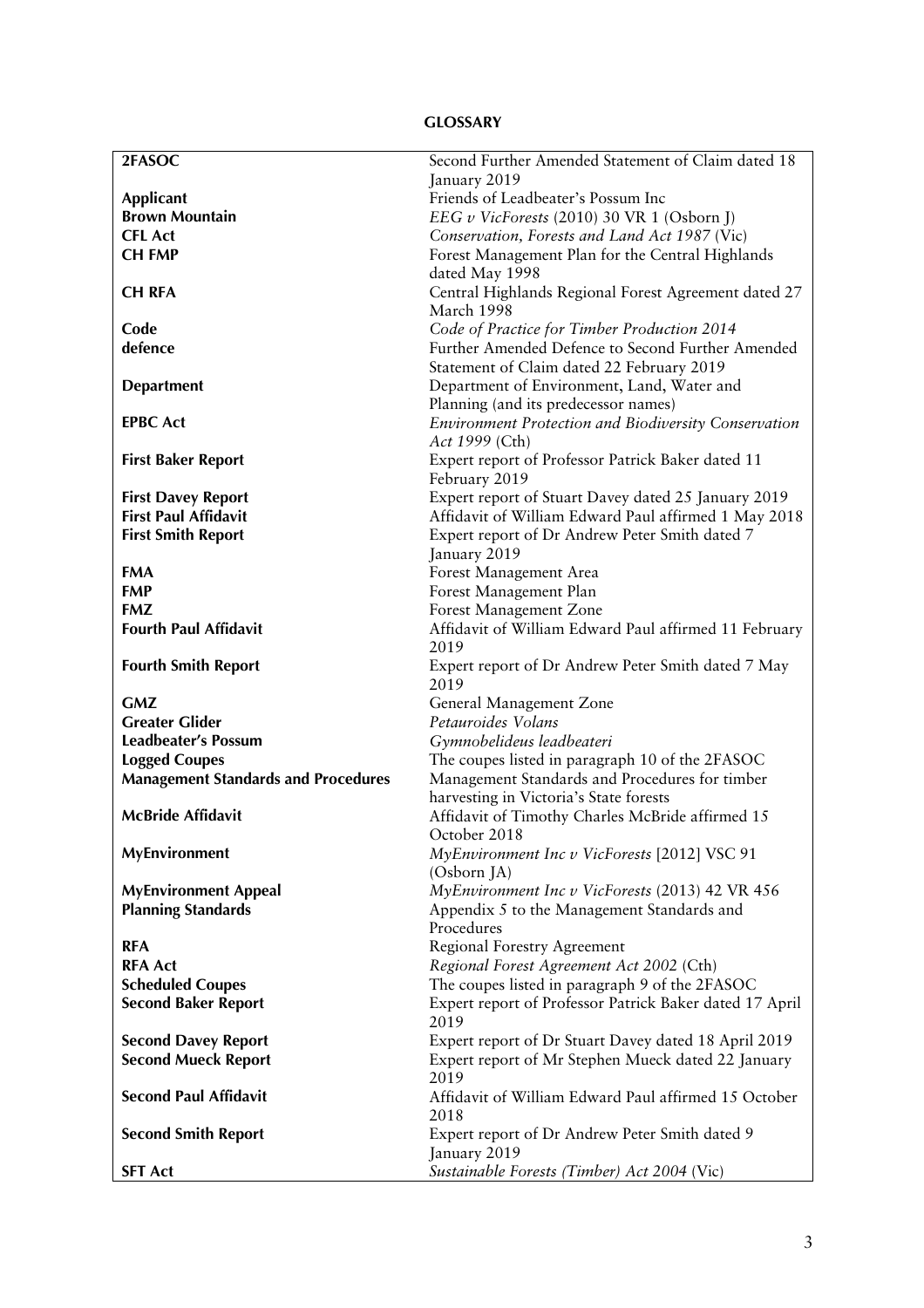**GLOSSARY**

| | |
|---|---|
| **2FASOC** | Second Further Amended Statement of Claim dated 18 January 2019 |
| **Applicant** | Friends of Leadbeater's Possum Inc |
| **Brown Mountain** | *EEG v VicForests* (2010) 30 VR 1 (Osborn J) |
| **CFL Act** | *Conservation, Forests and Land Act 1987* (Vic) |
| **CH FMP** | Forest Management Plan for the Central Highlands dated May 1998 |
| **CH RFA** | Central Highlands Regional Forest Agreement dated 27 March 1998 |
| **Code** | *Code of Practice for Timber Production 2014* |
| **defence** | Further Amended Defence to Second Further Amended Statement of Claim dated 22 February 2019 |
| **Department** | Department of Environment, Land, Water and Planning (and its predecessor names) |
| **EPBC Act** | *Environment Protection and Biodiversity Conservation Act 1999* (Cth) |
| **First Baker Report** | Expert report of Professor Patrick Baker dated 11 February 2019 |
| **First Davey Report** | Expert report of Stuart Davey dated 25 January 2019 |
| **First Paul Affidavit** | Affidavit of William Edward Paul affirmed 1 May 2018 |
| **First Smith Report** | Expert report of Dr Andrew Peter Smith dated 7 January 2019 |
| **FMA** | Forest Management Area |
| **FMP** | Forest Management Plan |
| **FMZ** | Forest Management Zone |
| **Fourth Paul Affidavit** | Affidavit of William Edward Paul affirmed 11 February 2019 |
| **Fourth Smith Report** | Expert report of Dr Andrew Peter Smith dated 7 May 2019 |
| **GMZ** | General Management Zone |
| **Greater Glider** | *Petauroides Volans* |
| **Leadbeater's Possum** | *Gymnobelideus leadbeateri* |
| **Logged Coupes** | The coupes listed in paragraph 10 of the 2FASOC |
| **Management Standards and Procedures** | Management Standards and Procedures for timber harvesting in Victoria's State forests |
| **McBride Affidavit** | Affidavit of Timothy Charles McBride affirmed 15 October 2018 |
| **MyEnvironment** | *MyEnvironment Inc v VicForests* [2012] VSC 91 (Osborn JA) |
| **MyEnvironment Appeal** | *MyEnvironment Inc v VicForests* (2013) 42 VR 456 |
| **Planning Standards** | Appendix 5 to the Management Standards and Procedures |
| **RFA** | Regional Forestry Agreement |
| **RFA Act** | *Regional Forest Agreement Act 2002* (Cth) |
| **Scheduled Coupes** | The coupes listed in paragraph 9 of the 2FASOC |
| **Second Baker Report** | Expert report of Professor Patrick Baker dated 17 April 2019 |
| **Second Davey Report** | Expert report of Dr Stuart Davey dated 18 April 2019 |
| **Second Mueck Report** | Expert report of Mr Stephen Mueck dated 22 January 2019 |
| **Second Paul Affidavit** | Affidavit of William Edward Paul affirmed 15 October 2018 |
| **Second Smith Report** | Expert report of Dr Andrew Peter Smith dated 9 January 2019 |
| **SFT Act** | *Sustainable Forests (Timber) Act 2004* (Vic) |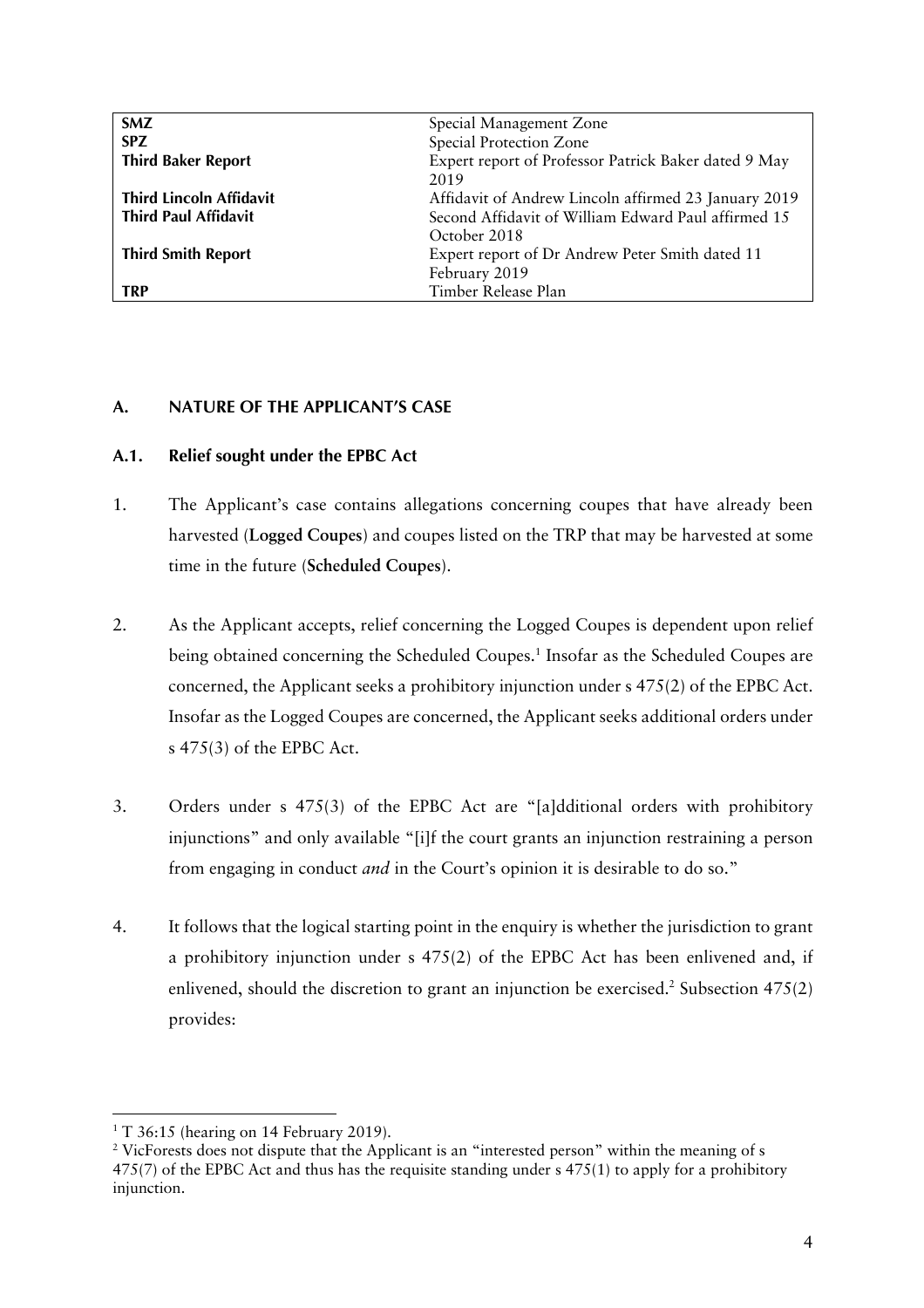| | |
|---|---|
| **SMZ** | Special Management Zone |
| **SPZ** | Special Protection Zone |
| **Third Baker Report** | Expert report of Professor Patrick Baker dated 9 May 2019 |
| **Third Lincoln Affidavit** | Affidavit of Andrew Lincoln affirmed 23 January 2019 |
| **Third Paul Affidavit** | Second Affidavit of William Edward Paul affirmed 15 October 2018 |
| **Third Smith Report** | Expert report of Dr Andrew Peter Smith dated 11 February 2019 |
| **TRP** | Timber Release Plan |

## A. NATURE OF THE APPLICANT'S CASE

### A.1. Relief sought under the EPBC Act

1. The Applicant's case contains allegations concerning coupes that have already been harvested (**Logged Coupes**) and coupes listed on the TRP that may be harvested at some time in the future (**Scheduled Coupes**).

2. As the Applicant accepts, relief concerning the Logged Coupes is dependent upon relief being obtained concerning the Scheduled Coupes.[1] Insofar as the Scheduled Coupes are concerned, the Applicant seeks a prohibitory injunction under s 475(2) of the EPBC Act. Insofar as the Logged Coupes are concerned, the Applicant seeks additional orders under s 475(3) of the EPBC Act.

3. Orders under s 475(3) of the EPBC Act are "[a]dditional orders with prohibitory injunctions" and only available "[i]f the court grants an injunction restraining a person from engaging in conduct *and* in the Court's opinion it is desirable to do so."

4. It follows that the logical starting point in the enquiry is whether the jurisdiction to grant a prohibitory injunction under s 475(2) of the EPBC Act has been enlivened and, if enlivened, should the discretion to grant an injunction be exercised.[2] Subsection 475(2) provides:

---

[1] T 36:15 (hearing on 14 February 2019).

[2] VicForests does not dispute that the Applicant is an "interested person" within the meaning of s 475(7) of the EPBC Act and thus has the requisite standing under s 475(1) to apply for a prohibitory injunction.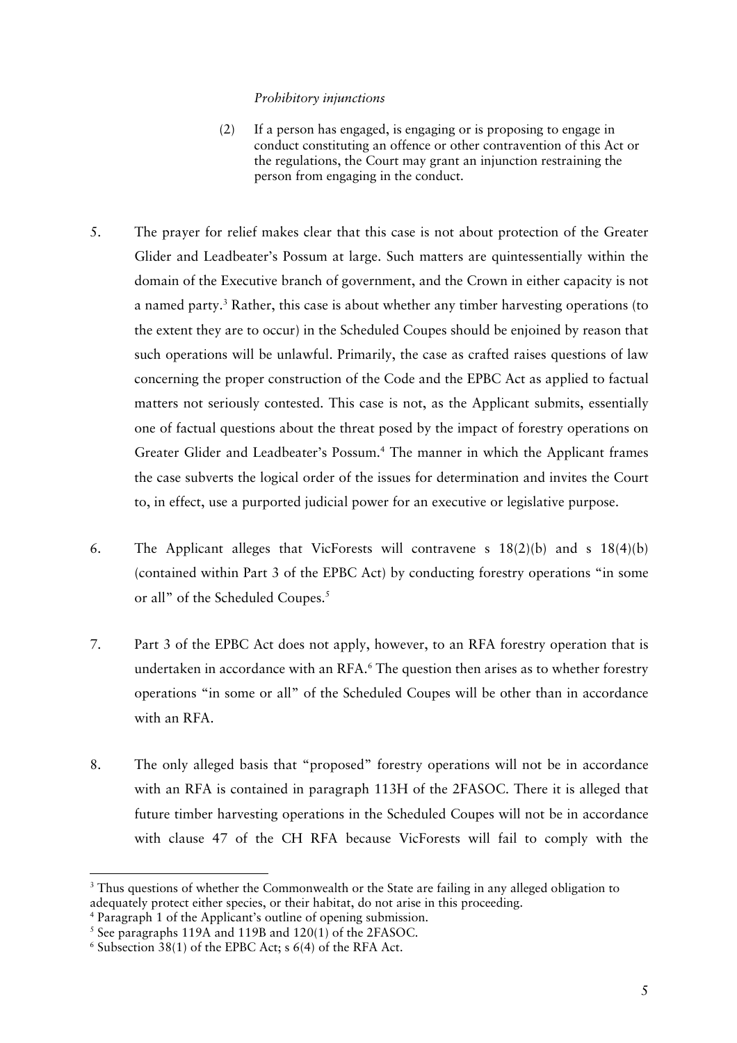*Prohibitory injunctions*

> (2) If a person has engaged, is engaging or is proposing to engage in conduct constituting an offence or other contravention of this Act or the regulations, the Court may grant an injunction restraining the person from engaging in the conduct.

5. The prayer for relief makes clear that this case is not about protection of the Greater Glider and Leadbeater's Possum at large. Such matters are quintessentially within the domain of the Executive branch of government, and the Crown in either capacity is not a named party.[3] Rather, this case is about whether any timber harvesting operations (to the extent they are to occur) in the Scheduled Coupes should be enjoined by reason that such operations will be unlawful. Primarily, the case as crafted raises questions of law concerning the proper construction of the Code and the EPBC Act as applied to factual matters not seriously contested. This case is not, as the Applicant submits, essentially one of factual questions about the threat posed by the impact of forestry operations on Greater Glider and Leadbeater's Possum.[4] The manner in which the Applicant frames the case subverts the logical order of the issues for determination and invites the Court to, in effect, use a purported judicial power for an executive or legislative purpose.

6. The Applicant alleges that VicForests will contravene s 18(2)(b) and s 18(4)(b) (contained within Part 3 of the EPBC Act) by conducting forestry operations "in some or all" of the Scheduled Coupes.[5]

7. Part 3 of the EPBC Act does not apply, however, to an RFA forestry operation that is undertaken in accordance with an RFA.[6] The question then arises as to whether forestry operations "in some or all" of the Scheduled Coupes will be other than in accordance with an RFA.

8. The only alleged basis that "proposed" forestry operations will not be in accordance with an RFA is contained in paragraph 113H of the 2FASOC. There it is alleged that future timber harvesting operations in the Scheduled Coupes will not be in accordance with clause 47 of the CH RFA because VicForests will fail to comply with the

---

[3] Thus questions of whether the Commonwealth or the State are failing in any alleged obligation to adequately protect either species, or their habitat, do not arise in this proceeding.

[4] Paragraph 1 of the Applicant's outline of opening submission.

[5] See paragraphs 119A and 119B and 120(1) of the 2FASOC.

[6] Subsection 38(1) of the EPBC Act; s 6(4) of the RFA Act.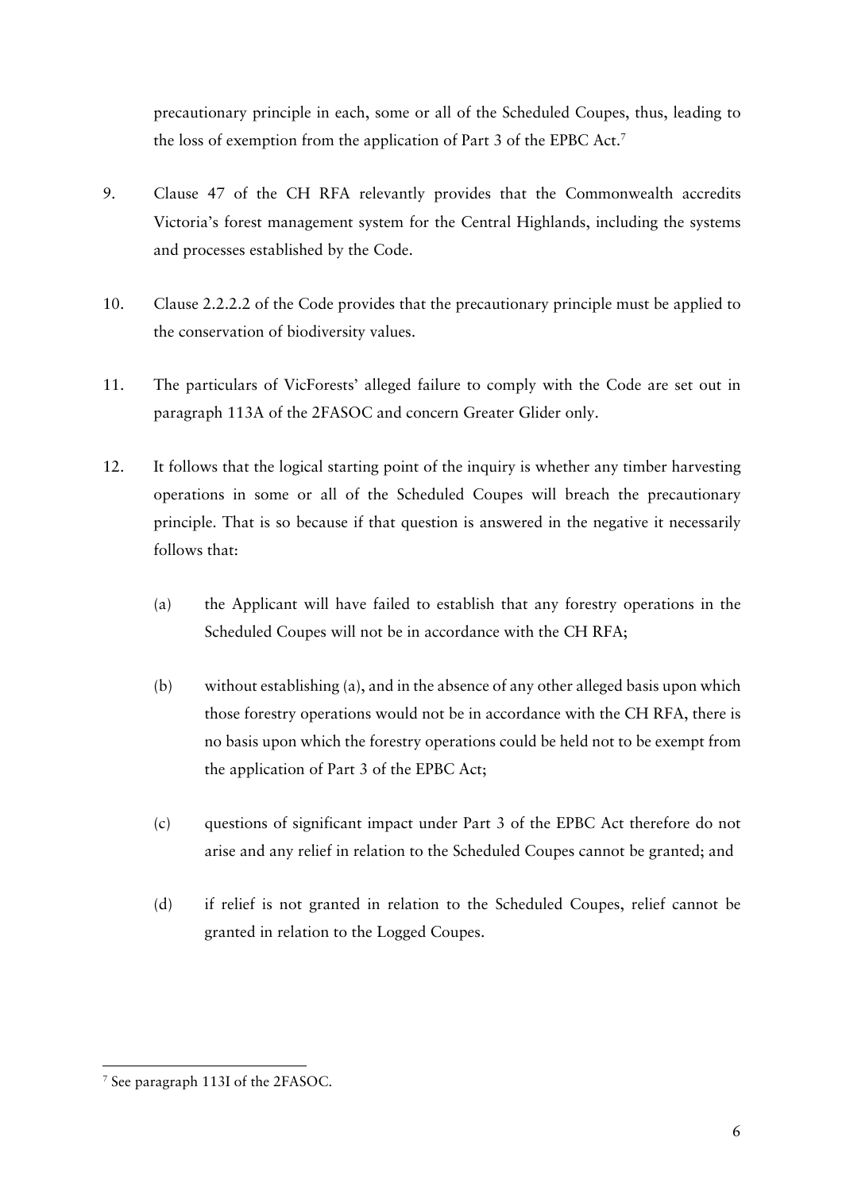precautionary principle in each, some or all of the Scheduled Coupes, thus, leading to the loss of exemption from the application of Part 3 of the EPBC Act.[7]

9. Clause 47 of the CH RFA relevantly provides that the Commonwealth accredits Victoria's forest management system for the Central Highlands, including the systems and processes established by the Code.

10. Clause 2.2.2.2 of the Code provides that the precautionary principle must be applied to the conservation of biodiversity values.

11. The particulars of VicForests' alleged failure to comply with the Code are set out in paragraph 113A of the 2FASOC and concern Greater Glider only.

12. It follows that the logical starting point of the inquiry is whether any timber harvesting operations in some or all of the Scheduled Coupes will breach the precautionary principle. That is so because if that question is answered in the negative it necessarily follows that:

    (a) the Applicant will have failed to establish that any forestry operations in the Scheduled Coupes will not be in accordance with the CH RFA;

    (b) without establishing (a), and in the absence of any other alleged basis upon which those forestry operations would not be in accordance with the CH RFA, there is no basis upon which the forestry operations could be held not to be exempt from the application of Part 3 of the EPBC Act;

    (c) questions of significant impact under Part 3 of the EPBC Act therefore do not arise and any relief in relation to the Scheduled Coupes cannot be granted; and

    (d) if relief is not granted in relation to the Scheduled Coupes, relief cannot be granted in relation to the Logged Coupes.

[7] See paragraph 113I of the 2FASOC.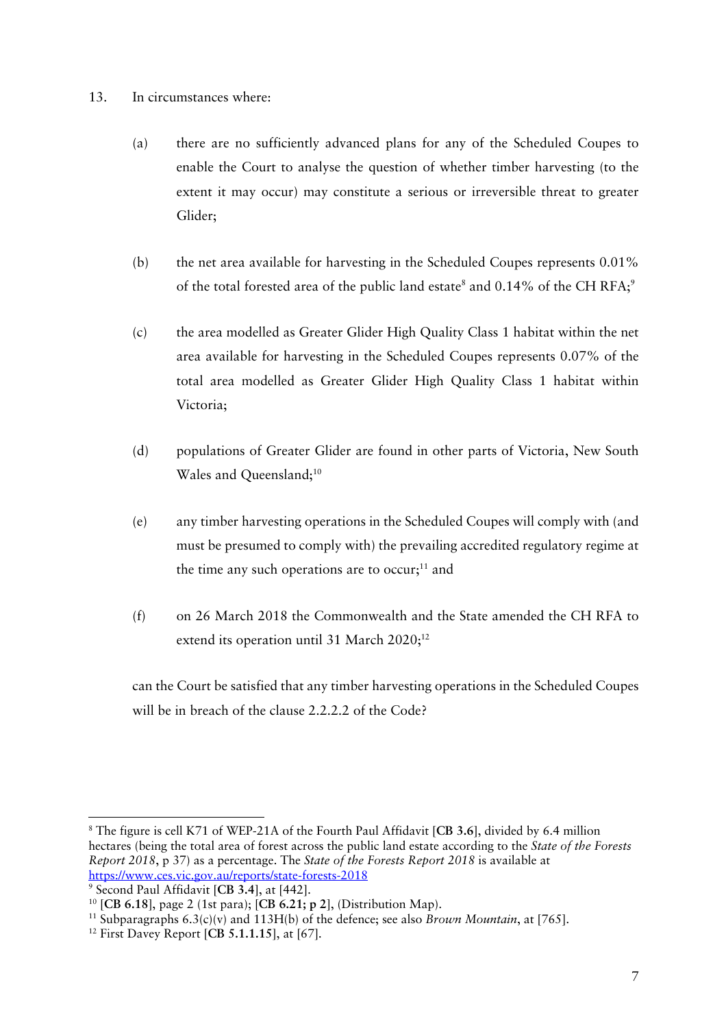13. In circumstances where:

    (a) there are no sufficiently advanced plans for any of the Scheduled Coupes to enable the Court to analyse the question of whether timber harvesting (to the extent it may occur) may constitute a serious or irreversible threat to greater Glider;

    (b) the net area available for harvesting in the Scheduled Coupes represents 0.01% of the total forested area of the public land estate[8] and 0.14% of the CH RFA;[9]

    (c) the area modelled as Greater Glider High Quality Class 1 habitat within the net area available for harvesting in the Scheduled Coupes represents 0.07% of the total area modelled as Greater Glider High Quality Class 1 habitat within Victoria;

    (d) populations of Greater Glider are found in other parts of Victoria, New South Wales and Queensland;[10]

    (e) any timber harvesting operations in the Scheduled Coupes will comply with (and must be presumed to comply with) the prevailing accredited regulatory regime at the time any such operations are to occur;[11] and

    (f) on 26 March 2018 the Commonwealth and the State amended the CH RFA to extend its operation until 31 March 2020;[12]

    can the Court be satisfied that any timber harvesting operations in the Scheduled Coupes will be in breach of the clause 2.2.2.2 of the Code?

---

[8] The figure is cell K71 of WEP-21A of the Fourth Paul Affidavit [**CB 3.6**], divided by 6.4 million hectares (being the total area of forest across the public land estate according to the *State of the Forests Report 2018*, p 37) as a percentage. The *State of the Forests Report 2018* is available at https://www.ces.vic.gov.au/reports/state-forests-2018

[9] Second Paul Affidavit [**CB 3.4**], at [442].

[10] [**CB 6.18**], page 2 (1st para); [**CB 6.21; p 2**], (Distribution Map).

[11] Subparagraphs 6.3(c)(v) and 113H(b) of the defence; see also *Brown Mountain*, at [765].

[12] First Davey Report [**CB 5.1.1.15**], at [67].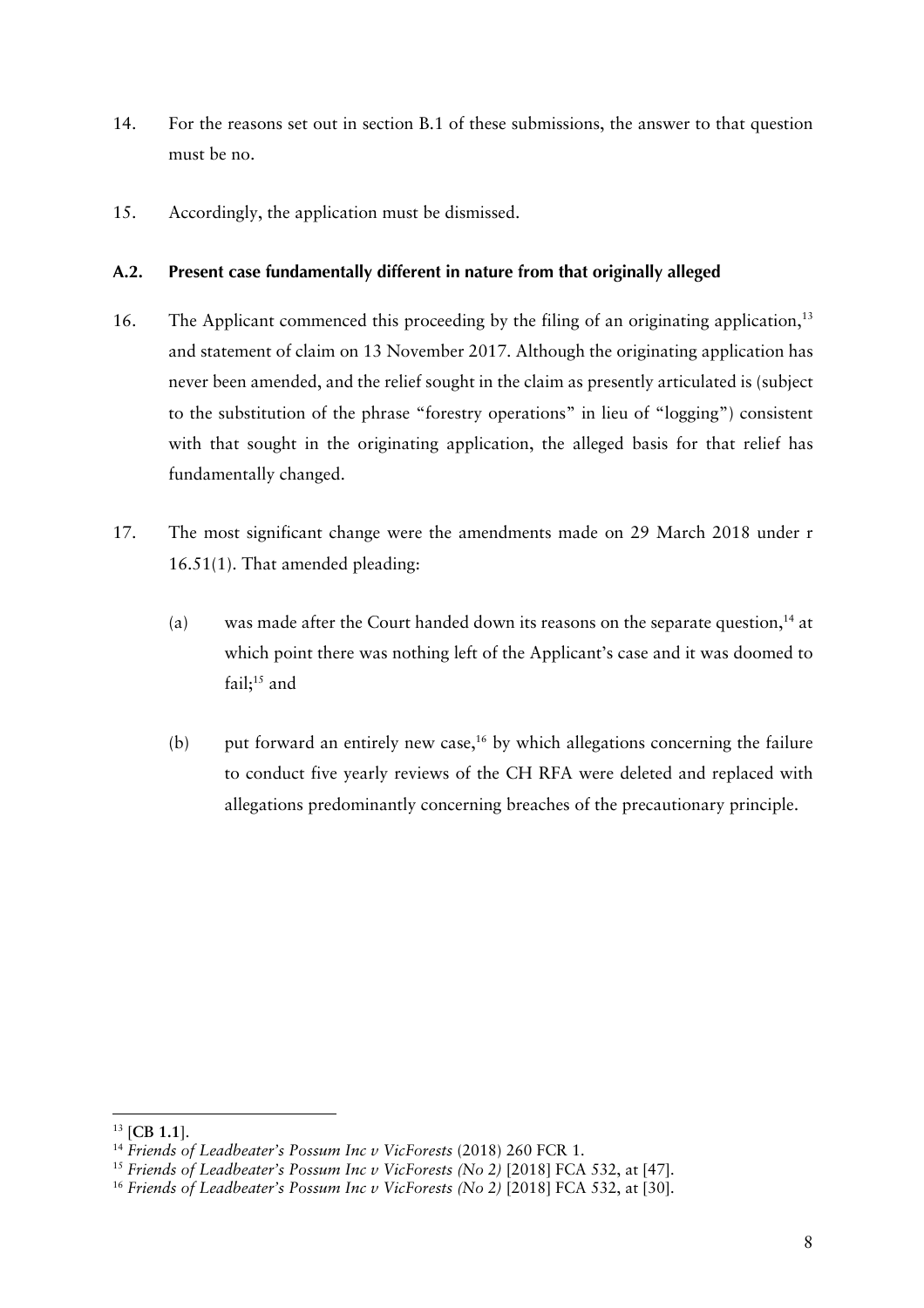14. For the reasons set out in section B.1 of these submissions, the answer to that question must be no.

15. Accordingly, the application must be dismissed.

### A.2. Present case fundamentally different in nature from that originally alleged

16. The Applicant commenced this proceeding by the filing of an originating application,[13] and statement of claim on 13 November 2017. Although the originating application has never been amended, and the relief sought in the claim as presently articulated is (subject to the substitution of the phrase "forestry operations" in lieu of "logging") consistent with that sought in the originating application, the alleged basis for that relief has fundamentally changed.

17. The most significant change were the amendments made on 29 March 2018 under r 16.51(1). That amended pleading:

    (a) was made after the Court handed down its reasons on the separate question,[14] at which point there was nothing left of the Applicant's case and it was doomed to fail;[15] and

    (b) put forward an entirely new case,[16] by which allegations concerning the failure to conduct five yearly reviews of the CH RFA were deleted and replaced with allegations predominantly concerning breaches of the precautionary principle.

---

[13] [**CB 1.1**].

[14] *Friends of Leadbeater's Possum Inc v VicForests* (2018) 260 FCR 1.

[15] *Friends of Leadbeater's Possum Inc v VicForests (No 2)* [2018] FCA 532, at [47].

[16] *Friends of Leadbeater's Possum Inc v VicForests (No 2)* [2018] FCA 532, at [30].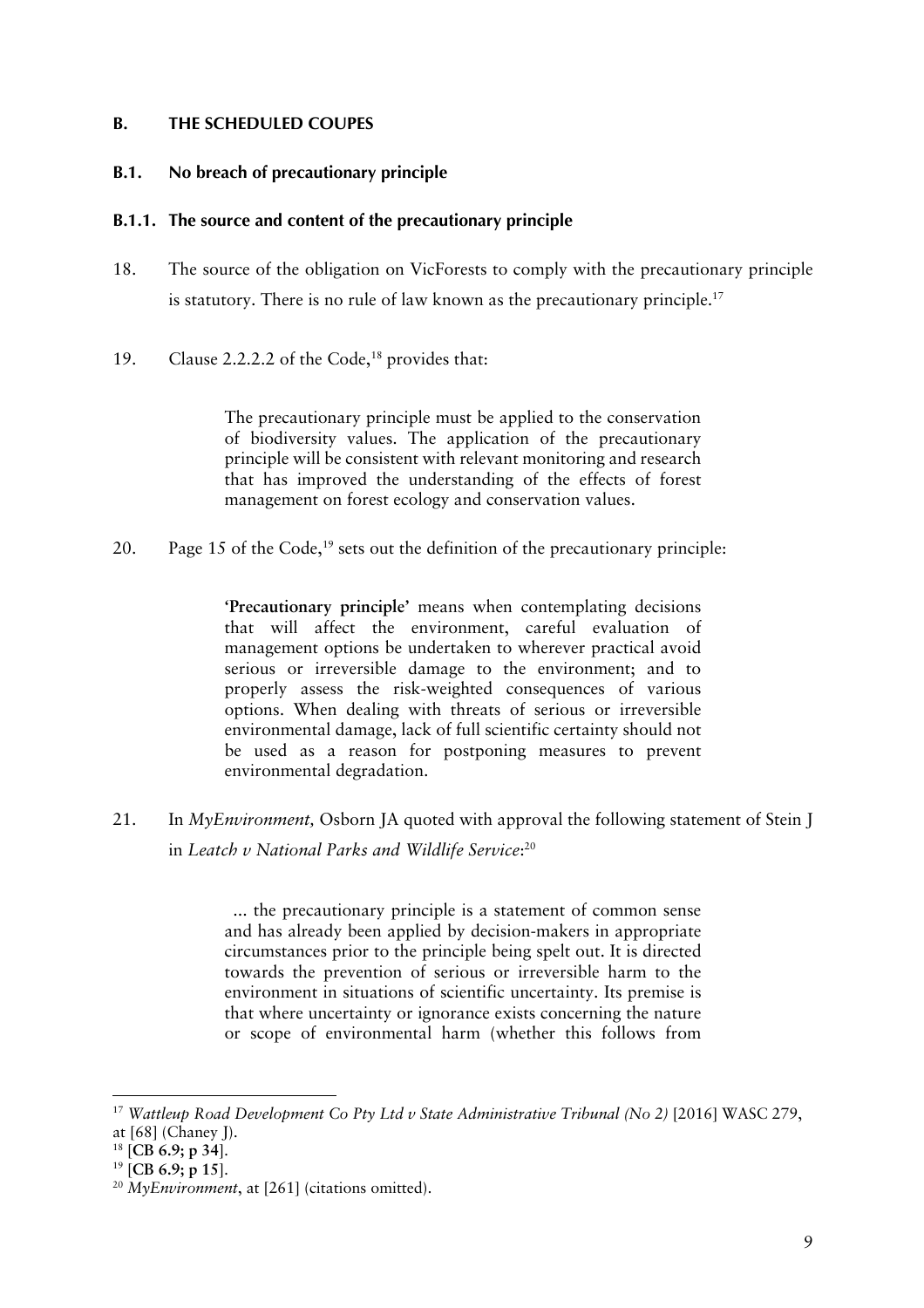## B. THE SCHEDULED COUPES

### B.1. No breach of precautionary principle

#### B.1.1. The source and content of the precautionary principle

18. The source of the obligation on VicForests to comply with the precautionary principle is statutory. There is no rule of law known as the precautionary principle.[17]

19. Clause 2.2.2.2 of the Code,[18] provides that:

> The precautionary principle must be applied to the conservation of biodiversity values. The application of the precautionary principle will be consistent with relevant monitoring and research that has improved the understanding of the effects of forest management on forest ecology and conservation values.

20. Page 15 of the Code,[19] sets out the definition of the precautionary principle:

> **'Precautionary principle'** means when contemplating decisions that will affect the environment, careful evaluation of management options be undertaken to wherever practical avoid serious or irreversible damage to the environment; and to properly assess the risk-weighted consequences of various options. When dealing with threats of serious or irreversible environmental damage, lack of full scientific certainty should not be used as a reason for postponing measures to prevent environmental degradation.

21. In *MyEnvironment,* Osborn JA quoted with approval the following statement of Stein J in *Leatch v National Parks and Wildlife Service*:[20]

> ... the precautionary principle is a statement of common sense and has already been applied by decision-makers in appropriate circumstances prior to the principle being spelt out. It is directed towards the prevention of serious or irreversible harm to the environment in situations of scientific uncertainty. Its premise is that where uncertainty or ignorance exists concerning the nature or scope of environmental harm (whether this follows from

---

[17] *Wattleup Road Development Co Pty Ltd v State Administrative Tribunal (No 2)* [2016] WASC 279, at [68] (Chaney J).

[18] [**CB 6.9; p 34**].

[19] [**CB 6.9; p 15**].

[20] *MyEnvironment*, at [261] (citations omitted).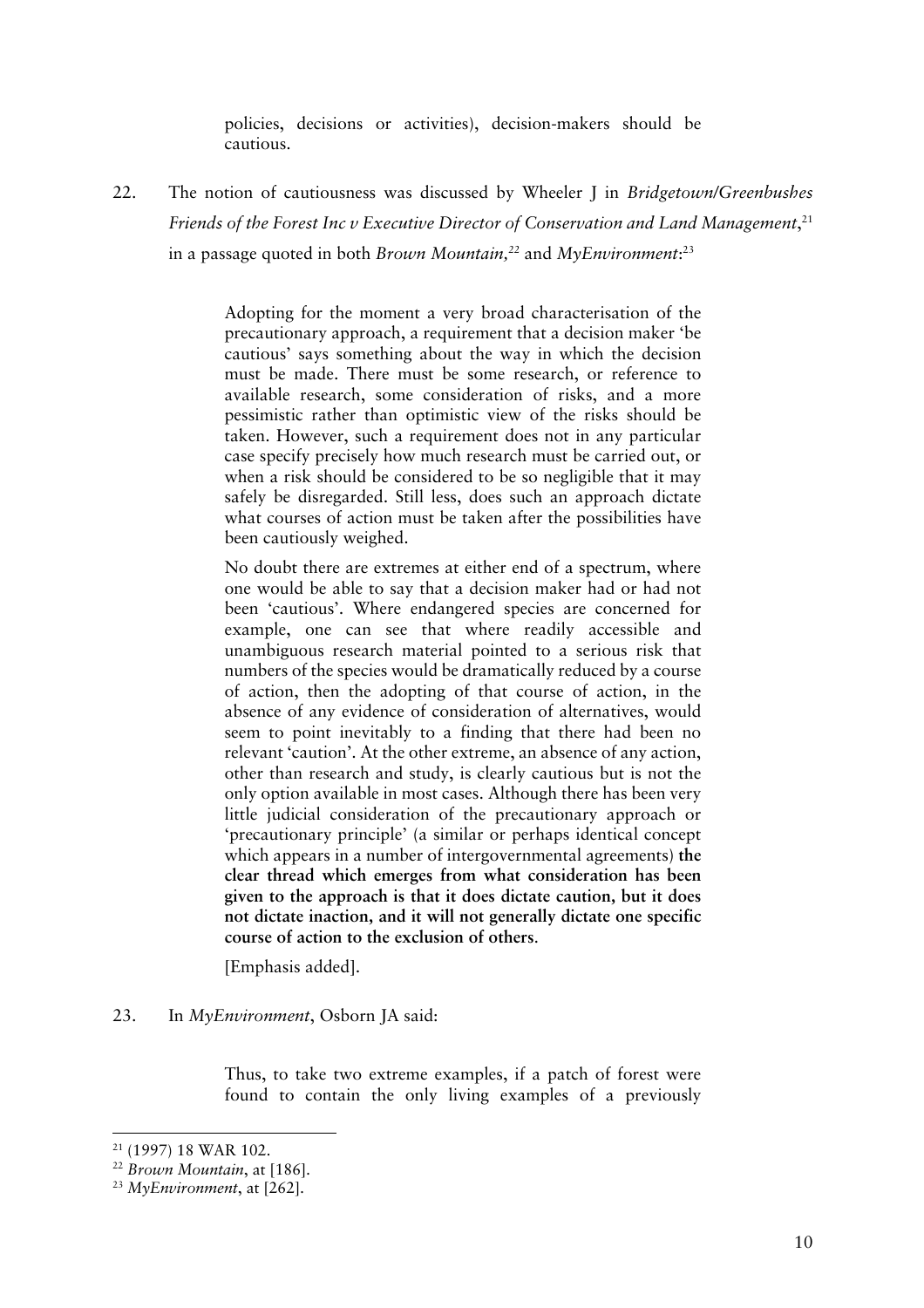> policies, decisions or activities), decision-makers should be cautious.

22. The notion of cautiousness was discussed by Wheeler J in *Bridgetown/Greenbushes Friends of the Forest Inc v Executive Director of Conservation and Land Management*,[21] in a passage quoted in both *Brown Mountain*,[22] and *MyEnvironment*:[23]

> Adopting for the moment a very broad characterisation of the precautionary approach, a requirement that a decision maker 'be cautious' says something about the way in which the decision must be made. There must be some research, or reference to available research, some consideration of risks, and a more pessimistic rather than optimistic view of the risks should be taken. However, such a requirement does not in any particular case specify precisely how much research must be carried out, or when a risk should be considered to be so negligible that it may safely be disregarded. Still less, does such an approach dictate what courses of action must be taken after the possibilities have been cautiously weighed.
>
> No doubt there are extremes at either end of a spectrum, where one would be able to say that a decision maker had or had not been 'cautious'. Where endangered species are concerned for example, one can see that where readily accessible and unambiguous research material pointed to a serious risk that numbers of the species would be dramatically reduced by a course of action, then the adopting of that course of action, in the absence of any evidence of consideration of alternatives, would seem to point inevitably to a finding that there had been no relevant 'caution'. At the other extreme, an absence of any action, other than research and study, is clearly cautious but is not the only option available in most cases. Although there has been very little judicial consideration of the precautionary approach or 'precautionary principle' (a similar or perhaps identical concept which appears in a number of intergovernmental agreements) **the clear thread which emerges from what consideration has been given to the approach is that it does dictate caution, but it does not dictate inaction, and it will not generally dictate one specific course of action to the exclusion of others**.
>
> [Emphasis added].

23. In *MyEnvironment*, Osborn JA said:

> Thus, to take two extreme examples, if a patch of forest were found to contain the only living examples of a previously

---

[21] (1997) 18 WAR 102.

[22] *Brown Mountain*, at [186].

[23] *MyEnvironment*, at [262].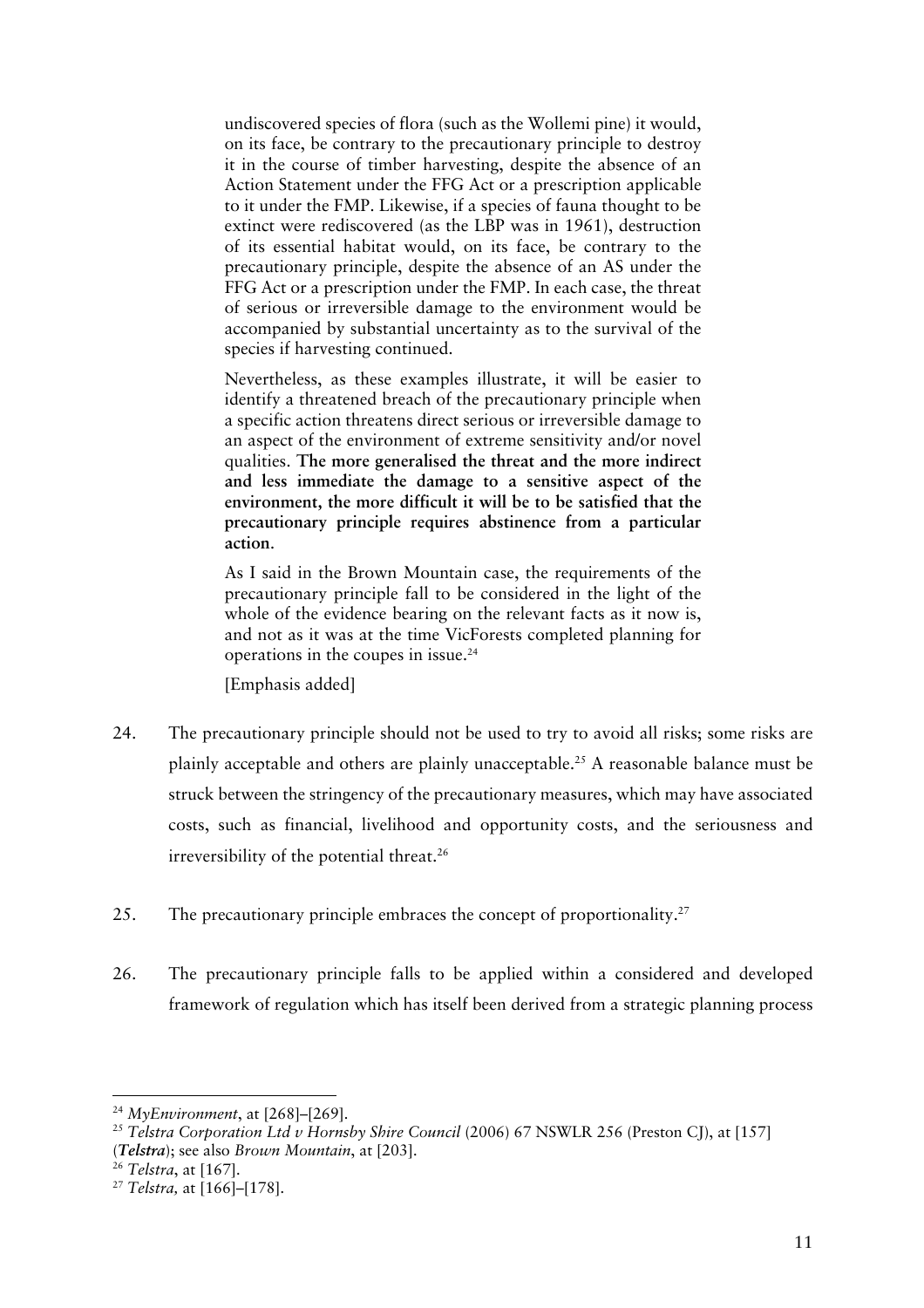> undiscovered species of flora (such as the Wollemi pine) it would, on its face, be contrary to the precautionary principle to destroy it in the course of timber harvesting, despite the absence of an Action Statement under the FFG Act or a prescription applicable to it under the FMP. Likewise, if a species of fauna thought to be extinct were rediscovered (as the LBP was in 1961), destruction of its essential habitat would, on its face, be contrary to the precautionary principle, despite the absence of an AS under the FFG Act or a prescription under the FMP. In each case, the threat of serious or irreversible damage to the environment would be accompanied by substantial uncertainty as to the survival of the species if harvesting continued.
>
> Nevertheless, as these examples illustrate, it will be easier to identify a threatened breach of the precautionary principle when a specific action threatens direct serious or irreversible damage to an aspect of the environment of extreme sensitivity and/or novel qualities. **The more generalised the threat and the more indirect and less immediate the damage to a sensitive aspect of the environment, the more difficult it will be to be satisfied that the precautionary principle requires abstinence from a particular action.**
>
> As I said in the Brown Mountain case, the requirements of the precautionary principle fall to be considered in the light of the whole of the evidence bearing on the relevant facts as it now is, and not as it was at the time VicForests completed planning for operations in the coupes in issue.[24]
>
> [Emphasis added]

24. The precautionary principle should not be used to try to avoid all risks; some risks are plainly acceptable and others are plainly unacceptable.[25] A reasonable balance must be struck between the stringency of the precautionary measures, which may have associated costs, such as financial, livelihood and opportunity costs, and the seriousness and irreversibility of the potential threat.[26]

25. The precautionary principle embraces the concept of proportionality.[27]

26. The precautionary principle falls to be applied within a considered and developed framework of regulation which has itself been derived from a strategic planning process

---

[24] *MyEnvironment*, at [268]–[269].

[25] *Telstra Corporation Ltd v Hornsby Shire Council* (2006) 67 NSWLR 256 (Preston CJ), at [157] (***Telstra***); see also *Brown Mountain*, at [203].

[26] *Telstra*, at [167].

[27] *Telstra,* at [166]–[178].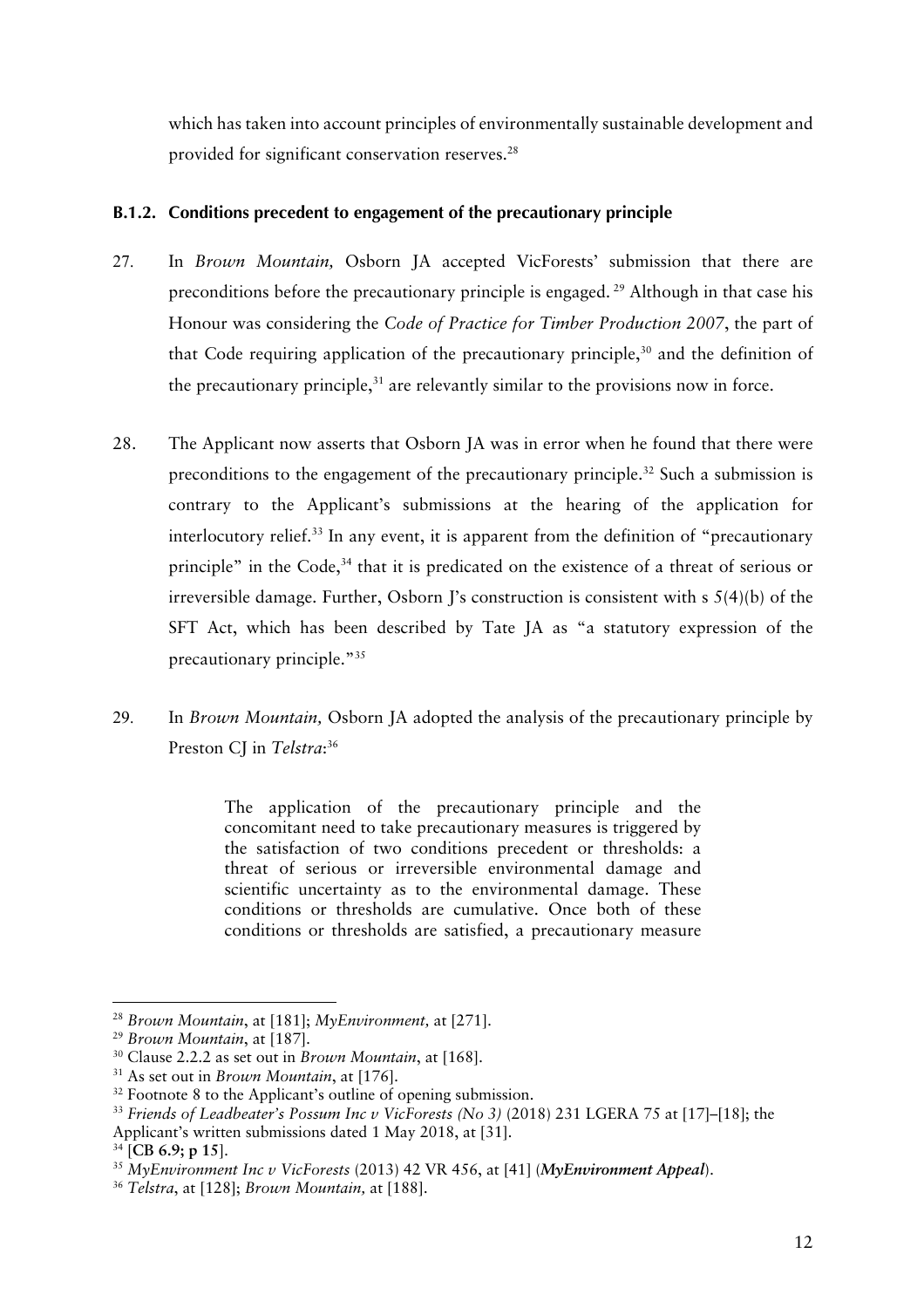which has taken into account principles of environmentally sustainable development and provided for significant conservation reserves.[28]

### B.1.2. Conditions precedent to engagement of the precautionary principle

27. In *Brown Mountain,* Osborn JA accepted VicForests' submission that there are preconditions before the precautionary principle is engaged.[29] Although in that case his Honour was considering the *Code of Practice for Timber Production 2007*, the part of that Code requiring application of the precautionary principle,[30] and the definition of the precautionary principle,[31] are relevantly similar to the provisions now in force.

28. The Applicant now asserts that Osborn JA was in error when he found that there were preconditions to the engagement of the precautionary principle.[32] Such a submission is contrary to the Applicant's submissions at the hearing of the application for interlocutory relief.[33] In any event, it is apparent from the definition of "precautionary principle" in the Code,[34] that it is predicated on the existence of a threat of serious or irreversible damage. Further, Osborn J's construction is consistent with s 5(4)(b) of the SFT Act, which has been described by Tate JA as "a statutory expression of the precautionary principle."[35]

29. In *Brown Mountain,* Osborn JA adopted the analysis of the precautionary principle by Preston CJ in *Telstra*:[36]

> The application of the precautionary principle and the concomitant need to take precautionary measures is triggered by the satisfaction of two conditions precedent or thresholds: a threat of serious or irreversible environmental damage and scientific uncertainty as to the environmental damage. These conditions or thresholds are cumulative. Once both of these conditions or thresholds are satisfied, a precautionary measure

---

[28] *Brown Mountain*, at [181]; *MyEnvironment,* at [271].

[29] *Brown Mountain*, at [187].

[30] Clause 2.2.2 as set out in *Brown Mountain*, at [168].

[31] As set out in *Brown Mountain*, at [176].

[32] Footnote 8 to the Applicant's outline of opening submission.

[33] *Friends of Leadbeater's Possum Inc v VicForests (No 3)* (2018) 231 LGERA 75 at [17]–[18]; the Applicant's written submissions dated 1 May 2018, at [31].

[34] [**CB 6.9; p 15**].

[35] *MyEnvironment Inc v VicForests* (2013) 42 VR 456, at [41] (***MyEnvironment Appeal***).

[36] *Telstra*, at [128]; *Brown Mountain,* at [188].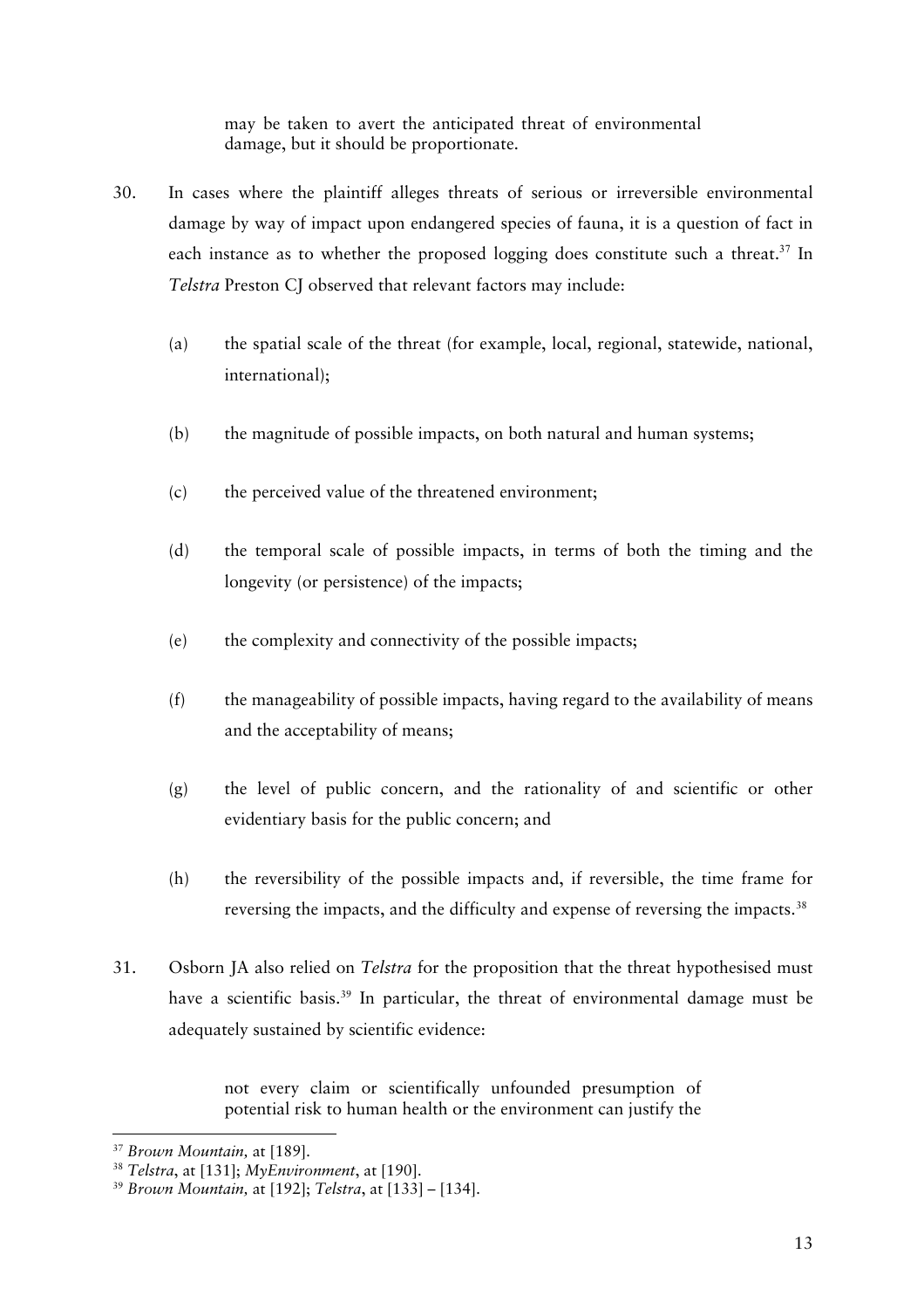> may be taken to avert the anticipated threat of environmental damage, but it should be proportionate.

30. In cases where the plaintiff alleges threats of serious or irreversible environmental damage by way of impact upon endangered species of fauna, it is a question of fact in each instance as to whether the proposed logging does constitute such a threat.[37] In *Telstra* Preston CJ observed that relevant factors may include:

    (a) the spatial scale of the threat (for example, local, regional, statewide, national, international);

    (b) the magnitude of possible impacts, on both natural and human systems;

    (c) the perceived value of the threatened environment;

    (d) the temporal scale of possible impacts, in terms of both the timing and the longevity (or persistence) of the impacts;

    (e) the complexity and connectivity of the possible impacts;

    (f) the manageability of possible impacts, having regard to the availability of means and the acceptability of means;

    (g) the level of public concern, and the rationality of and scientific or other evidentiary basis for the public concern; and

    (h) the reversibility of the possible impacts and, if reversible, the time frame for reversing the impacts, and the difficulty and expense of reversing the impacts.[38]

31. Osborn JA also relied on *Telstra* for the proposition that the threat hypothesised must have a scientific basis.[39] In particular, the threat of environmental damage must be adequately sustained by scientific evidence:

    > not every claim or scientifically unfounded presumption of potential risk to human health or the environment can justify the

---

[37] *Brown Mountain,* at [189].

[38] *Telstra*, at [131]; *MyEnvironment*, at [190].

[39] *Brown Mountain,* at [192]; *Telstra*, at [133] – [134].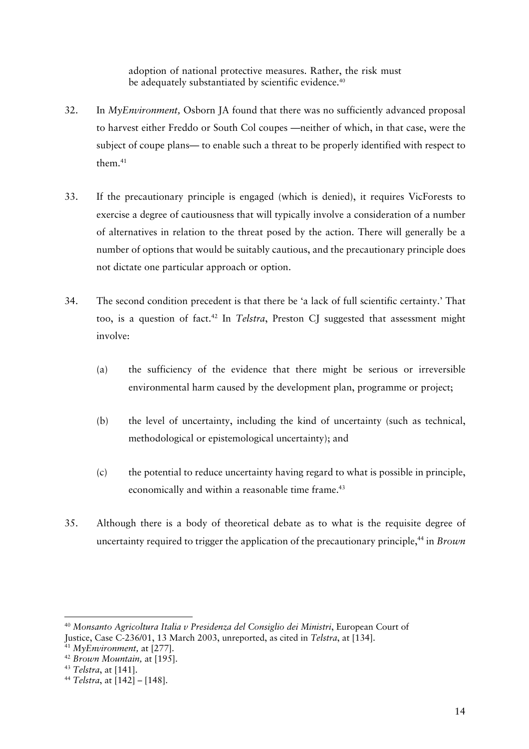> adoption of national protective measures. Rather, the risk must be adequately substantiated by scientific evidence.[40]

32. In *MyEnvironment,* Osborn JA found that there was no sufficiently advanced proposal to harvest either Freddo or South Col coupes —neither of which, in that case, were the subject of coupe plans— to enable such a threat to be properly identified with respect to them.[41]

33. If the precautionary principle is engaged (which is denied), it requires VicForests to exercise a degree of cautiousness that will typically involve a consideration of a number of alternatives in relation to the threat posed by the action. There will generally be a number of options that would be suitably cautious, and the precautionary principle does not dictate one particular approach or option.

34. The second condition precedent is that there be 'a lack of full scientific certainty.' That too, is a question of fact.[42] In *Telstra*, Preston CJ suggested that assessment might involve:

    (a) the sufficiency of the evidence that there might be serious or irreversible environmental harm caused by the development plan, programme or project;

    (b) the level of uncertainty, including the kind of uncertainty (such as technical, methodological or epistemological uncertainty); and

    (c) the potential to reduce uncertainty having regard to what is possible in principle, economically and within a reasonable time frame.[43]

35. Although there is a body of theoretical debate as to what is the requisite degree of uncertainty required to trigger the application of the precautionary principle,[44] in *Brown*

---

[40] *Monsanto Agricoltura Italia v Presidenza del Consiglio dei Ministri*, European Court of Justice, Case C-236/01, 13 March 2003, unreported, as cited in *Telstra*, at [134].

[41] *MyEnvironment,* at [277].

[42] *Brown Mountain,* at [195].

[43] *Telstra*, at [141].

[44] *Telstra*, at [142] – [148].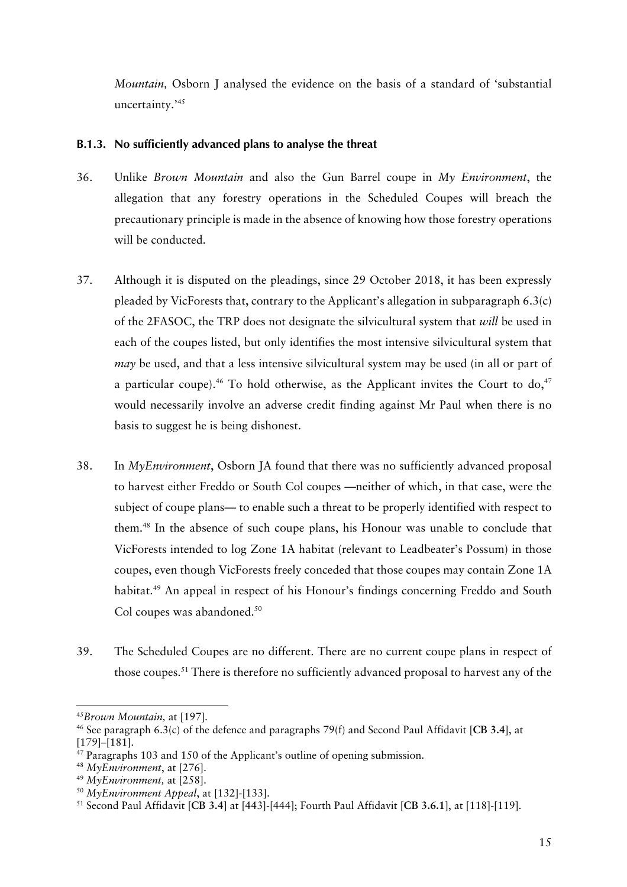*Mountain,* Osborn J analysed the evidence on the basis of a standard of 'substantial uncertainty.'[45]

### B.1.3. No sufficiently advanced plans to analyse the threat

36. Unlike *Brown Mountain* and also the Gun Barrel coupe in *My Environment*, the allegation that any forestry operations in the Scheduled Coupes will breach the precautionary principle is made in the absence of knowing how those forestry operations will be conducted.

37. Although it is disputed on the pleadings, since 29 October 2018, it has been expressly pleaded by VicForests that, contrary to the Applicant's allegation in subparagraph 6.3(c) of the 2FASOC, the TRP does not designate the silvicultural system that *will* be used in each of the coupes listed, but only identifies the most intensive silvicultural system that *may* be used, and that a less intensive silvicultural system may be used (in all or part of a particular coupe).[46] To hold otherwise, as the Applicant invites the Court to do,[47] would necessarily involve an adverse credit finding against Mr Paul when there is no basis to suggest he is being dishonest.

38. In *MyEnvironment*, Osborn JA found that there was no sufficiently advanced proposal to harvest either Freddo or South Col coupes —neither of which, in that case, were the subject of coupe plans— to enable such a threat to be properly identified with respect to them.[48] In the absence of such coupe plans, his Honour was unable to conclude that VicForests intended to log Zone 1A habitat (relevant to Leadbeater's Possum) in those coupes, even though VicForests freely conceded that those coupes may contain Zone 1A habitat.[49] An appeal in respect of his Honour's findings concerning Freddo and South Col coupes was abandoned.[50]

39. The Scheduled Coupes are no different. There are no current coupe plans in respect of those coupes.[51] There is therefore no sufficiently advanced proposal to harvest any of the

---

[45] *Brown Mountain,* at [197].

[46] See paragraph 6.3(c) of the defence and paragraphs 79(f) and Second Paul Affidavit [**CB 3.4**], at [179]–[181].

[47] Paragraphs 103 and 150 of the Applicant's outline of opening submission.

[48] *MyEnvironment*, at [276].

[49] *MyEnvironment,* at [258].

[50] *MyEnvironment Appeal*, at [132]-[133].

[51] Second Paul Affidavit [**CB 3.4**] at [443]-[444]; Fourth Paul Affidavit [**CB 3.6.1**], at [118]-[119].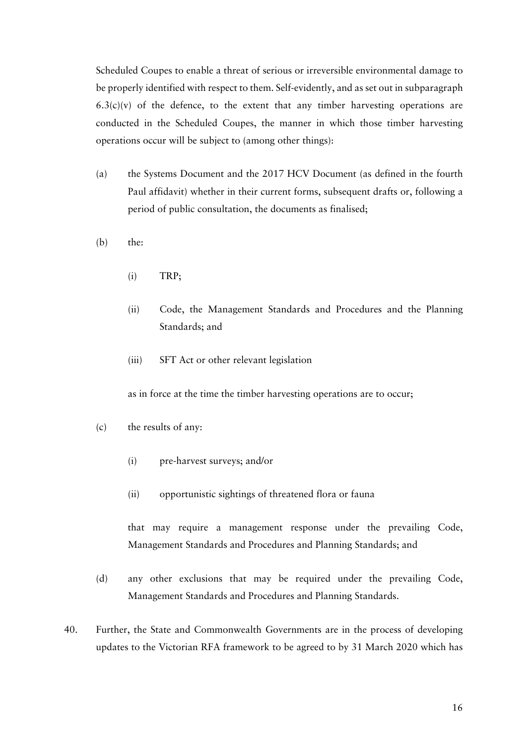Scheduled Coupes to enable a threat of serious or irreversible environmental damage to be properly identified with respect to them. Self-evidently, and as set out in subparagraph 6.3(c)(v) of the defence, to the extent that any timber harvesting operations are conducted in the Scheduled Coupes, the manner in which those timber harvesting operations occur will be subject to (among other things):

(a) the Systems Document and the 2017 HCV Document (as defined in the fourth Paul affidavit) whether in their current forms, subsequent drafts or, following a period of public consultation, the documents as finalised;

(b) the:

  (i) TRP;

  (ii) Code, the Management Standards and Procedures and the Planning Standards; and

  (iii) SFT Act or other relevant legislation

  as in force at the time the timber harvesting operations are to occur;

(c) the results of any:

  (i) pre-harvest surveys; and/or

  (ii) opportunistic sightings of threatened flora or fauna

  that may require a management response under the prevailing Code, Management Standards and Procedures and Planning Standards; and

(d) any other exclusions that may be required under the prevailing Code, Management Standards and Procedures and Planning Standards.

40. Further, the State and Commonwealth Governments are in the process of developing updates to the Victorian RFA framework to be agreed to by 31 March 2020 which has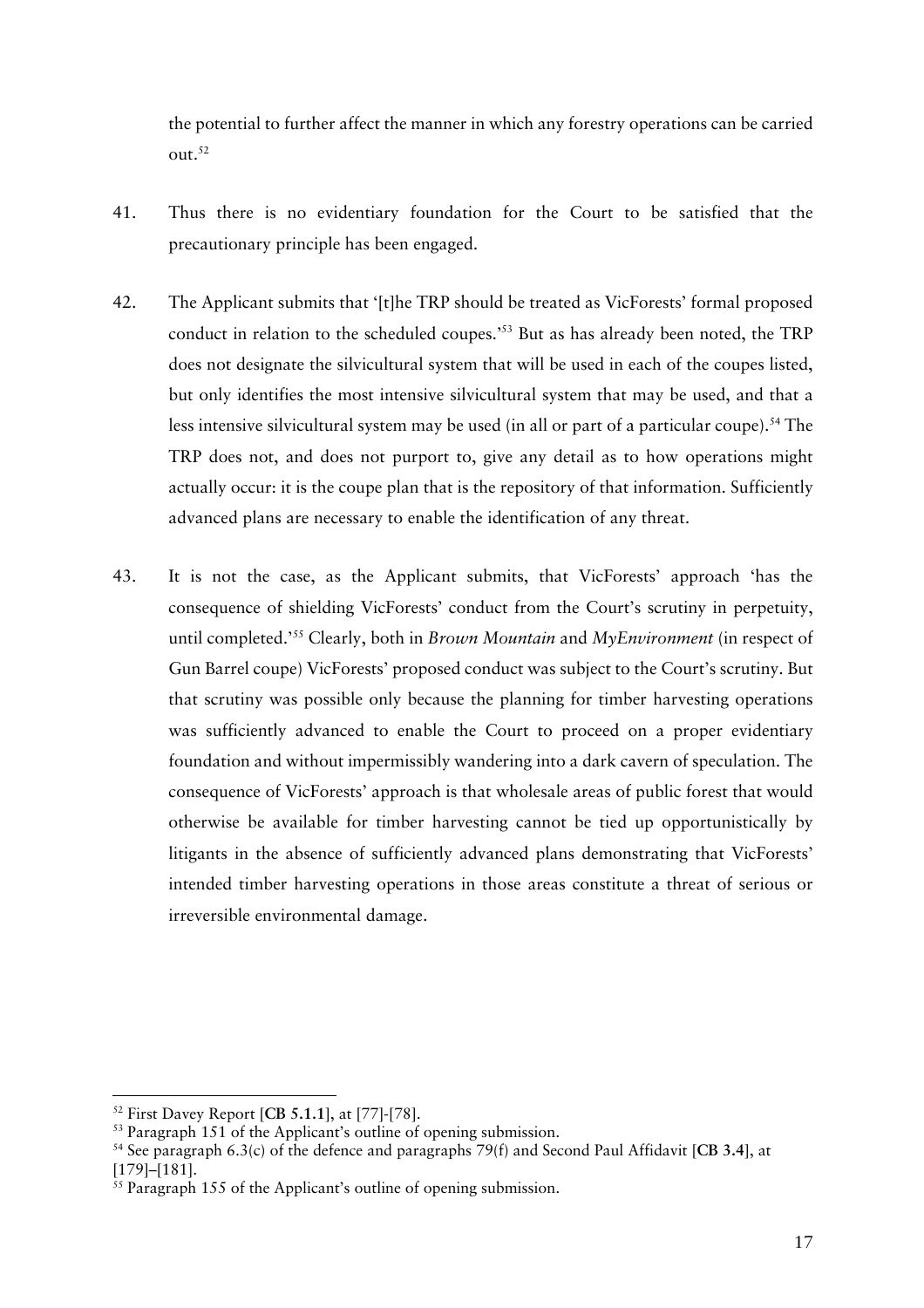the potential to further affect the manner in which any forestry operations can be carried out.[52]

41. Thus there is no evidentiary foundation for the Court to be satisfied that the precautionary principle has been engaged.

42. The Applicant submits that '[t]he TRP should be treated as VicForests' formal proposed conduct in relation to the scheduled coupes.'[53] But as has already been noted, the TRP does not designate the silvicultural system that will be used in each of the coupes listed, but only identifies the most intensive silvicultural system that may be used, and that a less intensive silvicultural system may be used (in all or part of a particular coupe).[54] The TRP does not, and does not purport to, give any detail as to how operations might actually occur: it is the coupe plan that is the repository of that information. Sufficiently advanced plans are necessary to enable the identification of any threat.

43. It is not the case, as the Applicant submits, that VicForests' approach 'has the consequence of shielding VicForests' conduct from the Court's scrutiny in perpetuity, until completed.'[55] Clearly, both in *Brown Mountain* and *MyEnvironment* (in respect of Gun Barrel coupe) VicForests' proposed conduct was subject to the Court's scrutiny. But that scrutiny was possible only because the planning for timber harvesting operations was sufficiently advanced to enable the Court to proceed on a proper evidentiary foundation and without impermissibly wandering into a dark cavern of speculation. The consequence of VicForests' approach is that wholesale areas of public forest that would otherwise be available for timber harvesting cannot be tied up opportunistically by litigants in the absence of sufficiently advanced plans demonstrating that VicForests' intended timber harvesting operations in those areas constitute a threat of serious or irreversible environmental damage.

---

[52] First Davey Report [**CB 5.1.1**], at [77]-[78].

[53] Paragraph 151 of the Applicant's outline of opening submission.

[54] See paragraph 6.3(c) of the defence and paragraphs 79(f) and Second Paul Affidavit [**CB 3.4**], at [179]–[181].

[55] Paragraph 155 of the Applicant's outline of opening submission.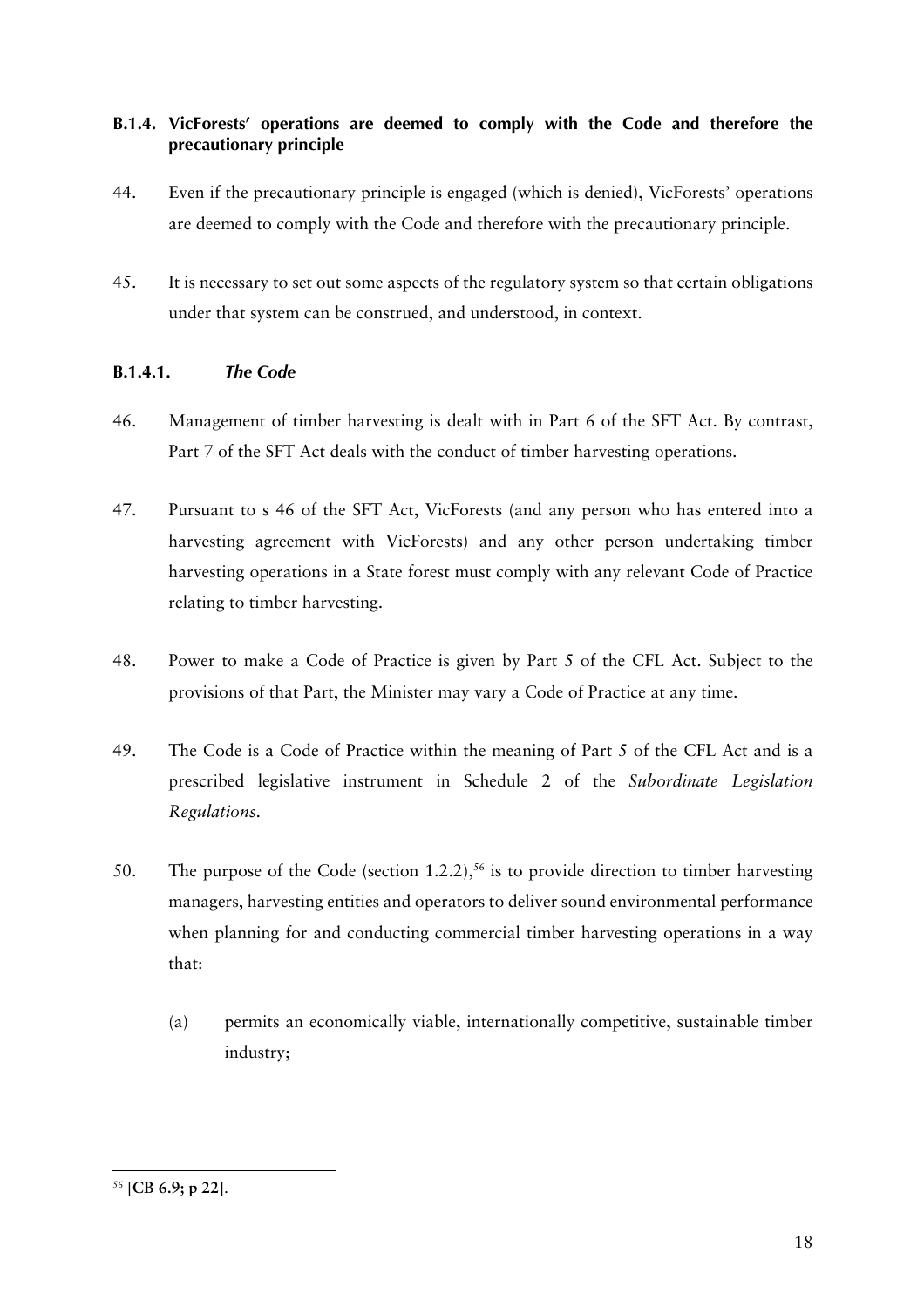### B.1.4. VicForests' operations are deemed to comply with the Code and therefore the precautionary principle

44. Even if the precautionary principle is engaged (which is denied), VicForests' operations are deemed to comply with the Code and therefore with the precautionary principle.

45. It is necessary to set out some aspects of the regulatory system so that certain obligations under that system can be construed, and understood, in context.

#### B.1.4.1. *The Code*

46. Management of timber harvesting is dealt with in Part 6 of the SFT Act. By contrast, Part 7 of the SFT Act deals with the conduct of timber harvesting operations.

47. Pursuant to s 46 of the SFT Act, VicForests (and any person who has entered into a harvesting agreement with VicForests) and any other person undertaking timber harvesting operations in a State forest must comply with any relevant Code of Practice relating to timber harvesting.

48. Power to make a Code of Practice is given by Part 5 of the CFL Act. Subject to the provisions of that Part, the Minister may vary a Code of Practice at any time.

49. The Code is a Code of Practice within the meaning of Part 5 of the CFL Act and is a prescribed legislative instrument in Schedule 2 of the *Subordinate Legislation Regulations*.

50. The purpose of the Code (section 1.2.2),[56] is to provide direction to timber harvesting managers, harvesting entities and operators to deliver sound environmental performance when planning for and conducting commercial timber harvesting operations in a way that:

    (a) permits an economically viable, internationally competitive, sustainable timber industry;

---

[56] [**CB 6.9; p 22**].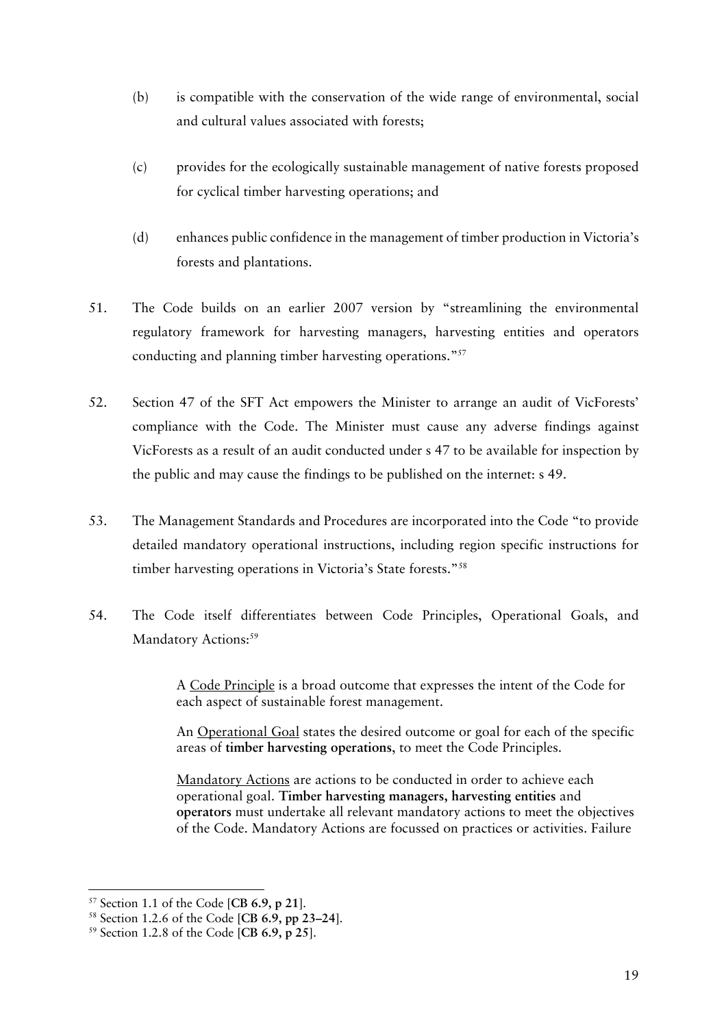(b) is compatible with the conservation of the wide range of environmental, social and cultural values associated with forests;

(c) provides for the ecologically sustainable management of native forests proposed for cyclical timber harvesting operations; and

(d) enhances public confidence in the management of timber production in Victoria's forests and plantations.

51. The Code builds on an earlier 2007 version by "streamlining the environmental regulatory framework for harvesting managers, harvesting entities and operators conducting and planning timber harvesting operations."[57]

52. Section 47 of the SFT Act empowers the Minister to arrange an audit of VicForests' compliance with the Code. The Minister must cause any adverse findings against VicForests as a result of an audit conducted under s 47 to be available for inspection by the public and may cause the findings to be published on the internet: s 49.

53. The Management Standards and Procedures are incorporated into the Code "to provide detailed mandatory operational instructions, including region specific instructions for timber harvesting operations in Victoria's State forests."[58]

54. The Code itself differentiates between Code Principles, Operational Goals, and Mandatory Actions:[59]

> A Code Principle is a broad outcome that expresses the intent of the Code for each aspect of sustainable forest management.
>
> An Operational Goal states the desired outcome or goal for each of the specific areas of **timber harvesting operations**, to meet the Code Principles.
>
> Mandatory Actions are actions to be conducted in order to achieve each operational goal. **Timber harvesting managers, harvesting entities** and **operators** must undertake all relevant mandatory actions to meet the objectives of the Code. Mandatory Actions are focussed on practices or activities. Failure

[57] Section 1.1 of the Code [**CB 6.9, p 21**].

[58] Section 1.2.6 of the Code [**CB 6.9, pp 23–24**].

[59] Section 1.2.8 of the Code [**CB 6.9, p 25**].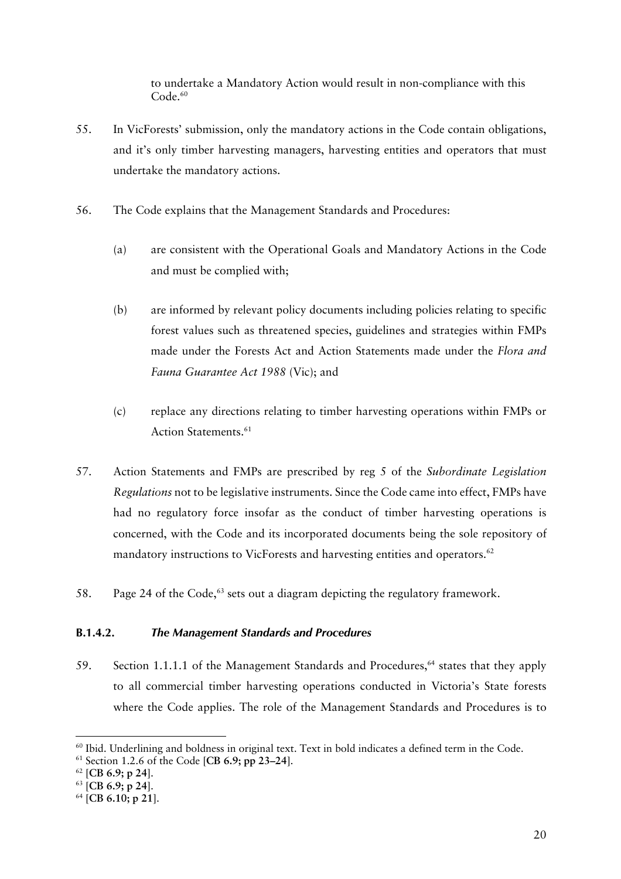to undertake a Mandatory Action would result in non-compliance with this Code.[60]

55. In VicForests' submission, only the mandatory actions in the Code contain obligations, and it's only timber harvesting managers, harvesting entities and operators that must undertake the mandatory actions.

56. The Code explains that the Management Standards and Procedures:

    (a) are consistent with the Operational Goals and Mandatory Actions in the Code and must be complied with;

    (b) are informed by relevant policy documents including policies relating to specific forest values such as threatened species, guidelines and strategies within FMPs made under the Forests Act and Action Statements made under the *Flora and Fauna Guarantee Act 1988* (Vic); and

    (c) replace any directions relating to timber harvesting operations within FMPs or Action Statements.[61]

57. Action Statements and FMPs are prescribed by reg 5 of the *Subordinate Legislation Regulations* not to be legislative instruments. Since the Code came into effect, FMPs have had no regulatory force insofar as the conduct of timber harvesting operations is concerned, with the Code and its incorporated documents being the sole repository of mandatory instructions to VicForests and harvesting entities and operators.[62]

58. Page 24 of the Code,[63] sets out a diagram depicting the regulatory framework.

#### B.1.4.2. *The Management Standards and Procedures*

59. Section 1.1.1.1 of the Management Standards and Procedures,[64] states that they apply to all commercial timber harvesting operations conducted in Victoria's State forests where the Code applies. The role of the Management Standards and Procedures is to

---

[60] Ibid. Underlining and boldness in original text. Text in bold indicates a defined term in the Code.

[61] Section 1.2.6 of the Code [**CB 6.9; pp 23–24**].

[62] [**CB 6.9; p 24**].

[63] [**CB 6.9; p 24**].

[64] [**CB 6.10; p 21**].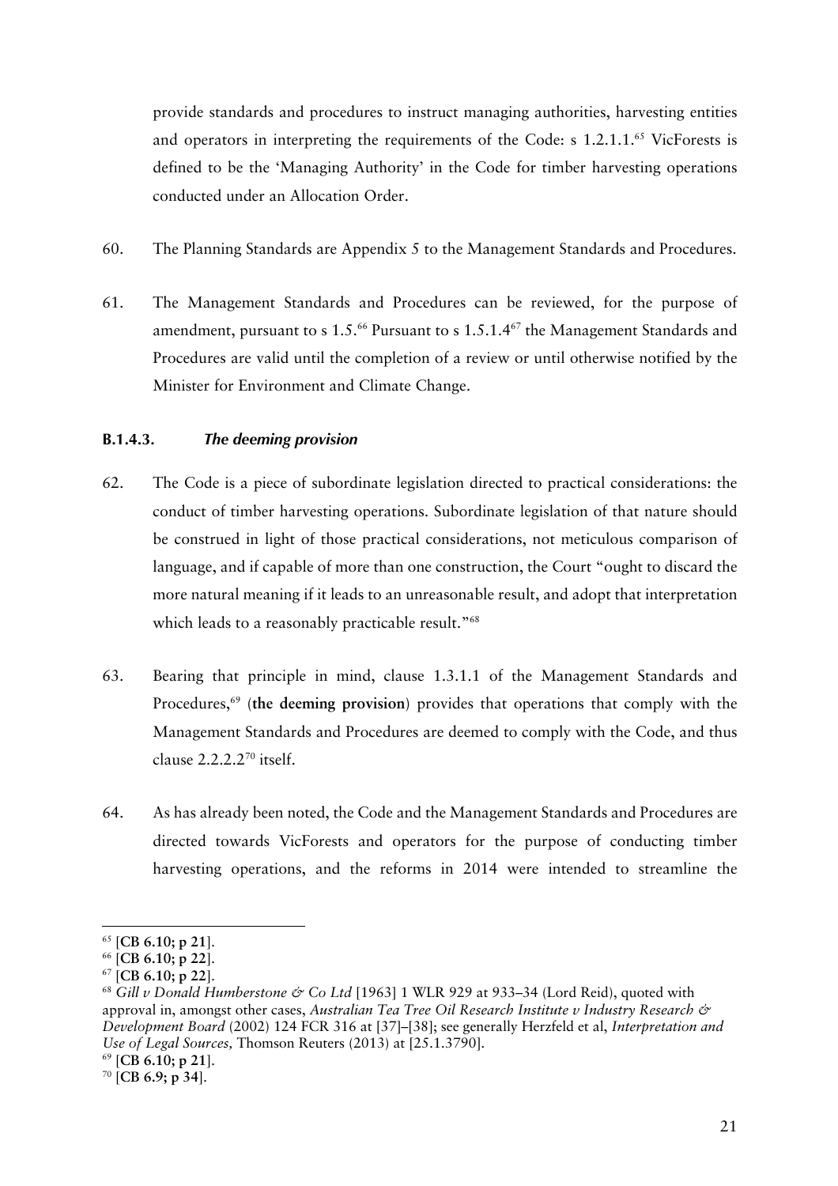provide standards and procedures to instruct managing authorities, harvesting entities and operators in interpreting the requirements of the Code: s 1.2.1.1.[65] VicForests is defined to be the 'Managing Authority' in the Code for timber harvesting operations conducted under an Allocation Order.

60. The Planning Standards are Appendix 5 to the Management Standards and Procedures.

61. The Management Standards and Procedures can be reviewed, for the purpose of amendment, pursuant to s 1.5.[66] Pursuant to s 1.5.1.4[67] the Management Standards and Procedures are valid until the completion of a review or until otherwise notified by the Minister for Environment and Climate Change.

#### B.1.4.3. *The deeming provision*

62. The Code is a piece of subordinate legislation directed to practical considerations: the conduct of timber harvesting operations. Subordinate legislation of that nature should be construed in light of those practical considerations, not meticulous comparison of language, and if capable of more than one construction, the Court "ought to discard the more natural meaning if it leads to an unreasonable result, and adopt that interpretation which leads to a reasonably practicable result."[68]

63. Bearing that principle in mind, clause 1.3.1.1 of the Management Standards and Procedures,[69] (**the deeming provision**) provides that operations that comply with the Management Standards and Procedures are deemed to comply with the Code, and thus clause 2.2.2.2[70] itself.

64. As has already been noted, the Code and the Management Standards and Procedures are directed towards VicForests and operators for the purpose of conducting timber harvesting operations, and the reforms in 2014 were intended to streamline the

---

[65] [**CB 6.10; p 21**].

[66] [**CB 6.10; p 22**].

[67] [**CB 6.10; p 22**].

[68] *Gill v Donald Humberstone & Co Ltd* [1963] 1 WLR 929 at 933–34 (Lord Reid), quoted with approval in, amongst other cases, *Australian Tea Tree Oil Research Institute v Industry Research & Development Board* (2002) 124 FCR 316 at [37]–[38]; see generally Herzfeld et al, *Interpretation and Use of Legal Sources,* Thomson Reuters (2013) at [25.1.3790].

[69] [**CB 6.10; p 21**].

[70] [**CB 6.9; p 34**].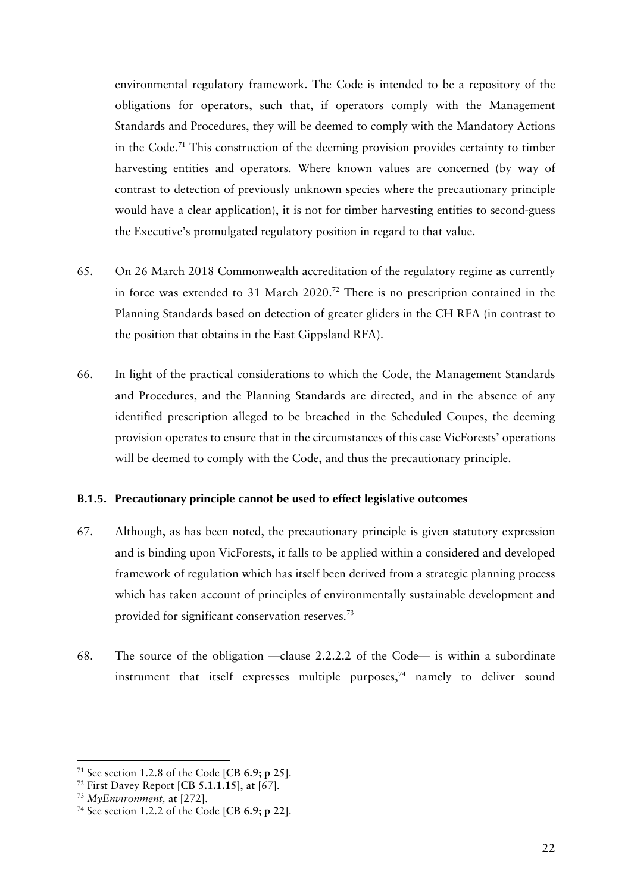environmental regulatory framework. The Code is intended to be a repository of the obligations for operators, such that, if operators comply with the Management Standards and Procedures, they will be deemed to comply with the Mandatory Actions in the Code.[71] This construction of the deeming provision provides certainty to timber harvesting entities and operators. Where known values are concerned (by way of contrast to detection of previously unknown species where the precautionary principle would have a clear application), it is not for timber harvesting entities to second-guess the Executive's promulgated regulatory position in regard to that value.

65. On 26 March 2018 Commonwealth accreditation of the regulatory regime as currently in force was extended to 31 March 2020.[72] There is no prescription contained in the Planning Standards based on detection of greater gliders in the CH RFA (in contrast to the position that obtains in the East Gippsland RFA).

66. In light of the practical considerations to which the Code, the Management Standards and Procedures, and the Planning Standards are directed, and in the absence of any identified prescription alleged to be breached in the Scheduled Coupes, the deeming provision operates to ensure that in the circumstances of this case VicForests' operations will be deemed to comply with the Code, and thus the precautionary principle.

### B.1.5. Precautionary principle cannot be used to effect legislative outcomes

67. Although, as has been noted, the precautionary principle is given statutory expression and is binding upon VicForests, it falls to be applied within a considered and developed framework of regulation which has itself been derived from a strategic planning process which has taken account of principles of environmentally sustainable development and provided for significant conservation reserves.[73]

68. The source of the obligation —clause 2.2.2.2 of the Code— is within a subordinate instrument that itself expresses multiple purposes,[74] namely to deliver sound

---

[71] See section 1.2.8 of the Code [**CB 6.9; p 25**].

[72] First Davey Report [**CB 5.1.1.15**], at [67].

[73] *MyEnvironment*, at [272].

[74] See section 1.2.2 of the Code [**CB 6.9; p 22**].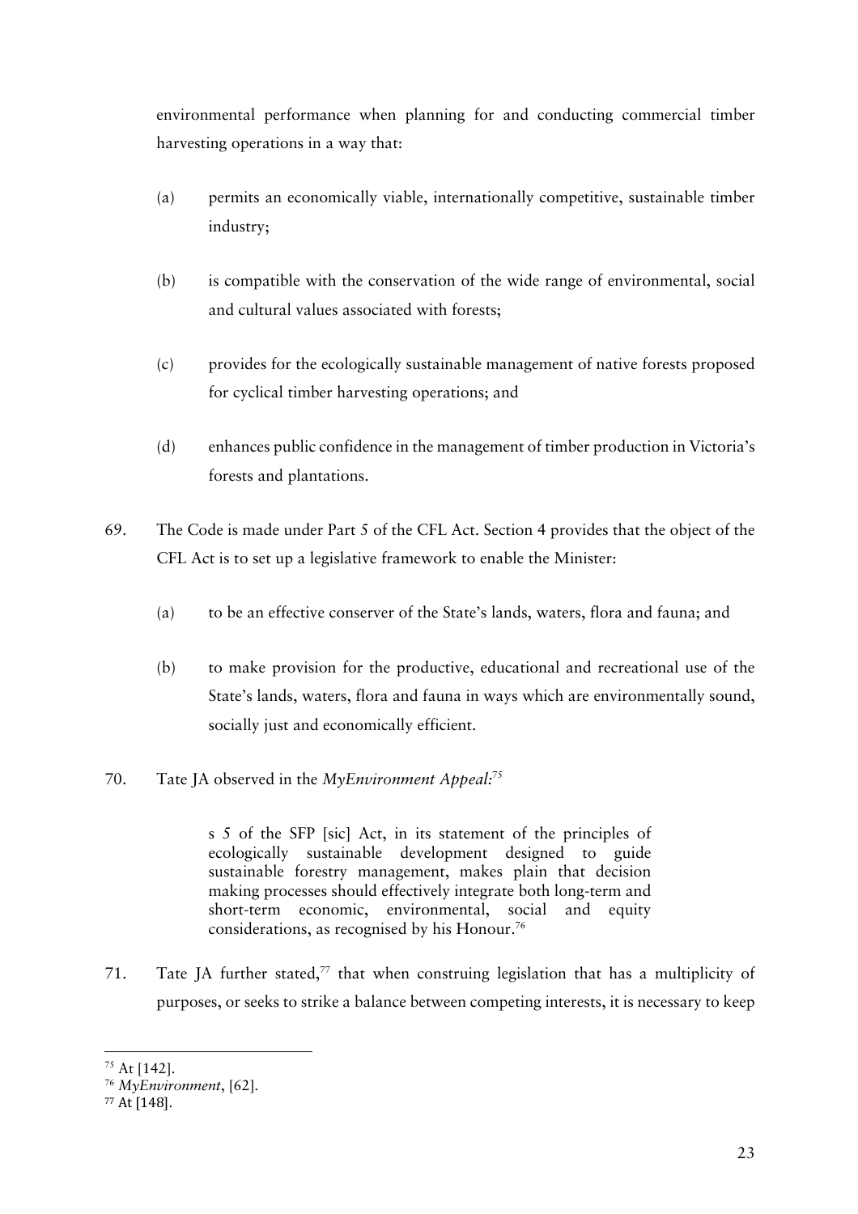environmental performance when planning for and conducting commercial timber harvesting operations in a way that:

(a) permits an economically viable, internationally competitive, sustainable timber industry;

(b) is compatible with the conservation of the wide range of environmental, social and cultural values associated with forests;

(c) provides for the ecologically sustainable management of native forests proposed for cyclical timber harvesting operations; and

(d) enhances public confidence in the management of timber production in Victoria's forests and plantations.

69. The Code is made under Part 5 of the CFL Act. Section 4 provides that the object of the CFL Act is to set up a legislative framework to enable the Minister:

(a) to be an effective conserver of the State's lands, waters, flora and fauna; and

(b) to make provision for the productive, educational and recreational use of the State's lands, waters, flora and fauna in ways which are environmentally sound, socially just and economically efficient.

70. Tate JA observed in the *MyEnvironment Appeal*:[75]

> s 5 of the SFP [sic] Act, in its statement of the principles of ecologically sustainable development designed to guide sustainable forestry management, makes plain that decision making processes should effectively integrate both long-term and short-term economic, environmental, social and equity considerations, as recognised by his Honour.[76]

71. Tate JA further stated,[77] that when construing legislation that has a multiplicity of purposes, or seeks to strike a balance between competing interests, it is necessary to keep

---

[75] At [142].

[76] *MyEnvironment*, [62].

[77] At [148].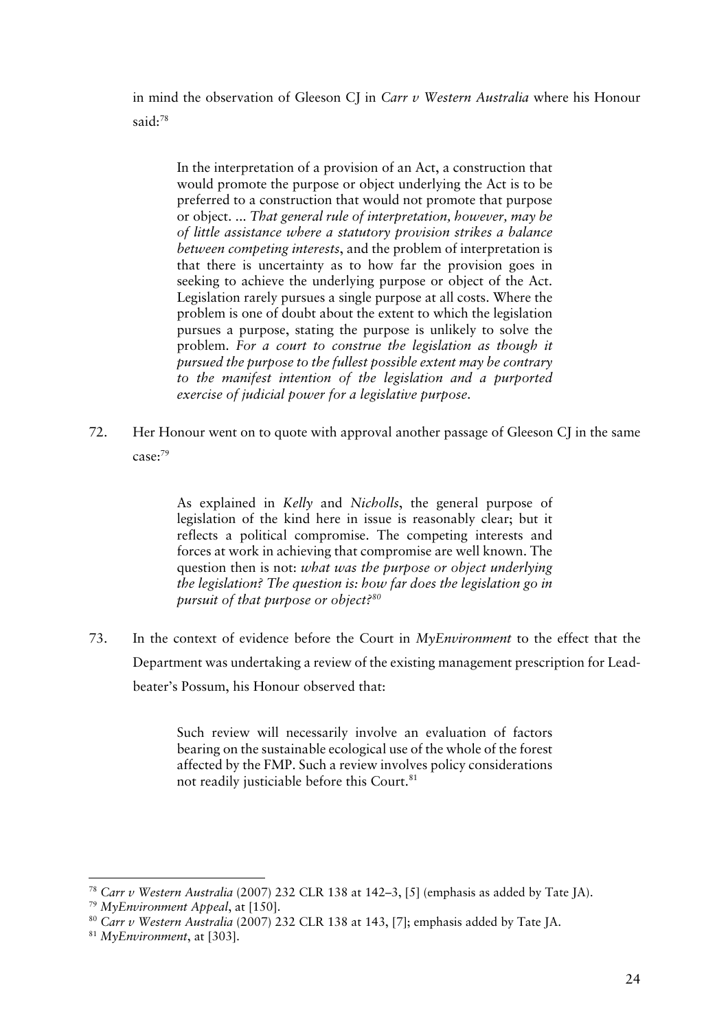in mind the observation of Gleeson CJ in *Carr v Western Australia* where his Honour said:[78]

> In the interpretation of a provision of an Act, a construction that would promote the purpose or object underlying the Act is to be preferred to a construction that would not promote that purpose or object. ... *That general rule of interpretation, however, may be of little assistance where a statutory provision strikes a balance between competing interests*, and the problem of interpretation is that there is uncertainty as to how far the provision goes in seeking to achieve the underlying purpose or object of the Act. Legislation rarely pursues a single purpose at all costs. Where the problem is one of doubt about the extent to which the legislation pursues a purpose, stating the purpose is unlikely to solve the problem. *For a court to construe the legislation as though it pursued the purpose to the fullest possible extent may be contrary to the manifest intention of the legislation and a purported exercise of judicial power for a legislative purpose.*

72. Her Honour went on to quote with approval another passage of Gleeson CJ in the same case:[79]

> As explained in *Kelly* and *Nicholls*, the general purpose of legislation of the kind here in issue is reasonably clear; but it reflects a political compromise. The competing interests and forces at work in achieving that compromise are well known. The question then is not: *what was the purpose or object underlying the legislation? The question is: how far does the legislation go in pursuit of that purpose or object?*[80]

73. In the context of evidence before the Court in *MyEnvironment* to the effect that the Department was undertaking a review of the existing management prescription for Leadbeater's Possum, his Honour observed that:

> Such review will necessarily involve an evaluation of factors bearing on the sustainable ecological use of the whole of the forest affected by the FMP. Such a review involves policy considerations not readily justiciable before this Court.[81]

---

[78] *Carr v Western Australia* (2007) 232 CLR 138 at 142–3, [5] (emphasis as added by Tate JA).

[79] *MyEnvironment Appeal*, at [150].

[80] *Carr v Western Australia* (2007) 232 CLR 138 at 143, [7]; emphasis added by Tate JA.

[81] *MyEnvironment*, at [303].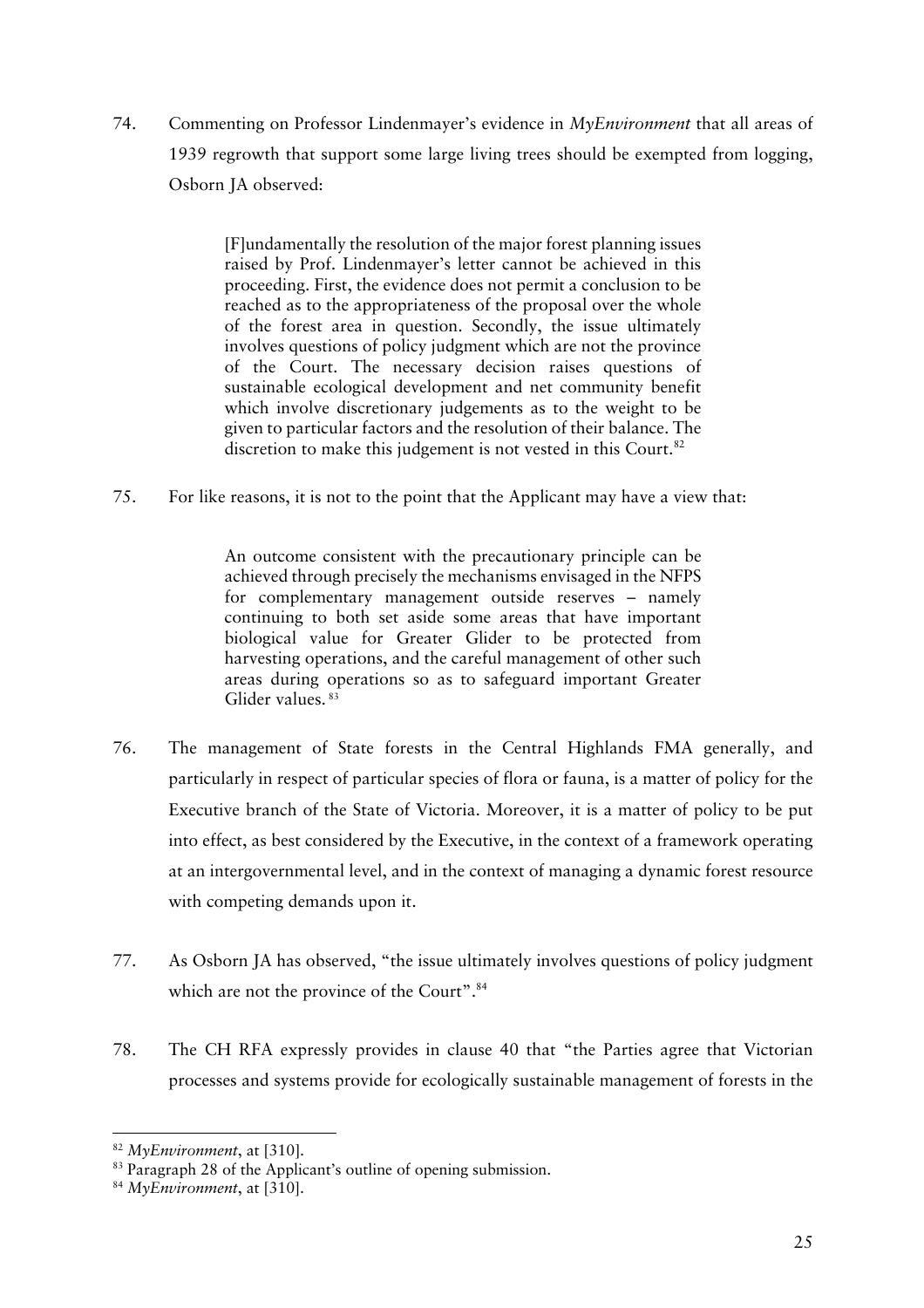74. Commenting on Professor Lindenmayer's evidence in *MyEnvironment* that all areas of 1939 regrowth that support some large living trees should be exempted from logging, Osborn JA observed:

> [F]undamentally the resolution of the major forest planning issues raised by Prof. Lindenmayer's letter cannot be achieved in this proceeding. First, the evidence does not permit a conclusion to be reached as to the appropriateness of the proposal over the whole of the forest area in question. Secondly, the issue ultimately involves questions of policy judgment which are not the province of the Court. The necessary decision raises questions of sustainable ecological development and net community benefit which involve discretionary judgements as to the weight to be given to particular factors and the resolution of their balance. The discretion to make this judgement is not vested in this Court.[82]

75. For like reasons, it is not to the point that the Applicant may have a view that:

> An outcome consistent with the precautionary principle can be achieved through precisely the mechanisms envisaged in the NFPS for complementary management outside reserves – namely continuing to both set aside some areas that have important biological value for Greater Glider to be protected from harvesting operations, and the careful management of other such areas during operations so as to safeguard important Greater Glider values.[83]

76. The management of State forests in the Central Highlands FMA generally, and particularly in respect of particular species of flora or fauna, is a matter of policy for the Executive branch of the State of Victoria. Moreover, it is a matter of policy to be put into effect, as best considered by the Executive, in the context of a framework operating at an intergovernmental level, and in the context of managing a dynamic forest resource with competing demands upon it.

77. As Osborn JA has observed, "the issue ultimately involves questions of policy judgment which are not the province of the Court".[84]

78. The CH RFA expressly provides in clause 40 that "the Parties agree that Victorian processes and systems provide for ecologically sustainable management of forests in the

---

[82] *MyEnvironment*, at [310].

[83] Paragraph 28 of the Applicant's outline of opening submission.

[84] *MyEnvironment*, at [310].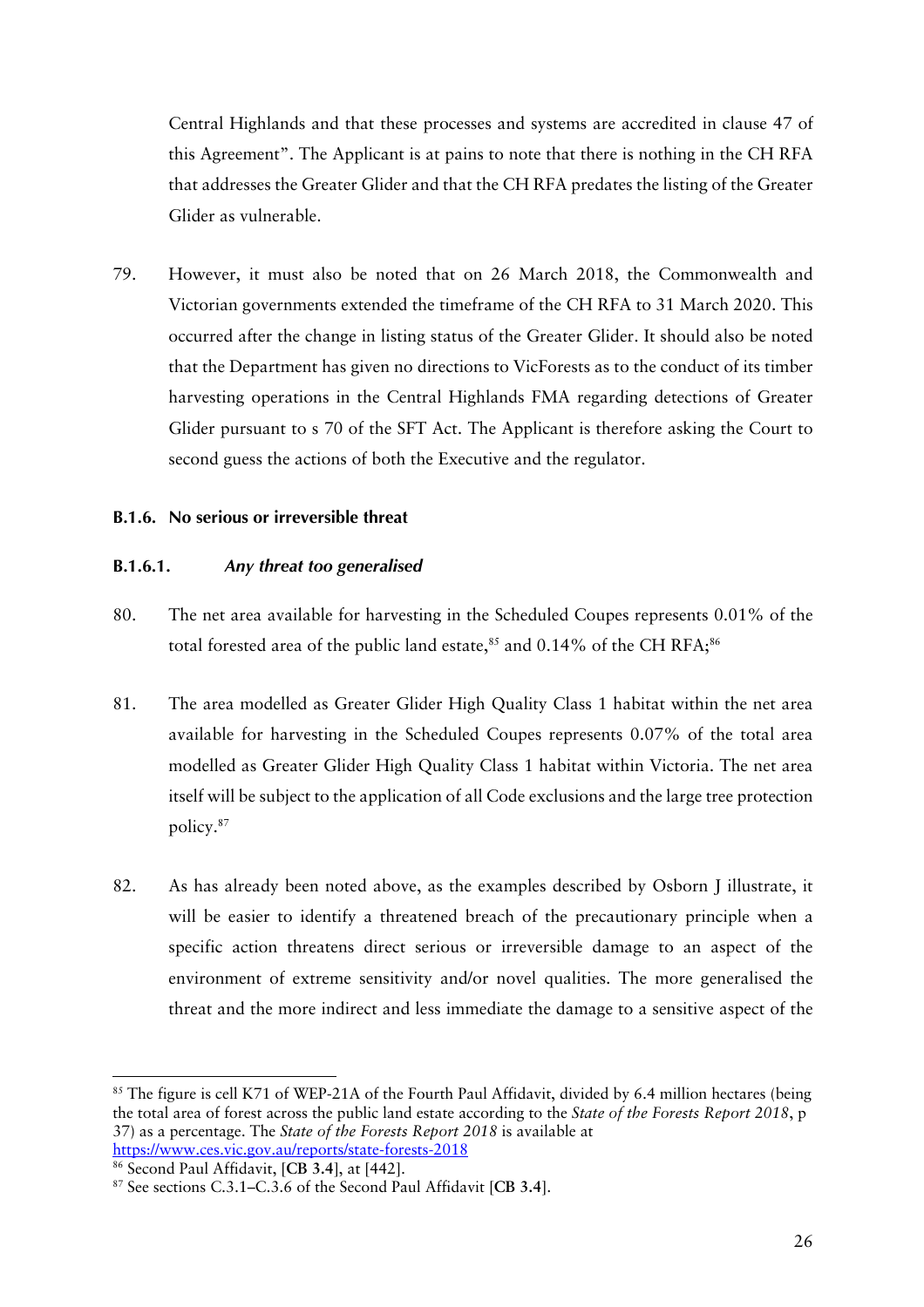Central Highlands and that these processes and systems are accredited in clause 47 of this Agreement". The Applicant is at pains to note that there is nothing in the CH RFA that addresses the Greater Glider and that the CH RFA predates the listing of the Greater Glider as vulnerable.

79. However, it must also be noted that on 26 March 2018, the Commonwealth and Victorian governments extended the timeframe of the CH RFA to 31 March 2020. This occurred after the change in listing status of the Greater Glider. It should also be noted that the Department has given no directions to VicForests as to the conduct of its timber harvesting operations in the Central Highlands FMA regarding detections of Greater Glider pursuant to s 70 of the SFT Act. The Applicant is therefore asking the Court to second guess the actions of both the Executive and the regulator.

#### B.1.6. No serious or irreversible threat

#### B.1.6.1. *Any threat too generalised*

80. The net area available for harvesting in the Scheduled Coupes represents 0.01% of the total forested area of the public land estate,[85] and 0.14% of the CH RFA;[86]

81. The area modelled as Greater Glider High Quality Class 1 habitat within the net area available for harvesting in the Scheduled Coupes represents 0.07% of the total area modelled as Greater Glider High Quality Class 1 habitat within Victoria. The net area itself will be subject to the application of all Code exclusions and the large tree protection policy.[87]

82. As has already been noted above, as the examples described by Osborn J illustrate, it will be easier to identify a threatened breach of the precautionary principle when a specific action threatens direct serious or irreversible damage to an aspect of the environment of extreme sensitivity and/or novel qualities. The more generalised the threat and the more indirect and less immediate the damage to a sensitive aspect of the

---

[85] The figure is cell K71 of WEP-21A of the Fourth Paul Affidavit, divided by 6.4 million hectares (being the total area of forest across the public land estate according to the *State of the Forests Report 2018*, p 37) as a percentage. The *State of the Forests Report 2018* is available at https://www.ces.vic.gov.au/reports/state-forests-2018

[86] Second Paul Affidavit, [**CB 3.4**], at [442].

[87] See sections C.3.1–C.3.6 of the Second Paul Affidavit [**CB 3.4**].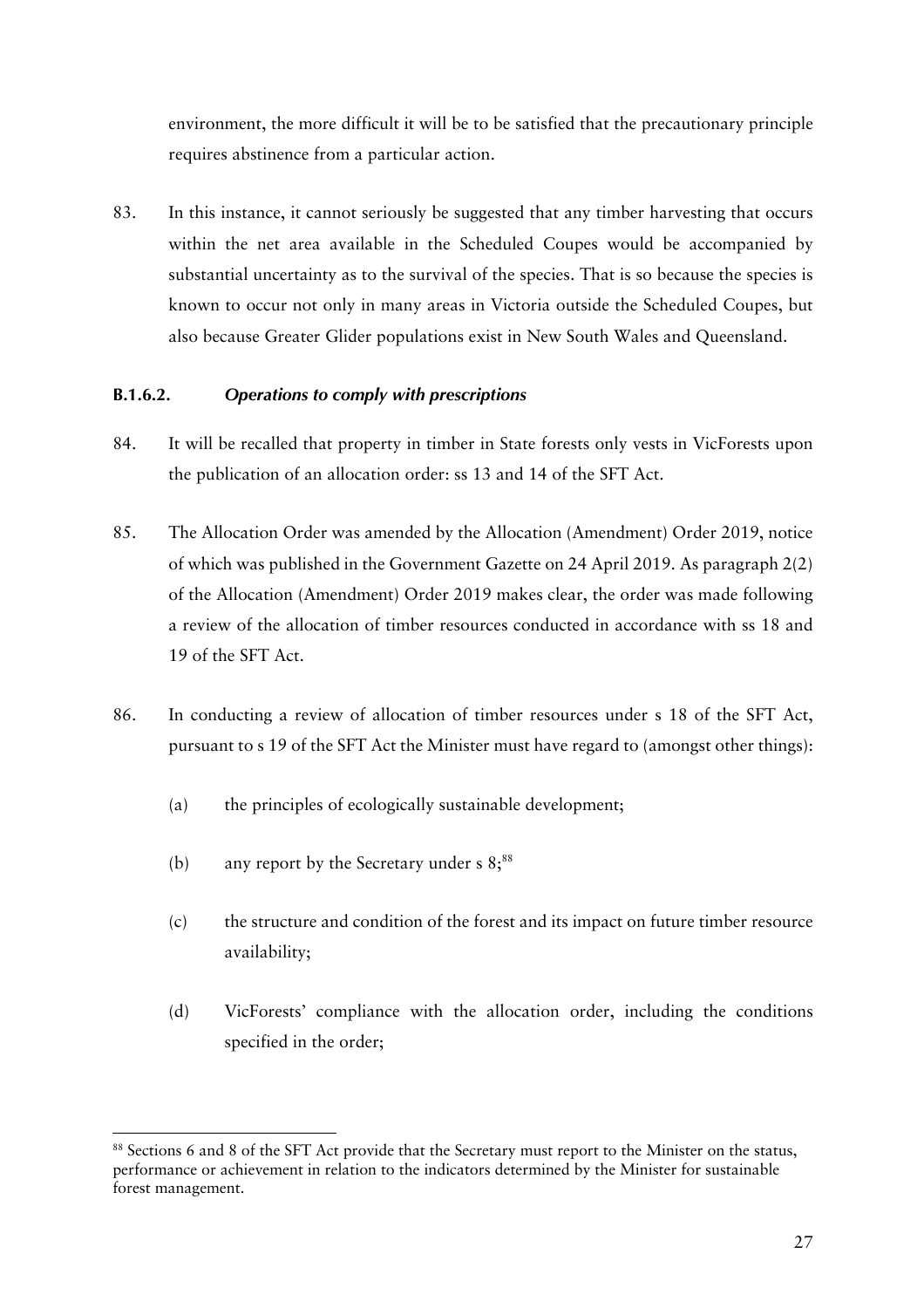environment, the more difficult it will be to be satisfied that the precautionary principle requires abstinence from a particular action.

83. In this instance, it cannot seriously be suggested that any timber harvesting that occurs within the net area available in the Scheduled Coupes would be accompanied by substantial uncertainty as to the survival of the species. That is so because the species is known to occur not only in many areas in Victoria outside the Scheduled Coupes, but also because Greater Glider populations exist in New South Wales and Queensland.

#### B.1.6.2. *Operations to comply with prescriptions*

84. It will be recalled that property in timber in State forests only vests in VicForests upon the publication of an allocation order: ss 13 and 14 of the SFT Act.

85. The Allocation Order was amended by the Allocation (Amendment) Order 2019, notice of which was published in the Government Gazette on 24 April 2019. As paragraph 2(2) of the Allocation (Amendment) Order 2019 makes clear, the order was made following a review of the allocation of timber resources conducted in accordance with ss 18 and 19 of the SFT Act.

86. In conducting a review of allocation of timber resources under s 18 of the SFT Act, pursuant to s 19 of the SFT Act the Minister must have regard to (amongst other things):

    (a) the principles of ecologically sustainable development;

    (b) any report by the Secretary under s 8;[88]

    (c) the structure and condition of the forest and its impact on future timber resource availability;

    (d) VicForests' compliance with the allocation order, including the conditions specified in the order;

---

[88] Sections 6 and 8 of the SFT Act provide that the Secretary must report to the Minister on the status, performance or achievement in relation to the indicators determined by the Minister for sustainable forest management.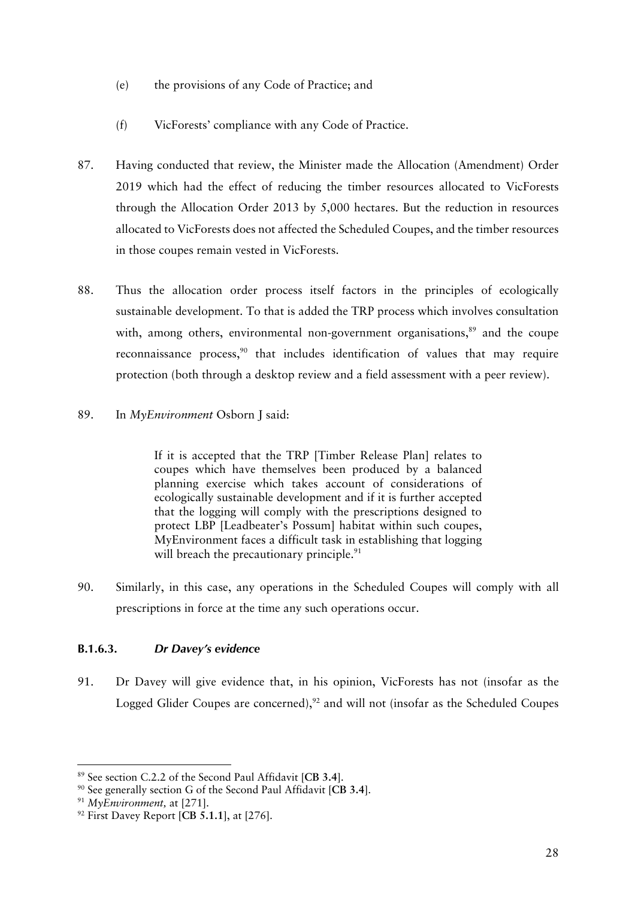(e) the provisions of any Code of Practice; and

(f) VicForests' compliance with any Code of Practice.

87. Having conducted that review, the Minister made the Allocation (Amendment) Order 2019 which had the effect of reducing the timber resources allocated to VicForests through the Allocation Order 2013 by 5,000 hectares. But the reduction in resources allocated to VicForests does not affected the Scheduled Coupes, and the timber resources in those coupes remain vested in VicForests.

88. Thus the allocation order process itself factors in the principles of ecologically sustainable development. To that is added the TRP process which involves consultation with, among others, environmental non-government organisations,[89] and the coupe reconnaissance process,[90] that includes identification of values that may require protection (both through a desktop review and a field assessment with a peer review).

89. In *MyEnvironment* Osborn J said:

> If it is accepted that the TRP [Timber Release Plan] relates to coupes which have themselves been produced by a balanced planning exercise which takes account of considerations of ecologically sustainable development and if it is further accepted that the logging will comply with the prescriptions designed to protect LBP [Leadbeater's Possum] habitat within such coupes, MyEnvironment faces a difficult task in establishing that logging will breach the precautionary principle.[91]

90. Similarly, in this case, any operations in the Scheduled Coupes will comply with all prescriptions in force at the time any such operations occur.

#### B.1.6.3. *Dr Davey's evidence*

91. Dr Davey will give evidence that, in his opinion, VicForests has not (insofar as the Logged Glider Coupes are concerned),[92] and will not (insofar as the Scheduled Coupes

---

[89] See section C.2.2 of the Second Paul Affidavit [**CB 3.4**].

[90] See generally section G of the Second Paul Affidavit [**CB 3.4**].

[91] *MyEnvironment,* at [271].

[92] First Davey Report [**CB 5.1.1**], at [276].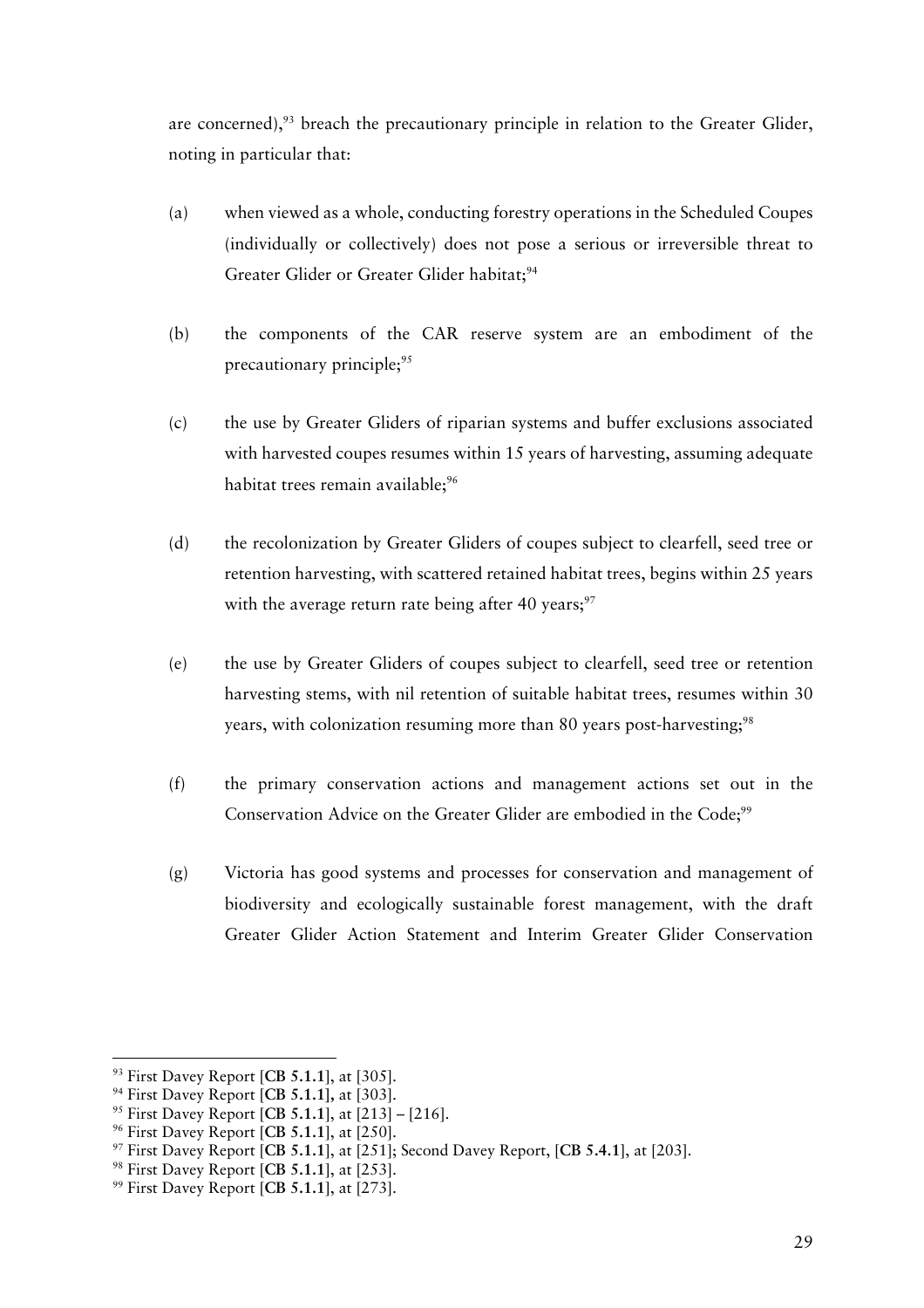are concerned),[93] breach the precautionary principle in relation to the Greater Glider, noting in particular that:

(a) when viewed as a whole, conducting forestry operations in the Scheduled Coupes (individually or collectively) does not pose a serious or irreversible threat to Greater Glider or Greater Glider habitat;[94]

(b) the components of the CAR reserve system are an embodiment of the precautionary principle;[95]

(c) the use by Greater Gliders of riparian systems and buffer exclusions associated with harvested coupes resumes within 15 years of harvesting, assuming adequate habitat trees remain available;[96]

(d) the recolonization by Greater Gliders of coupes subject to clearfell, seed tree or retention harvesting, with scattered retained habitat trees, begins within 25 years with the average return rate being after 40 years;[97]

(e) the use by Greater Gliders of coupes subject to clearfell, seed tree or retention harvesting stems, with nil retention of suitable habitat trees, resumes within 30 years, with colonization resuming more than 80 years post-harvesting;[98]

(f) the primary conservation actions and management actions set out in the Conservation Advice on the Greater Glider are embodied in the Code;[99]

(g) Victoria has good systems and processes for conservation and management of biodiversity and ecologically sustainable forest management, with the draft Greater Glider Action Statement and Interim Greater Glider Conservation

---

[93] First Davey Report [**CB 5.1.1**], at [305].

[94] First Davey Report [**CB 5.1.1**], at [303].

[95] First Davey Report [**CB 5.1.1**], at [213] – [216].

[96] First Davey Report [**CB 5.1.1**], at [250].

[97] First Davey Report [**CB 5.1.1**], at [251]; Second Davey Report, [**CB 5.4.1**], at [203].

[98] First Davey Report [**CB 5.1.1**], at [253].

[99] First Davey Report [**CB 5.1.1**], at [273].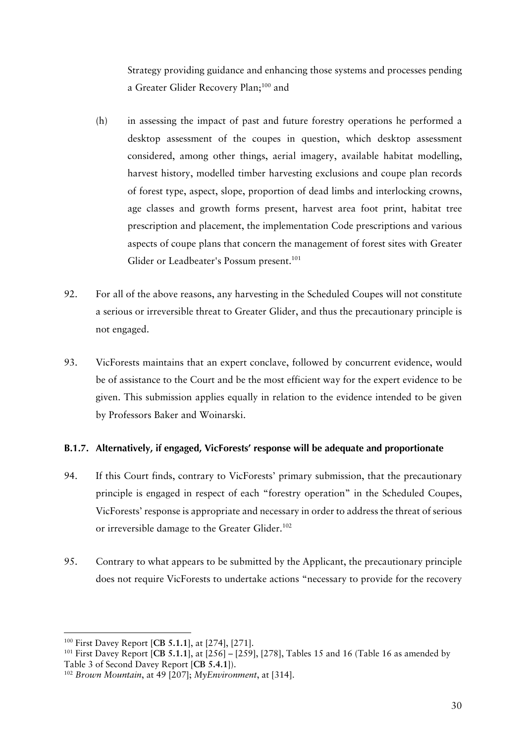Strategy providing guidance and enhancing those systems and processes pending a Greater Glider Recovery Plan;[100] and

(h) in assessing the impact of past and future forestry operations he performed a desktop assessment of the coupes in question, which desktop assessment considered, among other things, aerial imagery, available habitat modelling, harvest history, modelled timber harvesting exclusions and coupe plan records of forest type, aspect, slope, proportion of dead limbs and interlocking crowns, age classes and growth forms present, harvest area foot print, habitat tree prescription and placement, the implementation Code prescriptions and various aspects of coupe plans that concern the management of forest sites with Greater Glider or Leadbeater's Possum present.[101]

92. For all of the above reasons, any harvesting in the Scheduled Coupes will not constitute a serious or irreversible threat to Greater Glider, and thus the precautionary principle is not engaged.

93. VicForests maintains that an expert conclave, followed by concurrent evidence, would be of assistance to the Court and be the most efficient way for the expert evidence to be given. This submission applies equally in relation to the evidence intended to be given by Professors Baker and Woinarski.

### B.1.7. Alternatively, if engaged, VicForests' response will be adequate and proportionate

94. If this Court finds, contrary to VicForests' primary submission, that the precautionary principle is engaged in respect of each "forestry operation" in the Scheduled Coupes, VicForests' response is appropriate and necessary in order to address the threat of serious or irreversible damage to the Greater Glider.[102]

95. Contrary to what appears to be submitted by the Applicant, the precautionary principle does not require VicForests to undertake actions "necessary to provide for the recovery

---

[100] First Davey Report [**CB 5.1.1**], at [274], [271].

[101] First Davey Report [**CB 5.1.1**], at [256] – [259], [278], Tables 15 and 16 (Table 16 as amended by Table 3 of Second Davey Report [**CB 5.4.1**]).

[102] *Brown Mountain*, at 49 [207]; *MyEnvironment*, at [314].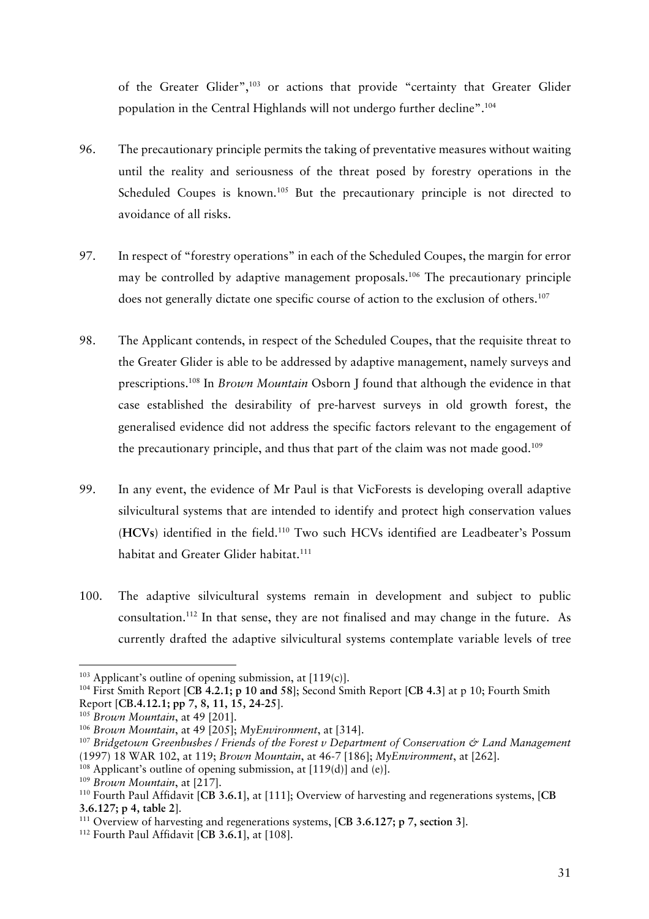of the Greater Glider",[103] or actions that provide "certainty that Greater Glider population in the Central Highlands will not undergo further decline".[104]

96. The precautionary principle permits the taking of preventative measures without waiting until the reality and seriousness of the threat posed by forestry operations in the Scheduled Coupes is known.[105] But the precautionary principle is not directed to avoidance of all risks.

97. In respect of "forestry operations" in each of the Scheduled Coupes, the margin for error may be controlled by adaptive management proposals.[106] The precautionary principle does not generally dictate one specific course of action to the exclusion of others.[107]

98. The Applicant contends, in respect of the Scheduled Coupes, that the requisite threat to the Greater Glider is able to be addressed by adaptive management, namely surveys and prescriptions.[108] In *Brown Mountain* Osborn J found that although the evidence in that case established the desirability of pre-harvest surveys in old growth forest, the generalised evidence did not address the specific factors relevant to the engagement of the precautionary principle, and thus that part of the claim was not made good.[109]

99. In any event, the evidence of Mr Paul is that VicForests is developing overall adaptive silvicultural systems that are intended to identify and protect high conservation values (**HCVs**) identified in the field.[110] Two such HCVs identified are Leadbeater's Possum habitat and Greater Glider habitat.[111]

100. The adaptive silvicultural systems remain in development and subject to public consultation.[112] In that sense, they are not finalised and may change in the future. As currently drafted the adaptive silvicultural systems contemplate variable levels of tree

---

[103] Applicant's outline of opening submission, at [119(c)].

[104] First Smith Report [**CB 4.2.1; p 10 and 58**]; Second Smith Report [**CB 4.3**] at p 10; Fourth Smith Report [**CB.4.12.1; pp 7, 8, 11, 15, 24-25**].

[105] *Brown Mountain*, at 49 [201].

[106] *Brown Mountain*, at 49 [205]; *MyEnvironment*, at [314].

[107] *Bridgetown Greenbushes / Friends of the Forest v Department of Conservation & Land Management* (1997) 18 WAR 102, at 119; *Brown Mountain*, at 46-7 [186]; *MyEnvironment*, at [262].

[108] Applicant's outline of opening submission, at [119(d)] and (e)].

[109] *Brown Mountain*, at [217].

[110] Fourth Paul Affidavit [**CB 3.6.1**], at [111]; Overview of harvesting and regenerations systems, [**CB 3.6.127; p 4, table 2**].

[111] Overview of harvesting and regenerations systems, [**CB 3.6.127; p 7, section 3**].

[112] Fourth Paul Affidavit [**CB 3.6.1**], at [108].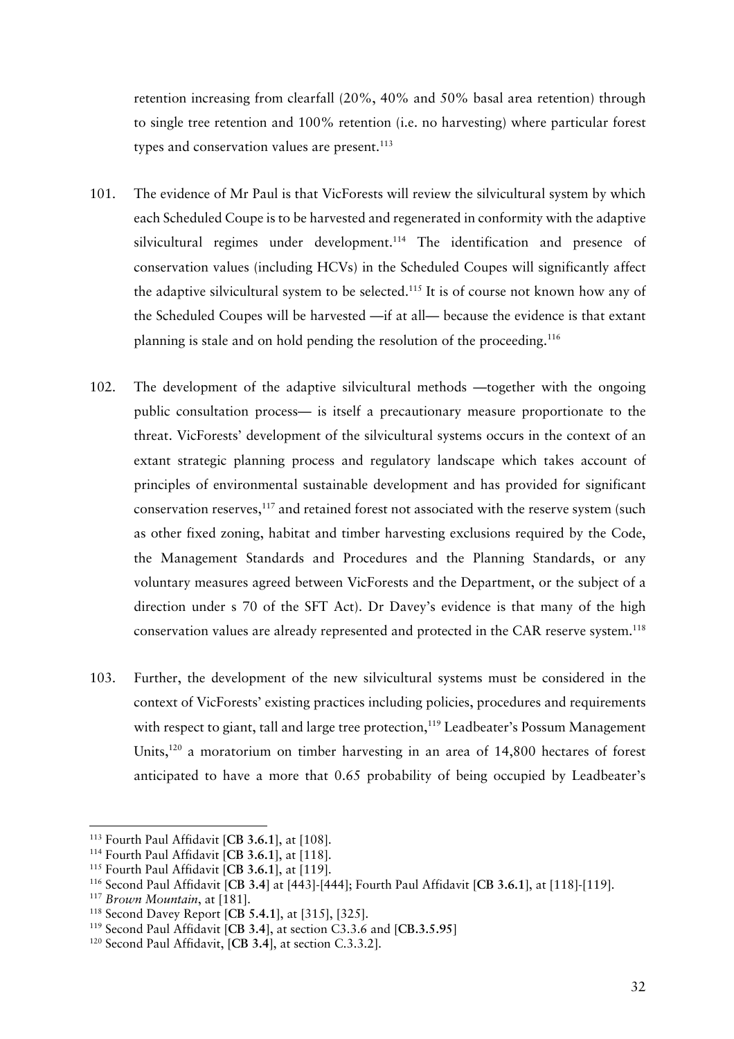retention increasing from clearfall (20%, 40% and 50% basal area retention) through to single tree retention and 100% retention (i.e. no harvesting) where particular forest types and conservation values are present.[113]

101. The evidence of Mr Paul is that VicForests will review the silvicultural system by which each Scheduled Coupe is to be harvested and regenerated in conformity with the adaptive silvicultural regimes under development.[114] The identification and presence of conservation values (including HCVs) in the Scheduled Coupes will significantly affect the adaptive silvicultural system to be selected.[115] It is of course not known how any of the Scheduled Coupes will be harvested —if at all— because the evidence is that extant planning is stale and on hold pending the resolution of the proceeding.[116]

102. The development of the adaptive silvicultural methods —together with the ongoing public consultation process— is itself a precautionary measure proportionate to the threat. VicForests' development of the silvicultural systems occurs in the context of an extant strategic planning process and regulatory landscape which takes account of principles of environmental sustainable development and has provided for significant conservation reserves,[117] and retained forest not associated with the reserve system (such as other fixed zoning, habitat and timber harvesting exclusions required by the Code, the Management Standards and Procedures and the Planning Standards, or any voluntary measures agreed between VicForests and the Department, or the subject of a direction under s 70 of the SFT Act). Dr Davey's evidence is that many of the high conservation values are already represented and protected in the CAR reserve system.[118]

103. Further, the development of the new silvicultural systems must be considered in the context of VicForests' existing practices including policies, procedures and requirements with respect to giant, tall and large tree protection,[119] Leadbeater's Possum Management Units,[120] a moratorium on timber harvesting in an area of 14,800 hectares of forest anticipated to have a more that 0.65 probability of being occupied by Leadbeater's

---

[113] Fourth Paul Affidavit [**CB 3.6.1**], at [108].

[114] Fourth Paul Affidavit [**CB 3.6.1**], at [118].

[115] Fourth Paul Affidavit [**CB 3.6.1**], at [119].

[116] Second Paul Affidavit [**CB 3.4**] at [443]-[444]; Fourth Paul Affidavit [**CB 3.6.1**], at [118]-[119].

[117] *Brown Mountain*, at [181].

[118] Second Davey Report [**CB 5.4.1**], at [315], [325].

[119] Second Paul Affidavit [**CB 3.4**], at section C3.3.6 and [**CB.3.5.95**]

[120] Second Paul Affidavit, [**CB 3.4**], at section C.3.3.2].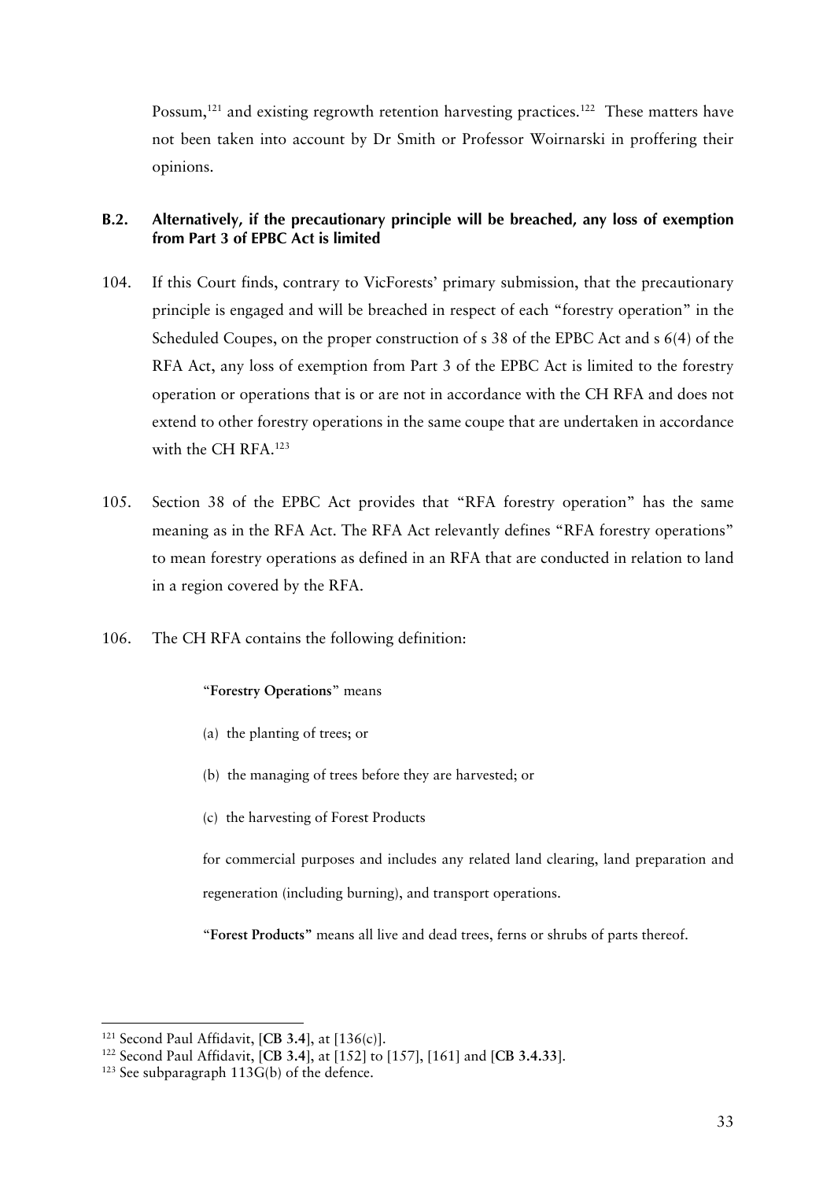Possum,[121] and existing regrowth retention harvesting practices.[122] These matters have not been taken into account by Dr Smith or Professor Woirnarski in proffering their opinions.

### B.2. Alternatively, if the precautionary principle will be breached, any loss of exemption from Part 3 of EPBC Act is limited

104. If this Court finds, contrary to VicForests' primary submission, that the precautionary principle is engaged and will be breached in respect of each "forestry operation" in the Scheduled Coupes, on the proper construction of s 38 of the EPBC Act and s 6(4) of the RFA Act, any loss of exemption from Part 3 of the EPBC Act is limited to the forestry operation or operations that is or are not in accordance with the CH RFA and does not extend to other forestry operations in the same coupe that are undertaken in accordance with the CH RFA.[123]

105. Section 38 of the EPBC Act provides that "RFA forestry operation" has the same meaning as in the RFA Act. The RFA Act relevantly defines "RFA forestry operations" to mean forestry operations as defined in an RFA that are conducted in relation to land in a region covered by the RFA.

106. The CH RFA contains the following definition:

> "**Forestry Operations**" means
>
> (a) the planting of trees; or
>
> (b) the managing of trees before they are harvested; or
>
> (c) the harvesting of Forest Products
>
> for commercial purposes and includes any related land clearing, land preparation and regeneration (including burning), and transport operations.
>
> "**Forest Products**" means all live and dead trees, ferns or shrubs of parts thereof.

---

[121] Second Paul Affidavit, [**CB 3.4**], at [136(c)].

[122] Second Paul Affidavit, [**CB 3.4**], at [152] to [157], [161] and [**CB 3.4.33**].

[123] See subparagraph 113G(b) of the defence.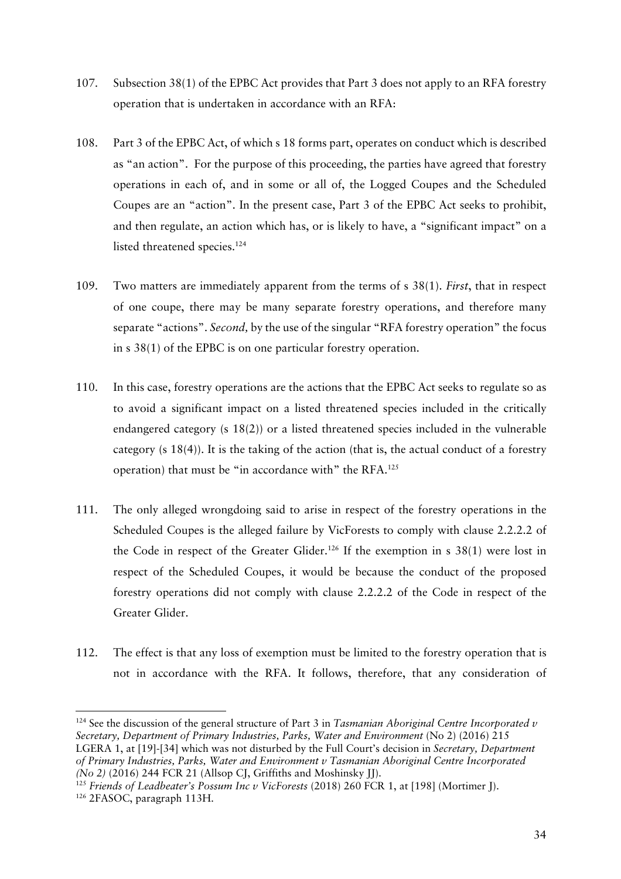107. Subsection 38(1) of the EPBC Act provides that Part 3 does not apply to an RFA forestry operation that is undertaken in accordance with an RFA:

108. Part 3 of the EPBC Act, of which s 18 forms part, operates on conduct which is described as "an action". For the purpose of this proceeding, the parties have agreed that forestry operations in each of, and in some or all of, the Logged Coupes and the Scheduled Coupes are an "action". In the present case, Part 3 of the EPBC Act seeks to prohibit, and then regulate, an action which has, or is likely to have, a "significant impact" on a listed threatened species.[124]

109. Two matters are immediately apparent from the terms of s 38(1). *First*, that in respect of one coupe, there may be many separate forestry operations, and therefore many separate "actions". *Second,* by the use of the singular "RFA forestry operation" the focus in s 38(1) of the EPBC is on one particular forestry operation.

110. In this case, forestry operations are the actions that the EPBC Act seeks to regulate so as to avoid a significant impact on a listed threatened species included in the critically endangered category (s 18(2)) or a listed threatened species included in the vulnerable category (s 18(4)). It is the taking of the action (that is, the actual conduct of a forestry operation) that must be "in accordance with" the RFA.[125]

111. The only alleged wrongdoing said to arise in respect of the forestry operations in the Scheduled Coupes is the alleged failure by VicForests to comply with clause 2.2.2.2 of the Code in respect of the Greater Glider.[126] If the exemption in s 38(1) were lost in respect of the Scheduled Coupes, it would be because the conduct of the proposed forestry operations did not comply with clause 2.2.2.2 of the Code in respect of the Greater Glider.

112. The effect is that any loss of exemption must be limited to the forestry operation that is not in accordance with the RFA. It follows, therefore, that any consideration of

---

[124] See the discussion of the general structure of Part 3 in *Tasmanian Aboriginal Centre Incorporated v Secretary, Department of Primary Industries, Parks, Water and Environment* (No 2) (2016) 215 LGERA 1, at [19]-[34] which was not disturbed by the Full Court's decision in *Secretary, Department of Primary Industries, Parks, Water and Environment v Tasmanian Aboriginal Centre Incorporated (No 2)* (2016) 244 FCR 21 (Allsop CJ, Griffiths and Moshinsky JJ).

[125] *Friends of Leadbeater's Possum Inc v VicForests* (2018) 260 FCR 1, at [198] (Mortimer J).

[126] 2FASOC, paragraph 113H.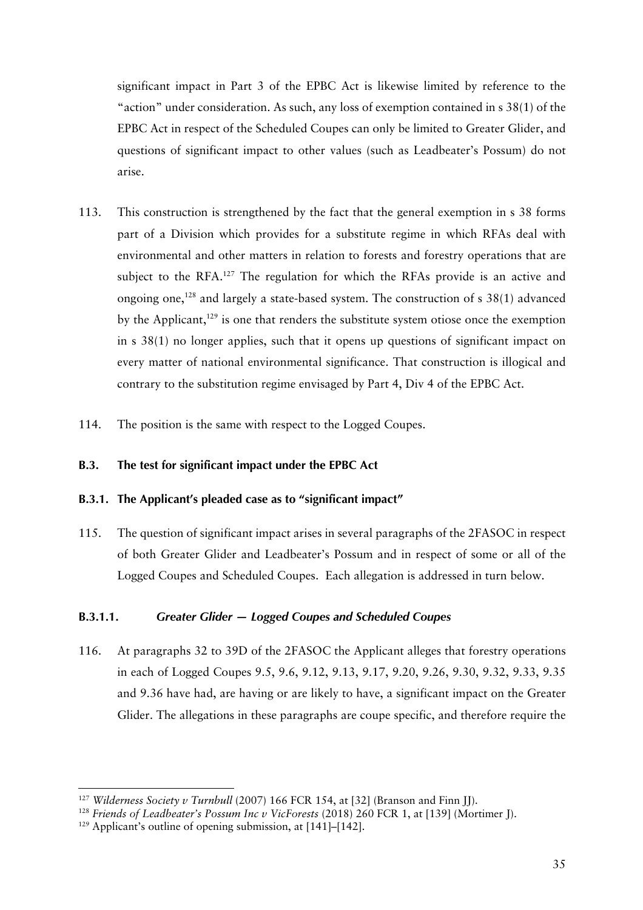significant impact in Part 3 of the EPBC Act is likewise limited by reference to the "action" under consideration. As such, any loss of exemption contained in s 38(1) of the EPBC Act in respect of the Scheduled Coupes can only be limited to Greater Glider, and questions of significant impact to other values (such as Leadbeater's Possum) do not arise.

113. This construction is strengthened by the fact that the general exemption in s 38 forms part of a Division which provides for a substitute regime in which RFAs deal with environmental and other matters in relation to forests and forestry operations that are subject to the RFA.[127] The regulation for which the RFAs provide is an active and ongoing one,[128] and largely a state-based system. The construction of s 38(1) advanced by the Applicant,[129] is one that renders the substitute system otiose once the exemption in s 38(1) no longer applies, such that it opens up questions of significant impact on every matter of national environmental significance. That construction is illogical and contrary to the substitution regime envisaged by Part 4, Div 4 of the EPBC Act.

114. The position is the same with respect to the Logged Coupes.

### B.3. The test for significant impact under the EPBC Act

#### B.3.1. The Applicant's pleaded case as to "significant impact"

115. The question of significant impact arises in several paragraphs of the 2FASOC in respect of both Greater Glider and Leadbeater's Possum and in respect of some or all of the Logged Coupes and Scheduled Coupes. Each allegation is addressed in turn below.

##### B.3.1.1. *Greater Glider — Logged Coupes and Scheduled Coupes*

116. At paragraphs 32 to 39D of the 2FASOC the Applicant alleges that forestry operations in each of Logged Coupes 9.5, 9.6, 9.12, 9.13, 9.17, 9.20, 9.26, 9.30, 9.32, 9.33, 9.35 and 9.36 have had, are having or are likely to have, a significant impact on the Greater Glider. The allegations in these paragraphs are coupe specific, and therefore require the

---

[127] *Wilderness Society v Turnbull* (2007) 166 FCR 154, at [32] (Branson and Finn JJ).

[128] *Friends of Leadbeater's Possum Inc v VicForests* (2018) 260 FCR 1, at [139] (Mortimer J).

[129] Applicant's outline of opening submission, at [141]–[142].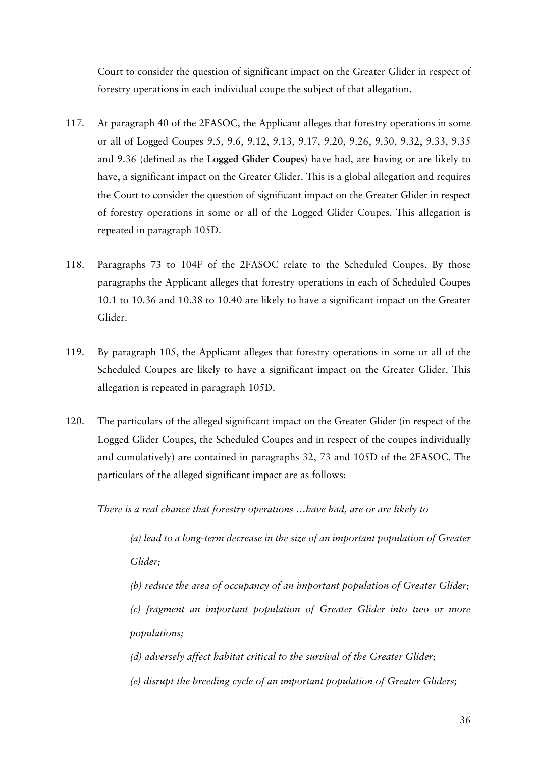Court to consider the question of significant impact on the Greater Glider in respect of forestry operations in each individual coupe the subject of that allegation.

117. At paragraph 40 of the 2FASOC, the Applicant alleges that forestry operations in some or all of Logged Coupes 9.5, 9.6, 9.12, 9.13, 9.17, 9.20, 9.26, 9.30, 9.32, 9.33, 9.35 and 9.36 (defined as the **Logged Glider Coupes**) have had, are having or are likely to have, a significant impact on the Greater Glider. This is a global allegation and requires the Court to consider the question of significant impact on the Greater Glider in respect of forestry operations in some or all of the Logged Glider Coupes. This allegation is repeated in paragraph 105D.

118. Paragraphs 73 to 104F of the 2FASOC relate to the Scheduled Coupes. By those paragraphs the Applicant alleges that forestry operations in each of Scheduled Coupes 10.1 to 10.36 and 10.38 to 10.40 are likely to have a significant impact on the Greater Glider.

119. By paragraph 105, the Applicant alleges that forestry operations in some or all of the Scheduled Coupes are likely to have a significant impact on the Greater Glider. This allegation is repeated in paragraph 105D.

120. The particulars of the alleged significant impact on the Greater Glider (in respect of the Logged Glider Coupes, the Scheduled Coupes and in respect of the coupes individually and cumulatively) are contained in paragraphs 32, 73 and 105D of the 2FASOC. The particulars of the alleged significant impact are as follows:

*There is a real chance that forestry operations …have had, are or are likely to*

> *(a) lead to a long-term decrease in the size of an important population of Greater Glider;*
>
> *(b) reduce the area of occupancy of an important population of Greater Glider;*
>
> *(c) fragment an important population of Greater Glider into two or more populations;*
>
> *(d) adversely affect habitat critical to the survival of the Greater Glider;*
>
> *(e) disrupt the breeding cycle of an important population of Greater Gliders;*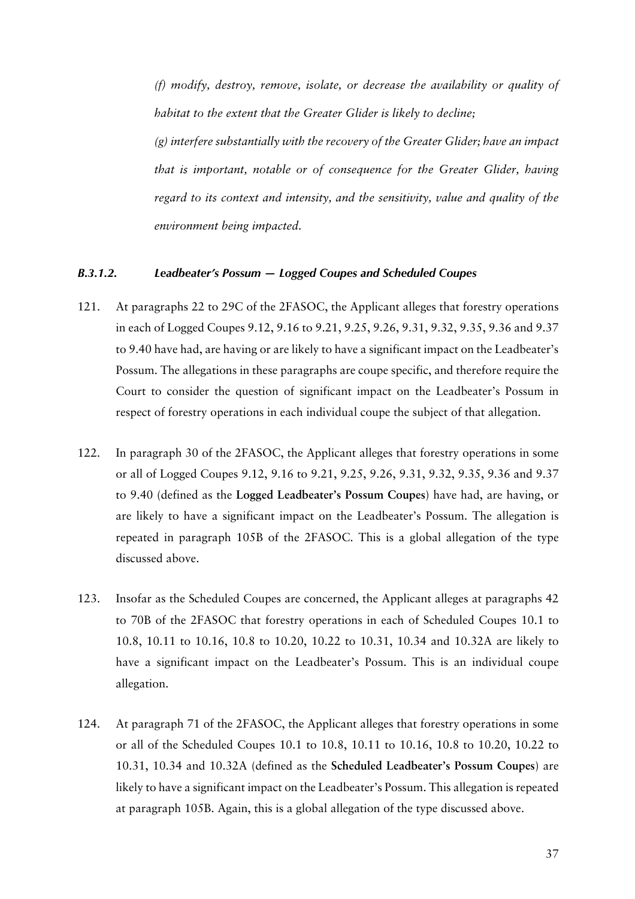*(f) modify, destroy, remove, isolate, or decrease the availability or quality of habitat to the extent that the Greater Glider is likely to decline;*

*(g) interfere substantially with the recovery of the Greater Glider; have an impact that is important, notable or of consequence for the Greater Glider, having regard to its context and intensity, and the sensitivity, value and quality of the environment being impacted.*

#### *B.3.1.2. Leadbeater's Possum — Logged Coupes and Scheduled Coupes*

121. At paragraphs 22 to 29C of the 2FASOC, the Applicant alleges that forestry operations in each of Logged Coupes 9.12, 9.16 to 9.21, 9.25, 9.26, 9.31, 9.32, 9.35, 9.36 and 9.37 to 9.40 have had, are having or are likely to have a significant impact on the Leadbeater's Possum. The allegations in these paragraphs are coupe specific, and therefore require the Court to consider the question of significant impact on the Leadbeater's Possum in respect of forestry operations in each individual coupe the subject of that allegation.

122. In paragraph 30 of the 2FASOC, the Applicant alleges that forestry operations in some or all of Logged Coupes 9.12, 9.16 to 9.21, 9.25, 9.26, 9.31, 9.32, 9.35, 9.36 and 9.37 to 9.40 (defined as the **Logged Leadbeater's Possum Coupes**) have had, are having, or are likely to have a significant impact on the Leadbeater's Possum. The allegation is repeated in paragraph 105B of the 2FASOC. This is a global allegation of the type discussed above.

123. Insofar as the Scheduled Coupes are concerned, the Applicant alleges at paragraphs 42 to 70B of the 2FASOC that forestry operations in each of Scheduled Coupes 10.1 to 10.8, 10.11 to 10.16, 10.8 to 10.20, 10.22 to 10.31, 10.34 and 10.32A are likely to have a significant impact on the Leadbeater's Possum. This is an individual coupe allegation.

124. At paragraph 71 of the 2FASOC, the Applicant alleges that forestry operations in some or all of the Scheduled Coupes 10.1 to 10.8, 10.11 to 10.16, 10.8 to 10.20, 10.22 to 10.31, 10.34 and 10.32A (defined as the **Scheduled Leadbeater's Possum Coupes**) are likely to have a significant impact on the Leadbeater's Possum. This allegation is repeated at paragraph 105B. Again, this is a global allegation of the type discussed above.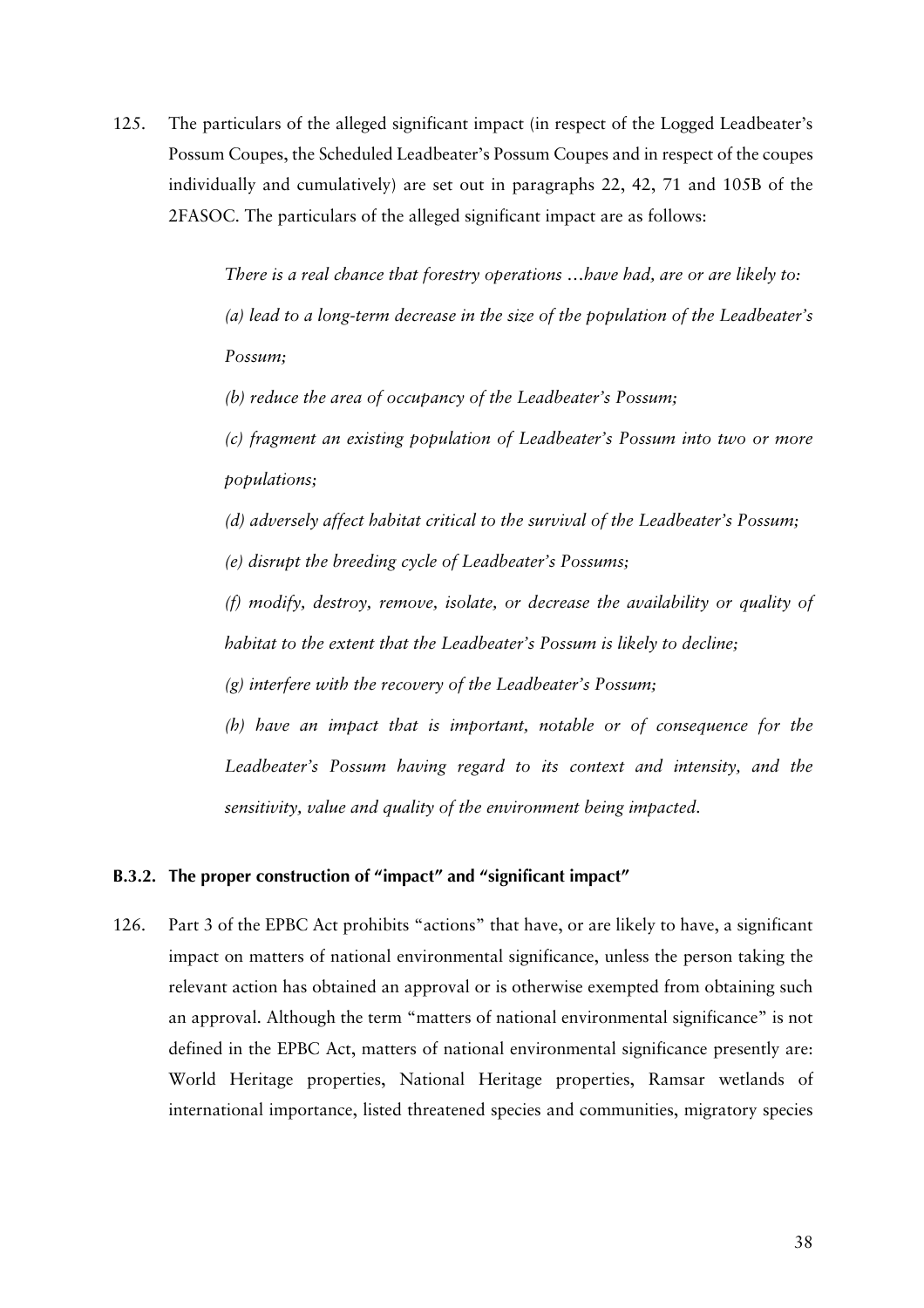125. The particulars of the alleged significant impact (in respect of the Logged Leadbeater's Possum Coupes, the Scheduled Leadbeater's Possum Coupes and in respect of the coupes individually and cumulatively) are set out in paragraphs 22, 42, 71 and 105B of the 2FASOC. The particulars of the alleged significant impact are as follows:

> *There is a real chance that forestry operations …have had, are or are likely to:*
>
> *(a) lead to a long-term decrease in the size of the population of the Leadbeater's Possum;*
>
> *(b) reduce the area of occupancy of the Leadbeater's Possum;*
>
> *(c) fragment an existing population of Leadbeater's Possum into two or more populations;*
>
> *(d) adversely affect habitat critical to the survival of the Leadbeater's Possum;*
>
> *(e) disrupt the breeding cycle of Leadbeater's Possums;*
>
> *(f) modify, destroy, remove, isolate, or decrease the availability or quality of habitat to the extent that the Leadbeater's Possum is likely to decline;*
>
> *(g) interfere with the recovery of the Leadbeater's Possum;*
>
> *(h) have an impact that is important, notable or of consequence for the Leadbeater's Possum having regard to its context and intensity, and the sensitivity, value and quality of the environment being impacted.*

### B.3.2. The proper construction of "impact" and "significant impact"

126. Part 3 of the EPBC Act prohibits "actions" that have, or are likely to have, a significant impact on matters of national environmental significance, unless the person taking the relevant action has obtained an approval or is otherwise exempted from obtaining such an approval. Although the term "matters of national environmental significance" is not defined in the EPBC Act, matters of national environmental significance presently are: World Heritage properties, National Heritage properties, Ramsar wetlands of international importance, listed threatened species and communities, migratory species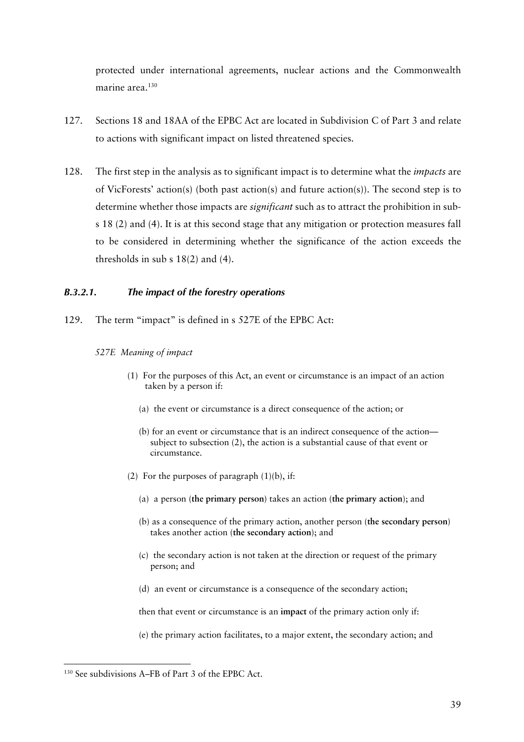protected under international agreements, nuclear actions and the Commonwealth marine area.[130]

127. Sections 18 and 18AA of the EPBC Act are located in Subdivision C of Part 3 and relate to actions with significant impact on listed threatened species.

128. The first step in the analysis as to significant impact is to determine what the *impacts* are of VicForests' action(s) (both past action(s) and future action(s)). The second step is to determine whether those impacts are *significant* such as to attract the prohibition in sub-s 18 (2) and (4). It is at this second stage that any mitigation or protection measures fall to be considered in determining whether the significance of the action exceeds the thresholds in sub s 18(2) and (4).

### *B.3.2.1. The impact of the forestry operations*

129. The term "impact" is defined in s 527E of the EPBC Act:

> *527E Meaning of impact*
>
> (1) For the purposes of this Act, an event or circumstance is an impact of an action taken by a person if:
>
> (a) the event or circumstance is a direct consequence of the action; or
>
> (b) for an event or circumstance that is an indirect consequence of the action—subject to subsection (2), the action is a substantial cause of that event or circumstance.
>
> (2) For the purposes of paragraph (1)(b), if:
>
> (a) a person (**the primary person**) takes an action (**the primary action**); and
>
> (b) as a consequence of the primary action, another person (**the secondary person**) takes another action (**the secondary action**); and
>
> (c) the secondary action is not taken at the direction or request of the primary person; and
>
> (d) an event or circumstance is a consequence of the secondary action;
>
> then that event or circumstance is an **impact** of the primary action only if:
>
> (e) the primary action facilitates, to a major extent, the secondary action; and

[130] See subdivisions A–FB of Part 3 of the EPBC Act.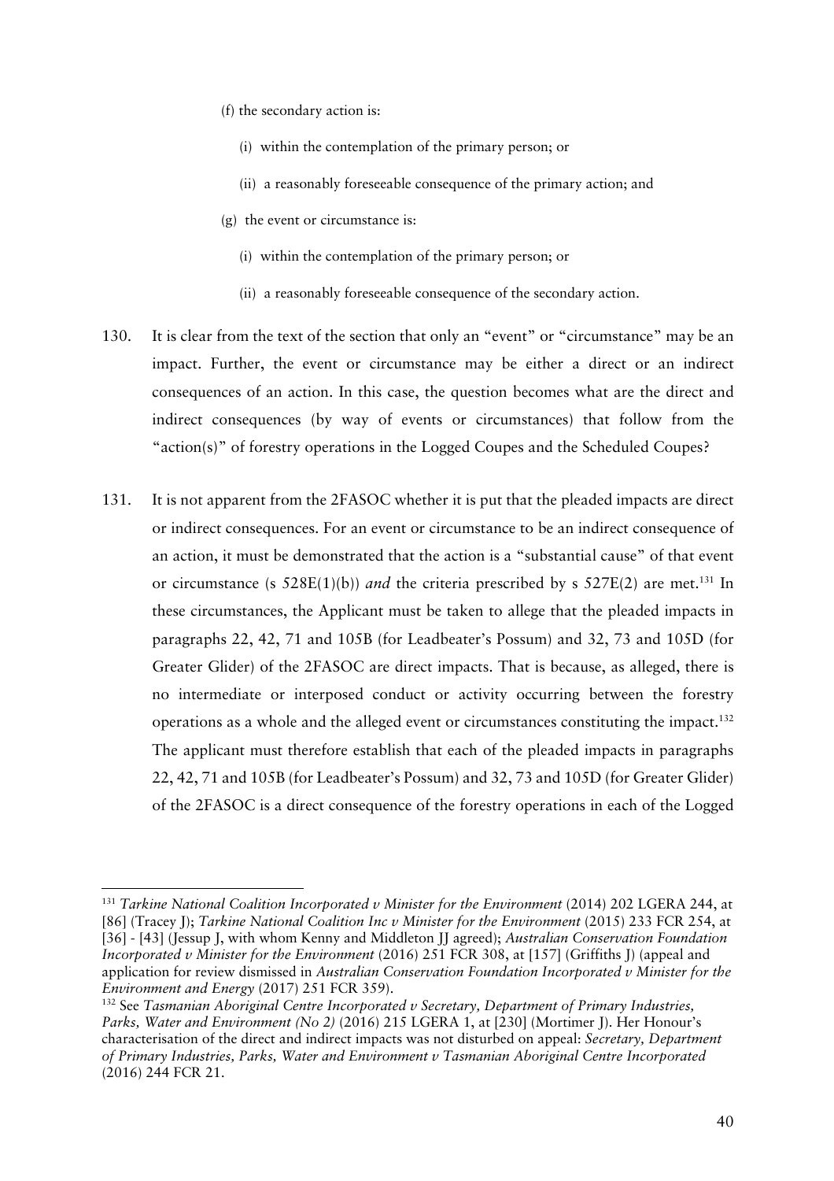(f) the secondary action is:

(i) within the contemplation of the primary person; or

(ii) a reasonably foreseeable consequence of the primary action; and

(g) the event or circumstance is:

(i) within the contemplation of the primary person; or

(ii) a reasonably foreseeable consequence of the secondary action.

130. It is clear from the text of the section that only an "event" or "circumstance" may be an impact. Further, the event or circumstance may be either a direct or an indirect consequences of an action. In this case, the question becomes what are the direct and indirect consequences (by way of events or circumstances) that follow from the "action(s)" of forestry operations in the Logged Coupes and the Scheduled Coupes?

131. It is not apparent from the 2FASOC whether it is put that the pleaded impacts are direct or indirect consequences. For an event or circumstance to be an indirect consequence of an action, it must be demonstrated that the action is a "substantial cause" of that event or circumstance (s 528E(1)(b)) *and* the criteria prescribed by s 527E(2) are met.[131] In these circumstances, the Applicant must be taken to allege that the pleaded impacts in paragraphs 22, 42, 71 and 105B (for Leadbeater's Possum) and 32, 73 and 105D (for Greater Glider) of the 2FASOC are direct impacts. That is because, as alleged, there is no intermediate or interposed conduct or activity occurring between the forestry operations as a whole and the alleged event or circumstances constituting the impact.[132] The applicant must therefore establish that each of the pleaded impacts in paragraphs 22, 42, 71 and 105B (for Leadbeater's Possum) and 32, 73 and 105D (for Greater Glider) of the 2FASOC is a direct consequence of the forestry operations in each of the Logged

---

[131] *Tarkine National Coalition Incorporated v Minister for the Environment* (2014) 202 LGERA 244, at [86] (Tracey J); *Tarkine National Coalition Inc v Minister for the Environment* (2015) 233 FCR 254, at [36] - [43] (Jessup J, with whom Kenny and Middleton JJ agreed); *Australian Conservation Foundation Incorporated v Minister for the Environment* (2016) 251 FCR 308, at [157] (Griffiths J) (appeal and application for review dismissed in *Australian Conservation Foundation Incorporated v Minister for the Environment and Energy* (2017) 251 FCR 359).

[132] See *Tasmanian Aboriginal Centre Incorporated v Secretary, Department of Primary Industries, Parks, Water and Environment (No 2)* (2016) 215 LGERA 1, at [230] (Mortimer J). Her Honour's characterisation of the direct and indirect impacts was not disturbed on appeal: *Secretary, Department of Primary Industries, Parks, Water and Environment v Tasmanian Aboriginal Centre Incorporated* (2016) 244 FCR 21.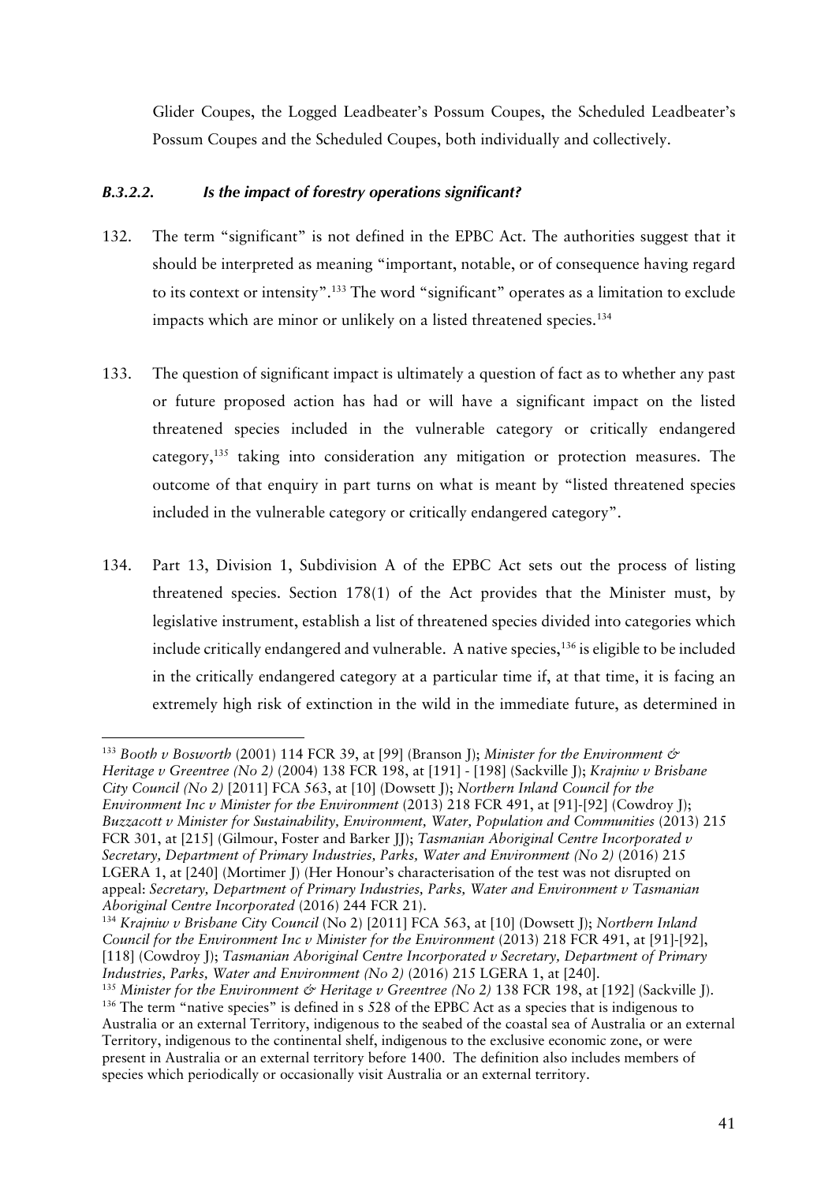Glider Coupes, the Logged Leadbeater's Possum Coupes, the Scheduled Leadbeater's Possum Coupes and the Scheduled Coupes, both individually and collectively.

#### *B.3.2.2. Is the impact of forestry operations significant?*

132. The term "significant" is not defined in the EPBC Act. The authorities suggest that it should be interpreted as meaning "important, notable, or of consequence having regard to its context or intensity".[133] The word "significant" operates as a limitation to exclude impacts which are minor or unlikely on a listed threatened species.[134]

133. The question of significant impact is ultimately a question of fact as to whether any past or future proposed action has had or will have a significant impact on the listed threatened species included in the vulnerable category or critically endangered category,[135] taking into consideration any mitigation or protection measures. The outcome of that enquiry in part turns on what is meant by "listed threatened species included in the vulnerable category or critically endangered category".

134. Part 13, Division 1, Subdivision A of the EPBC Act sets out the process of listing threatened species. Section 178(1) of the Act provides that the Minister must, by legislative instrument, establish a list of threatened species divided into categories which include critically endangered and vulnerable. A native species,[136] is eligible to be included in the critically endangered category at a particular time if, at that time, it is facing an extremely high risk of extinction in the wild in the immediate future, as determined in

---

[133] *Booth v Bosworth* (2001) 114 FCR 39, at [99] (Branson J); *Minister for the Environment & Heritage v Greentree (No 2)* (2004) 138 FCR 198, at [191] - [198] (Sackville J); *Krajniw v Brisbane City Council (No 2)* [2011] FCA 563, at [10] (Dowsett J); *Northern Inland Council for the Environment Inc v Minister for the Environment* (2013) 218 FCR 491, at [91]-[92] (Cowdroy J); *Buzzacott v Minister for Sustainability, Environment, Water, Population and Communities* (2013) 215 FCR 301, at [215] (Gilmour, Foster and Barker JJ); *Tasmanian Aboriginal Centre Incorporated v Secretary, Department of Primary Industries, Parks, Water and Environment (No 2)* (2016) 215 LGERA 1, at [240] (Mortimer J) (Her Honour's characterisation of the test was not disrupted on appeal: *Secretary, Department of Primary Industries, Parks, Water and Environment v Tasmanian Aboriginal Centre Incorporated* (2016) 244 FCR 21).

[134] *Krajniw v Brisbane City Council* (No 2) [2011] FCA 563, at [10] (Dowsett J); *Northern Inland Council for the Environment Inc v Minister for the Environment* (2013) 218 FCR 491, at [91]-[92], [118] (Cowdroy J); *Tasmanian Aboriginal Centre Incorporated v Secretary, Department of Primary Industries, Parks, Water and Environment (No 2)* (2016) 215 LGERA 1, at [240].

[135] *Minister for the Environment & Heritage v Greentree (No 2)* 138 FCR 198, at [192] (Sackville J).

[136] The term "native species" is defined in s 528 of the EPBC Act as a species that is indigenous to Australia or an external Territory, indigenous to the seabed of the coastal sea of Australia or an external Territory, indigenous to the continental shelf, indigenous to the exclusive economic zone, or were present in Australia or an external territory before 1400. The definition also includes members of species which periodically or occasionally visit Australia or an external territory.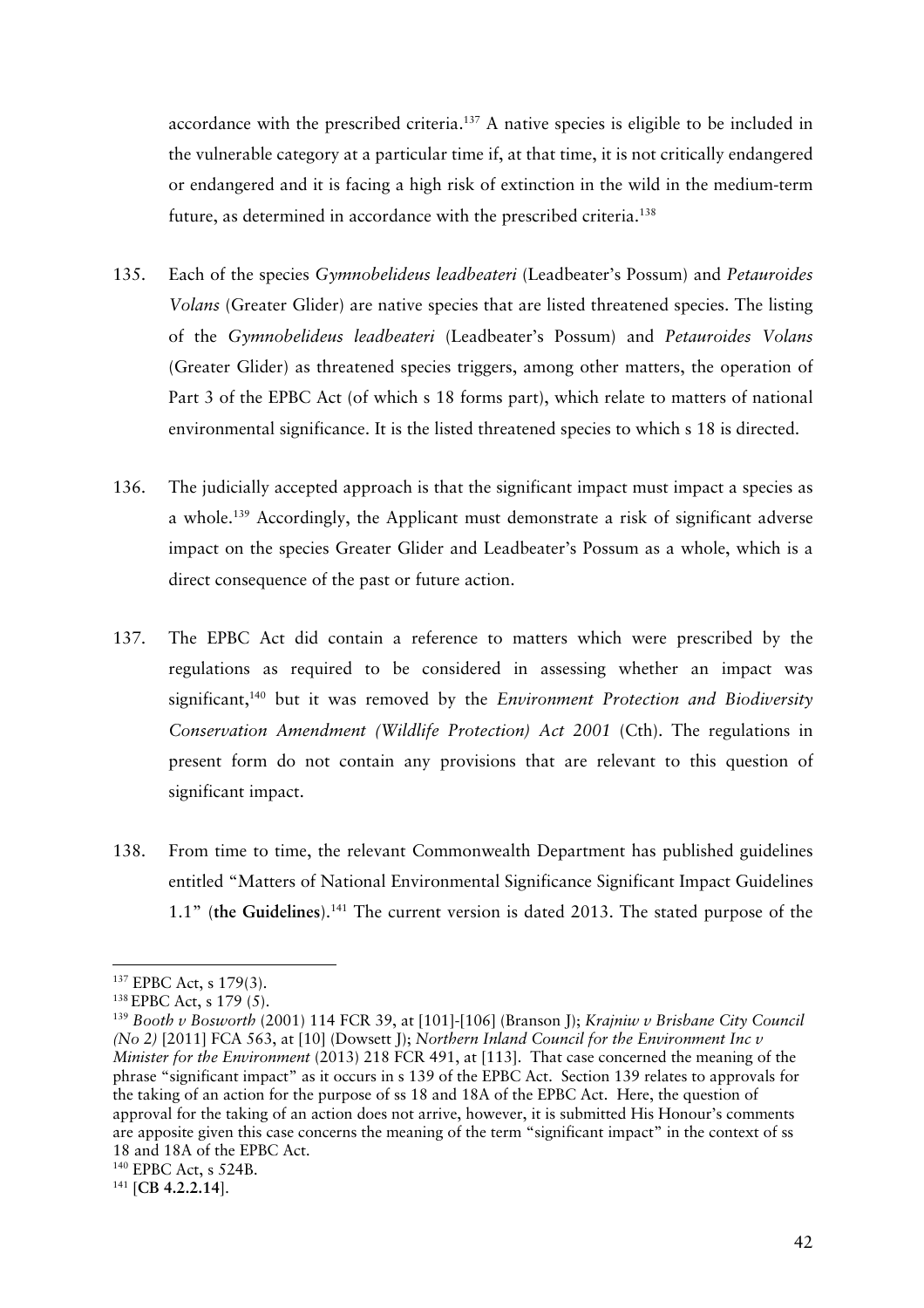accordance with the prescribed criteria.[137] A native species is eligible to be included in the vulnerable category at a particular time if, at that time, it is not critically endangered or endangered and it is facing a high risk of extinction in the wild in the medium-term future, as determined in accordance with the prescribed criteria.[138]

135. Each of the species *Gymnobelideus leadbeateri* (Leadbeater's Possum) and *Petauroides Volans* (Greater Glider) are native species that are listed threatened species. The listing of the *Gymnobelideus leadbeateri* (Leadbeater's Possum) and *Petauroides Volans* (Greater Glider) as threatened species triggers, among other matters, the operation of Part 3 of the EPBC Act (of which s 18 forms part), which relate to matters of national environmental significance. It is the listed threatened species to which s 18 is directed.

136. The judicially accepted approach is that the significant impact must impact a species as a whole.[139] Accordingly, the Applicant must demonstrate a risk of significant adverse impact on the species Greater Glider and Leadbeater's Possum as a whole, which is a direct consequence of the past or future action.

137. The EPBC Act did contain a reference to matters which were prescribed by the regulations as required to be considered in assessing whether an impact was significant,[140] but it was removed by the *Environment Protection and Biodiversity Conservation Amendment (Wildlife Protection) Act 2001* (Cth). The regulations in present form do not contain any provisions that are relevant to this question of significant impact.

138. From time to time, the relevant Commonwealth Department has published guidelines entitled "Matters of National Environmental Significance Significant Impact Guidelines 1.1" (**the Guidelines**).[141] The current version is dated 2013. The stated purpose of the

---

[137] EPBC Act, s 179(3).

[138] EPBC Act, s 179 (5).

[139] *Booth v Bosworth* (2001) 114 FCR 39, at [101]-[106] (Branson J); *Krajniw v Brisbane City Council (No 2)* [2011] FCA 563, at [10] (Dowsett J); *Northern Inland Council for the Environment Inc v Minister for the Environment* (2013) 218 FCR 491, at [113]. That case concerned the meaning of the phrase "significant impact" as it occurs in s 139 of the EPBC Act. Section 139 relates to approvals for the taking of an action for the purpose of ss 18 and 18A of the EPBC Act. Here, the question of approval for the taking of an action does not arrive, however, it is submitted His Honour's comments are apposite given this case concerns the meaning of the term "significant impact" in the context of ss 18 and 18A of the EPBC Act.

[140] EPBC Act, s 524B.

[141] [**CB 4.2.2.14**].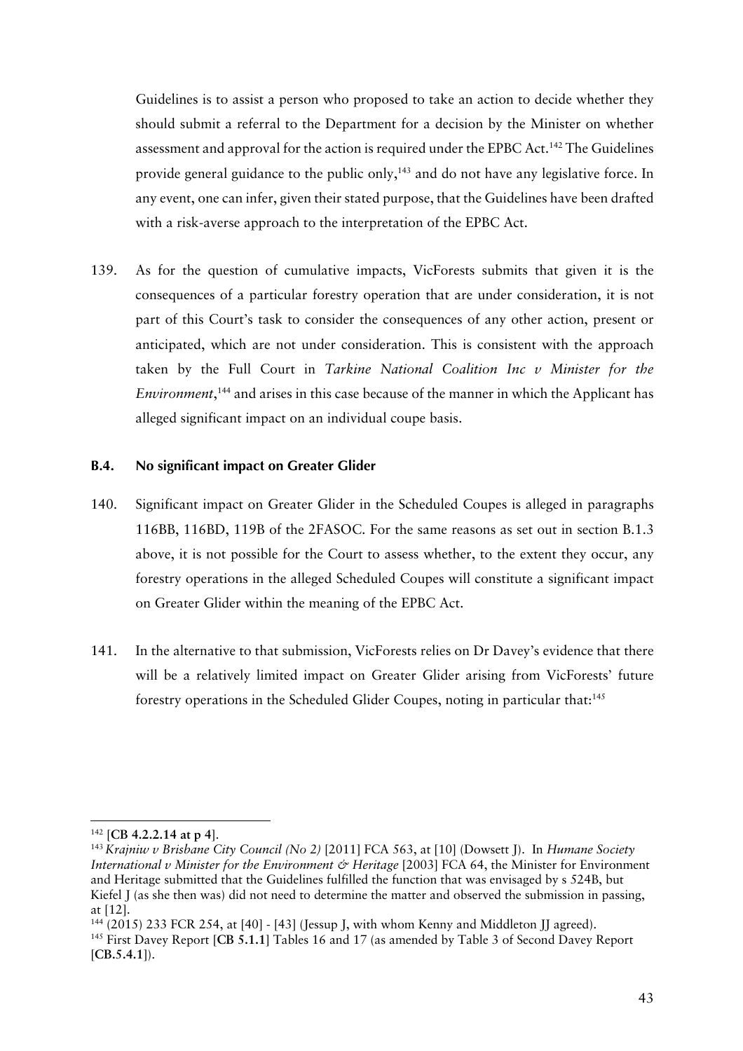Guidelines is to assist a person who proposed to take an action to decide whether they should submit a referral to the Department for a decision by the Minister on whether assessment and approval for the action is required under the EPBC Act.[142] The Guidelines provide general guidance to the public only,[143] and do not have any legislative force. In any event, one can infer, given their stated purpose, that the Guidelines have been drafted with a risk-averse approach to the interpretation of the EPBC Act.

139. As for the question of cumulative impacts, VicForests submits that given it is the consequences of a particular forestry operation that are under consideration, it is not part of this Court's task to consider the consequences of any other action, present or anticipated, which are not under consideration. This is consistent with the approach taken by the Full Court in *Tarkine National Coalition Inc v Minister for the Environment*,[144] and arises in this case because of the manner in which the Applicant has alleged significant impact on an individual coupe basis.

### B.4. No significant impact on Greater Glider

140. Significant impact on Greater Glider in the Scheduled Coupes is alleged in paragraphs 116BB, 116BD, 119B of the 2FASOC. For the same reasons as set out in section B.1.3 above, it is not possible for the Court to assess whether, to the extent they occur, any forestry operations in the alleged Scheduled Coupes will constitute a significant impact on Greater Glider within the meaning of the EPBC Act.

141. In the alternative to that submission, VicForests relies on Dr Davey's evidence that there will be a relatively limited impact on Greater Glider arising from VicForests' future forestry operations in the Scheduled Glider Coupes, noting in particular that:[145]

---

[142] [**CB 4.2.2.14 at p 4**].

[143] *Krajniw v Brisbane City Council (No 2)* [2011] FCA 563, at [10] (Dowsett J). In *Humane Society International v Minister for the Environment & Heritage* [2003] FCA 64, the Minister for Environment and Heritage submitted that the Guidelines fulfilled the function that was envisaged by s 524B, but Kiefel J (as she then was) did not need to determine the matter and observed the submission in passing, at [12].

[144] (2015) 233 FCR 254, at [40] - [43] (Jessup J, with whom Kenny and Middleton JJ agreed).

[145] First Davey Report [**CB 5.1.1**] Tables 16 and 17 (as amended by Table 3 of Second Davey Report [**CB.5.4.1**]).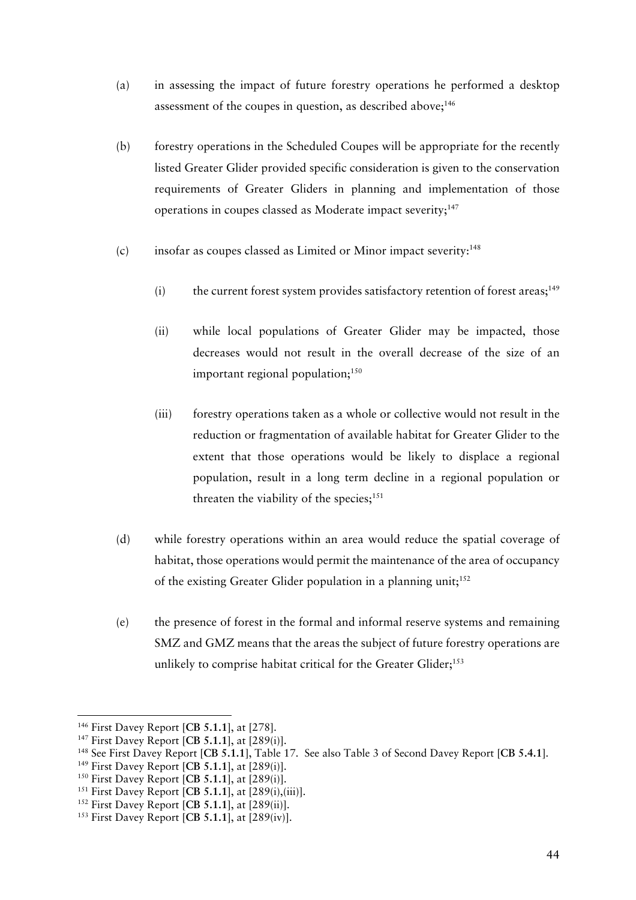(a) in assessing the impact of future forestry operations he performed a desktop assessment of the coupes in question, as described above;[146]

(b) forestry operations in the Scheduled Coupes will be appropriate for the recently listed Greater Glider provided specific consideration is given to the conservation requirements of Greater Gliders in planning and implementation of those operations in coupes classed as Moderate impact severity;[147]

(c) insofar as coupes classed as Limited or Minor impact severity:[148]

 (i) the current forest system provides satisfactory retention of forest areas;[149]

 (ii) while local populations of Greater Glider may be impacted, those decreases would not result in the overall decrease of the size of an important regional population;[150]

 (iii) forestry operations taken as a whole or collective would not result in the reduction or fragmentation of available habitat for Greater Glider to the extent that those operations would be likely to displace a regional population, result in a long term decline in a regional population or threaten the viability of the species;[151]

(d) while forestry operations within an area would reduce the spatial coverage of habitat, those operations would permit the maintenance of the area of occupancy of the existing Greater Glider population in a planning unit;[152]

(e) the presence of forest in the formal and informal reserve systems and remaining SMZ and GMZ means that the areas the subject of future forestry operations are unlikely to comprise habitat critical for the Greater Glider;[153]

---

[146] First Davey Report [**CB 5.1.1**], at [278].
[147] First Davey Report [**CB 5.1.1**], at [289(i)].
[148] See First Davey Report [**CB 5.1.1**], Table 17. See also Table 3 of Second Davey Report [**CB 5.4.1**].
[149] First Davey Report [**CB 5.1.1**], at [289(i)].
[150] First Davey Report [**CB 5.1.1**], at [289(i)].
[151] First Davey Report [**CB 5.1.1**], at [289(i),(iii)].
[152] First Davey Report [**CB 5.1.1**], at [289(ii)].
[153] First Davey Report [**CB 5.1.1**], at [289(iv)].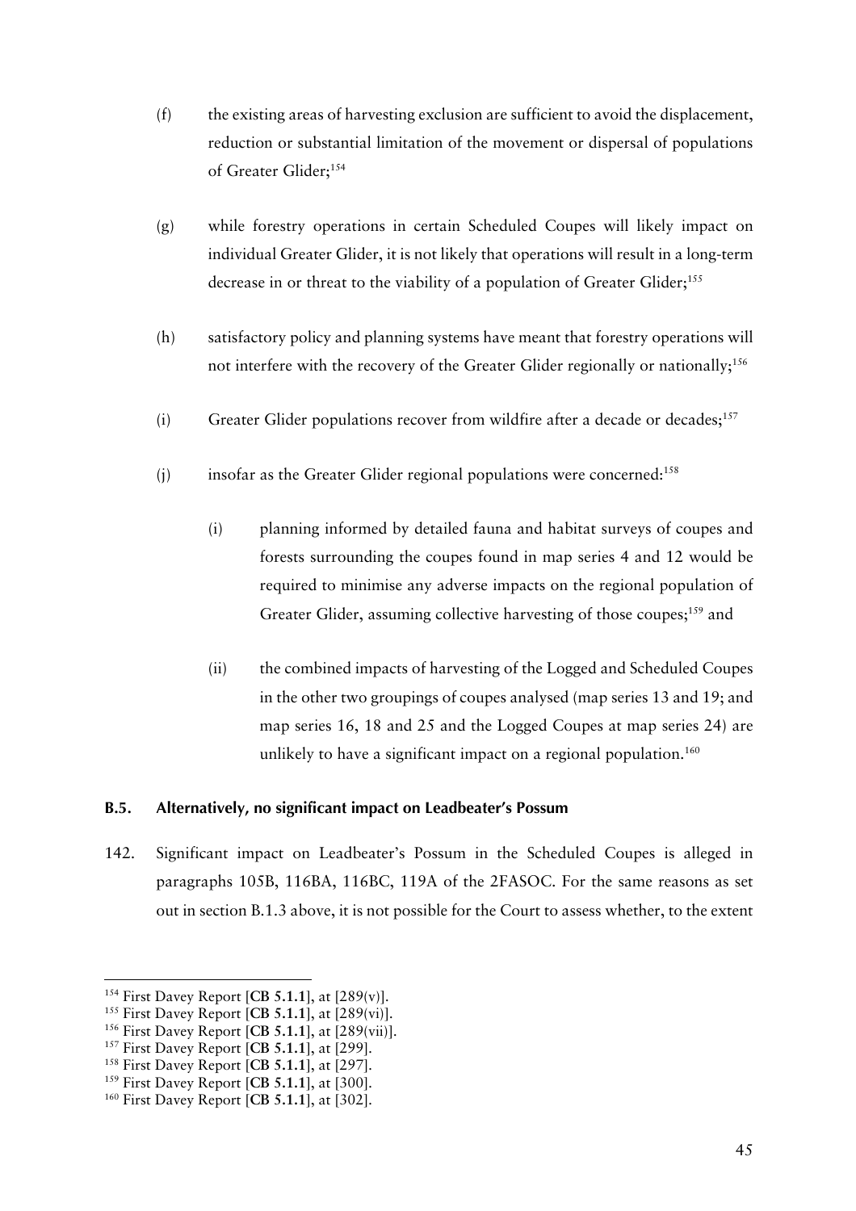(f) the existing areas of harvesting exclusion are sufficient to avoid the displacement, reduction or substantial limitation of the movement or dispersal of populations of Greater Glider;[154]

(g) while forestry operations in certain Scheduled Coupes will likely impact on individual Greater Glider, it is not likely that operations will result in a long-term decrease in or threat to the viability of a population of Greater Glider;[155]

(h) satisfactory policy and planning systems have meant that forestry operations will not interfere with the recovery of the Greater Glider regionally or nationally;[156]

(i) Greater Glider populations recover from wildfire after a decade or decades;[157]

(j) insofar as the Greater Glider regional populations were concerned:[158]

   (i) planning informed by detailed fauna and habitat surveys of coupes and forests surrounding the coupes found in map series 4 and 12 would be required to minimise any adverse impacts on the regional population of Greater Glider, assuming collective harvesting of those coupes;[159] and

   (ii) the combined impacts of harvesting of the Logged and Scheduled Coupes in the other two groupings of coupes analysed (map series 13 and 19; and map series 16, 18 and 25 and the Logged Coupes at map series 24) are unlikely to have a significant impact on a regional population.[160]

### B.5. Alternatively, no significant impact on Leadbeater's Possum

142. Significant impact on Leadbeater's Possum in the Scheduled Coupes is alleged in paragraphs 105B, 116BA, 116BC, 119A of the 2FASOC. For the same reasons as set out in section B.1.3 above, it is not possible for the Court to assess whether, to the extent

---

[154] First Davey Report [**CB 5.1.1**], at [289(v)].

[155] First Davey Report [**CB 5.1.1**], at [289(vi)].

[156] First Davey Report [**CB 5.1.1**], at [289(vii)].

[157] First Davey Report [**CB 5.1.1**], at [299].

[158] First Davey Report [**CB 5.1.1**], at [297].

[159] First Davey Report [**CB 5.1.1**], at [300].

[160] First Davey Report [**CB 5.1.1**], at [302].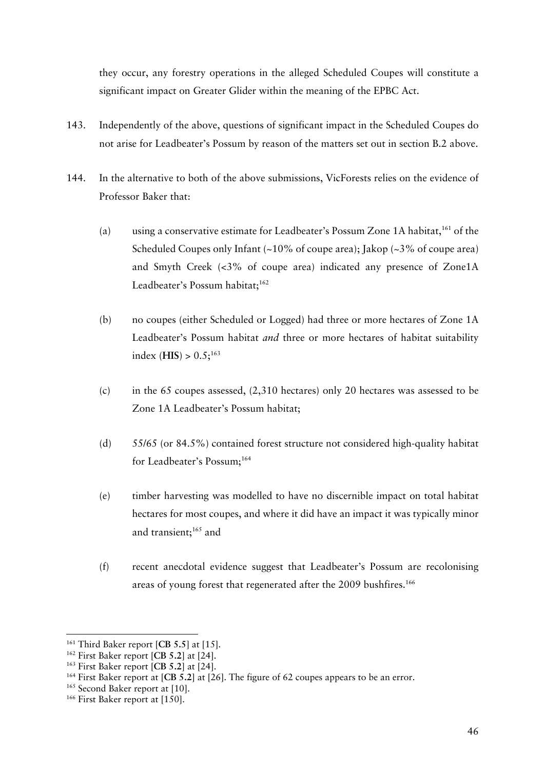they occur, any forestry operations in the alleged Scheduled Coupes will constitute a significant impact on Greater Glider within the meaning of the EPBC Act.

143. Independently of the above, questions of significant impact in the Scheduled Coupes do not arise for Leadbeater's Possum by reason of the matters set out in section B.2 above.

144. In the alternative to both of the above submissions, VicForests relies on the evidence of Professor Baker that:

   (a) using a conservative estimate for Leadbeater's Possum Zone 1A habitat,[161] of the Scheduled Coupes only Infant (~10% of coupe area); Jakop (~3% of coupe area) and Smyth Creek (<3% of coupe area) indicated any presence of Zone1A Leadbeater's Possum habitat;[162]

   (b) no coupes (either Scheduled or Logged) had three or more hectares of Zone 1A Leadbeater's Possum habitat *and* three or more hectares of habitat suitability index (**HIS**) > 0.5;[163]

   (c) in the 65 coupes assessed, (2,310 hectares) only 20 hectares was assessed to be Zone 1A Leadbeater's Possum habitat;

   (d) 55/65 (or 84.5%) contained forest structure not considered high-quality habitat for Leadbeater's Possum;[164]

   (e) timber harvesting was modelled to have no discernible impact on total habitat hectares for most coupes, and where it did have an impact it was typically minor and transient;[165] and

   (f) recent anecdotal evidence suggest that Leadbeater's Possum are recolonising areas of young forest that regenerated after the 2009 bushfires.[166]

---

[161] Third Baker report [**CB 5.5**] at [15].

[162] First Baker report [**CB 5.2**] at [24].

[163] First Baker report [**CB 5.2**] at [24].

[164] First Baker report at [**CB 5.2**] at [26]. The figure of 62 coupes appears to be an error.

[165] Second Baker report at [10].

[166] First Baker report at [150].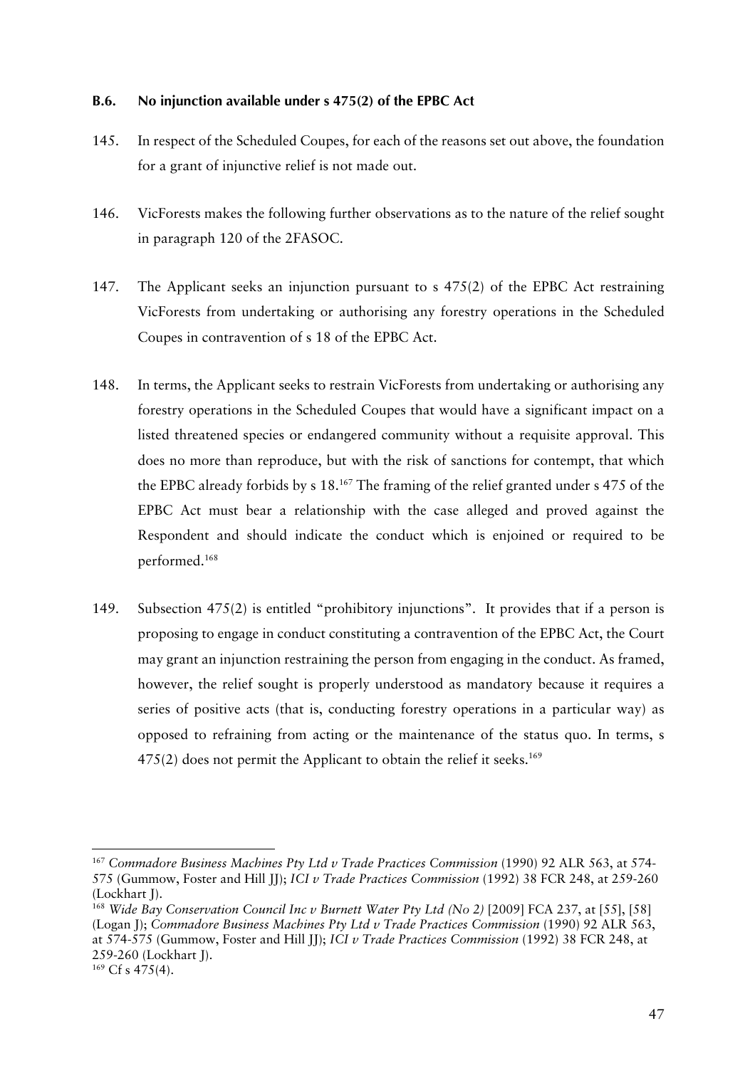### B.6. No injunction available under s 475(2) of the EPBC Act

145. In respect of the Scheduled Coupes, for each of the reasons set out above, the foundation for a grant of injunctive relief is not made out.

146. VicForests makes the following further observations as to the nature of the relief sought in paragraph 120 of the 2FASOC.

147. The Applicant seeks an injunction pursuant to s 475(2) of the EPBC Act restraining VicForests from undertaking or authorising any forestry operations in the Scheduled Coupes in contravention of s 18 of the EPBC Act.

148. In terms, the Applicant seeks to restrain VicForests from undertaking or authorising any forestry operations in the Scheduled Coupes that would have a significant impact on a listed threatened species or endangered community without a requisite approval. This does no more than reproduce, but with the risk of sanctions for contempt, that which the EPBC already forbids by s 18.[167] The framing of the relief granted under s 475 of the EPBC Act must bear a relationship with the case alleged and proved against the Respondent and should indicate the conduct which is enjoined or required to be performed.[168]

149. Subsection 475(2) is entitled "prohibitory injunctions". It provides that if a person is proposing to engage in conduct constituting a contravention of the EPBC Act, the Court may grant an injunction restraining the person from engaging in the conduct. As framed, however, the relief sought is properly understood as mandatory because it requires a series of positive acts (that is, conducting forestry operations in a particular way) as opposed to refraining from acting or the maintenance of the status quo. In terms, s 475(2) does not permit the Applicant to obtain the relief it seeks.[169]

---

[167] *Commadore Business Machines Pty Ltd v Trade Practices Commission* (1990) 92 ALR 563, at 574-575 (Gummow, Foster and Hill JJ); *ICI v Trade Practices Commission* (1992) 38 FCR 248, at 259-260 (Lockhart J).

[168] *Wide Bay Conservation Council Inc v Burnett Water Pty Ltd (No 2)* [2009] FCA 237, at [55], [58] (Logan J); *Commadore Business Machines Pty Ltd v Trade Practices Commission* (1990) 92 ALR 563, at 574-575 (Gummow, Foster and Hill JJ); *ICI v Trade Practices Commission* (1992) 38 FCR 248, at 259-260 (Lockhart J).

[169] Cf s 475(4).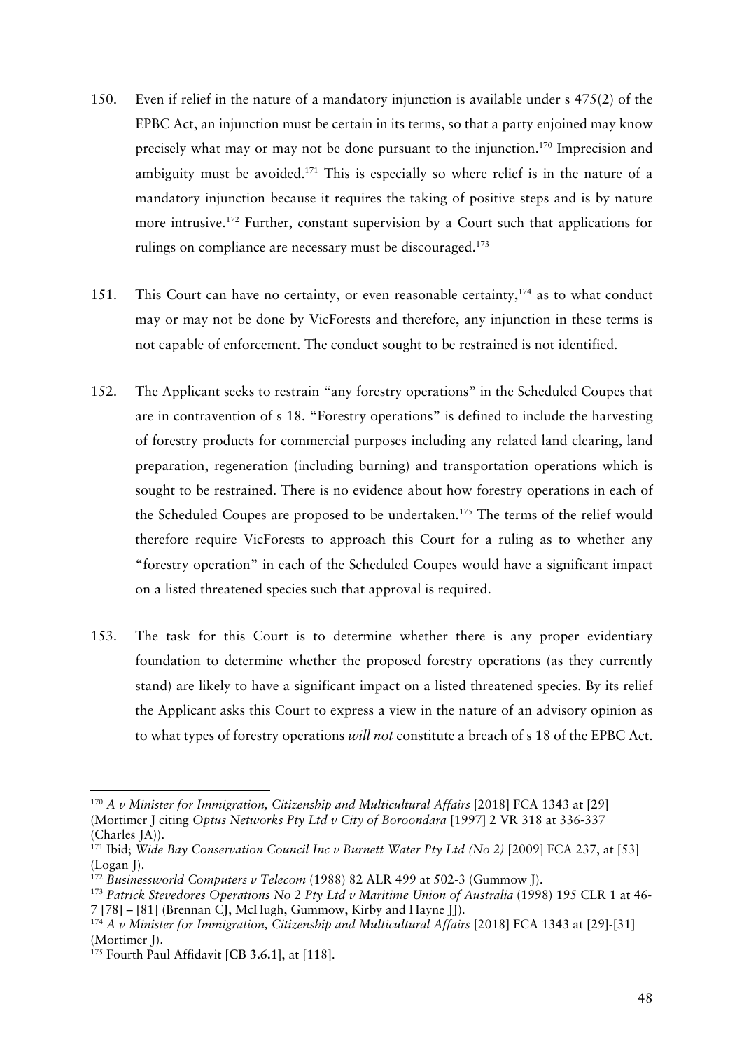150. Even if relief in the nature of a mandatory injunction is available under s 475(2) of the EPBC Act, an injunction must be certain in its terms, so that a party enjoined may know precisely what may or may not be done pursuant to the injunction.[170] Imprecision and ambiguity must be avoided.[171] This is especially so where relief is in the nature of a mandatory injunction because it requires the taking of positive steps and is by nature more intrusive.[172] Further, constant supervision by a Court such that applications for rulings on compliance are necessary must be discouraged.[173]

151. This Court can have no certainty, or even reasonable certainty,[174] as to what conduct may or may not be done by VicForests and therefore, any injunction in these terms is not capable of enforcement. The conduct sought to be restrained is not identified.

152. The Applicant seeks to restrain "any forestry operations" in the Scheduled Coupes that are in contravention of s 18. "Forestry operations" is defined to include the harvesting of forestry products for commercial purposes including any related land clearing, land preparation, regeneration (including burning) and transportation operations which is sought to be restrained. There is no evidence about how forestry operations in each of the Scheduled Coupes are proposed to be undertaken.[175] The terms of the relief would therefore require VicForests to approach this Court for a ruling as to whether any "forestry operation" in each of the Scheduled Coupes would have a significant impact on a listed threatened species such that approval is required.

153. The task for this Court is to determine whether there is any proper evidentiary foundation to determine whether the proposed forestry operations (as they currently stand) are likely to have a significant impact on a listed threatened species. By its relief the Applicant asks this Court to express a view in the nature of an advisory opinion as to what types of forestry operations *will not* constitute a breach of s 18 of the EPBC Act.

---

[170] *A v Minister for Immigration, Citizenship and Multicultural Affairs* [2018] FCA 1343 at [29] (Mortimer J citing *Optus Networks Pty Ltd v City of Boroondara* [1997] 2 VR 318 at 336-337 (Charles JA)).

[171] Ibid; *Wide Bay Conservation Council Inc v Burnett Water Pty Ltd (No 2)* [2009] FCA 237, at [53] (Logan J).

[172] *Businessworld Computers v Telecom* (1988) 82 ALR 499 at 502-3 (Gummow J).

[173] *Patrick Stevedores Operations No 2 Pty Ltd v Maritime Union of Australia* (1998) 195 CLR 1 at 46-7 [78] – [81] (Brennan CJ, McHugh, Gummow, Kirby and Hayne JJ).

[174] *A v Minister for Immigration, Citizenship and Multicultural Affairs* [2018] FCA 1343 at [29]-[31] (Mortimer J).

[175] Fourth Paul Affidavit [**CB 3.6.1**], at [118].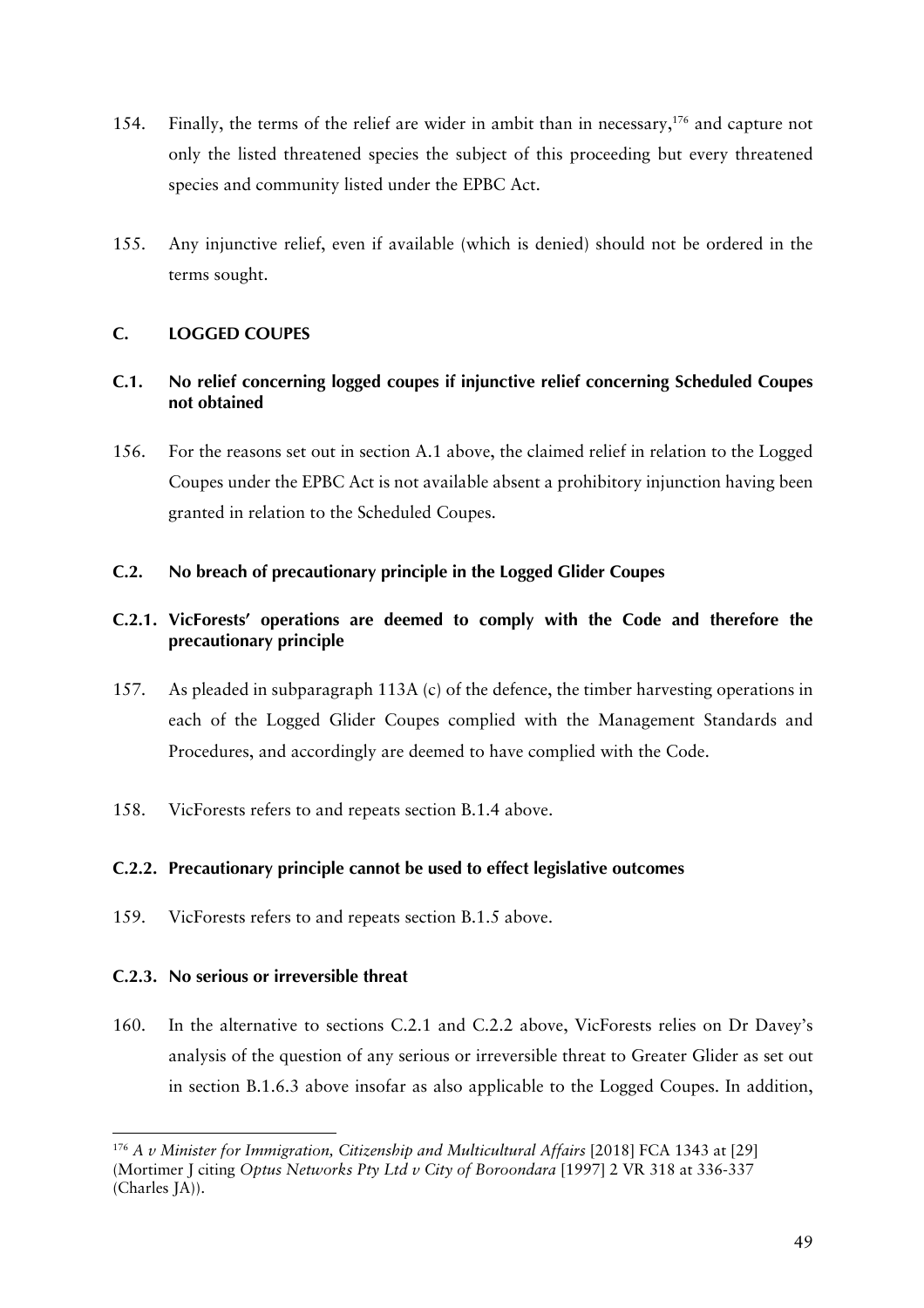154. Finally, the terms of the relief are wider in ambit than in necessary,[176] and capture not only the listed threatened species the subject of this proceeding but every threatened species and community listed under the EPBC Act.

155. Any injunctive relief, even if available (which is denied) should not be ordered in the terms sought.

## C. LOGGED COUPES

### C.1. No relief concerning logged coupes if injunctive relief concerning Scheduled Coupes not obtained

156. For the reasons set out in section A.1 above, the claimed relief in relation to the Logged Coupes under the EPBC Act is not available absent a prohibitory injunction having been granted in relation to the Scheduled Coupes.

### C.2. No breach of precautionary principle in the Logged Glider Coupes

#### C.2.1. VicForests' operations are deemed to comply with the Code and therefore the precautionary principle

157. As pleaded in subparagraph 113A (c) of the defence, the timber harvesting operations in each of the Logged Glider Coupes complied with the Management Standards and Procedures, and accordingly are deemed to have complied with the Code.

158. VicForests refers to and repeats section B.1.4 above.

#### C.2.2. Precautionary principle cannot be used to effect legislative outcomes

159. VicForests refers to and repeats section B.1.5 above.

#### C.2.3. No serious or irreversible threat

160. In the alternative to sections C.2.1 and C.2.2 above, VicForests relies on Dr Davey's analysis of the question of any serious or irreversible threat to Greater Glider as set out in section B.1.6.3 above insofar as also applicable to the Logged Coupes. In addition,

---

[176] *A v Minister for Immigration, Citizenship and Multicultural Affairs* [2018] FCA 1343 at [29] (Mortimer J citing *Optus Networks Pty Ltd v City of Boroondara* [1997] 2 VR 318 at 336-337 (Charles JA)).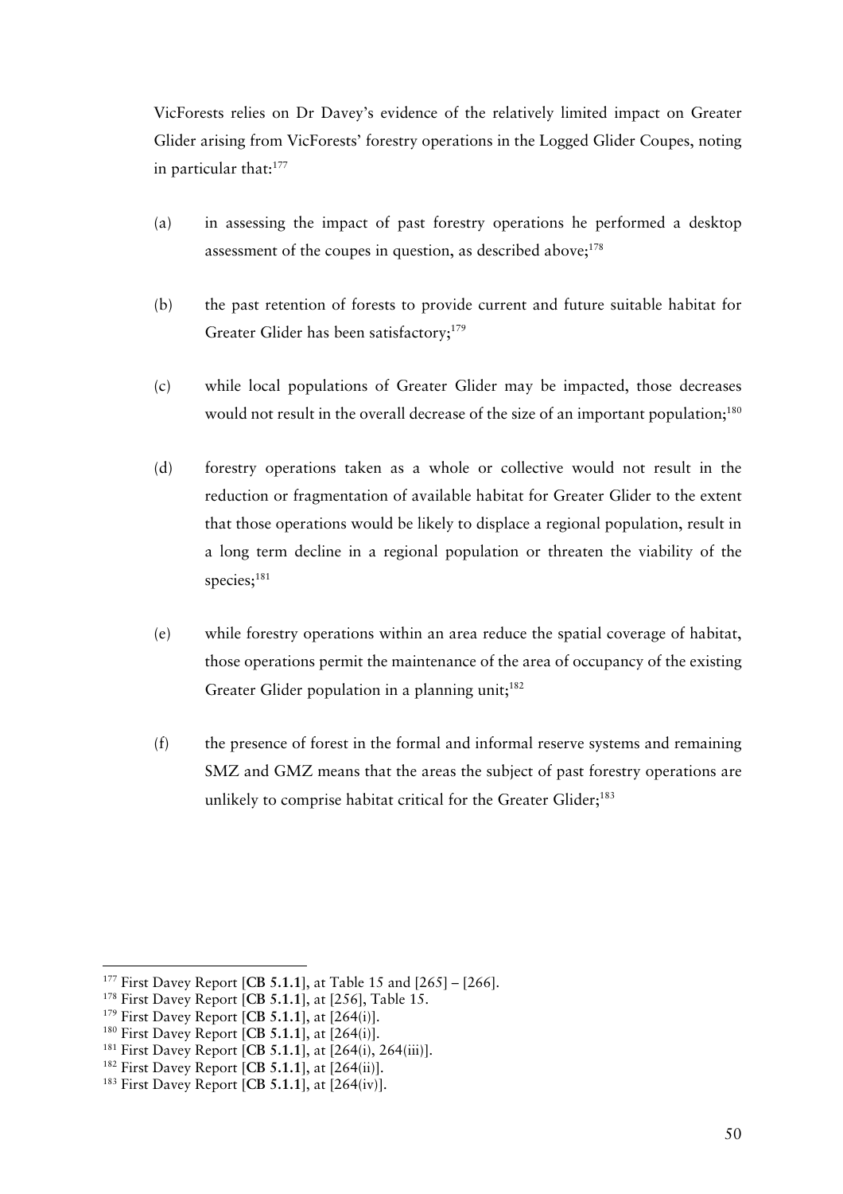VicForests relies on Dr Davey's evidence of the relatively limited impact on Greater Glider arising from VicForests' forestry operations in the Logged Glider Coupes, noting in particular that:[177]

(a) in assessing the impact of past forestry operations he performed a desktop assessment of the coupes in question, as described above;[178]

(b) the past retention of forests to provide current and future suitable habitat for Greater Glider has been satisfactory;[179]

(c) while local populations of Greater Glider may be impacted, those decreases would not result in the overall decrease of the size of an important population;[180]

(d) forestry operations taken as a whole or collective would not result in the reduction or fragmentation of available habitat for Greater Glider to the extent that those operations would be likely to displace a regional population, result in a long term decline in a regional population or threaten the viability of the species;[181]

(e) while forestry operations within an area reduce the spatial coverage of habitat, those operations permit the maintenance of the area of occupancy of the existing Greater Glider population in a planning unit;[182]

(f) the presence of forest in the formal and informal reserve systems and remaining SMZ and GMZ means that the areas the subject of past forestry operations are unlikely to comprise habitat critical for the Greater Glider;[183]

---

[177] First Davey Report [**CB 5.1.1**], at Table 15 and [265] – [266].
[178] First Davey Report [**CB 5.1.1**], at [256], Table 15.
[179] First Davey Report [**CB 5.1.1**], at [264(i)].
[180] First Davey Report [**CB 5.1.1**], at [264(i)].
[181] First Davey Report [**CB 5.1.1**], at [264(i), 264(iii)].
[182] First Davey Report [**CB 5.1.1**], at [264(ii)].
[183] First Davey Report [**CB 5.1.1**], at [264(iv)].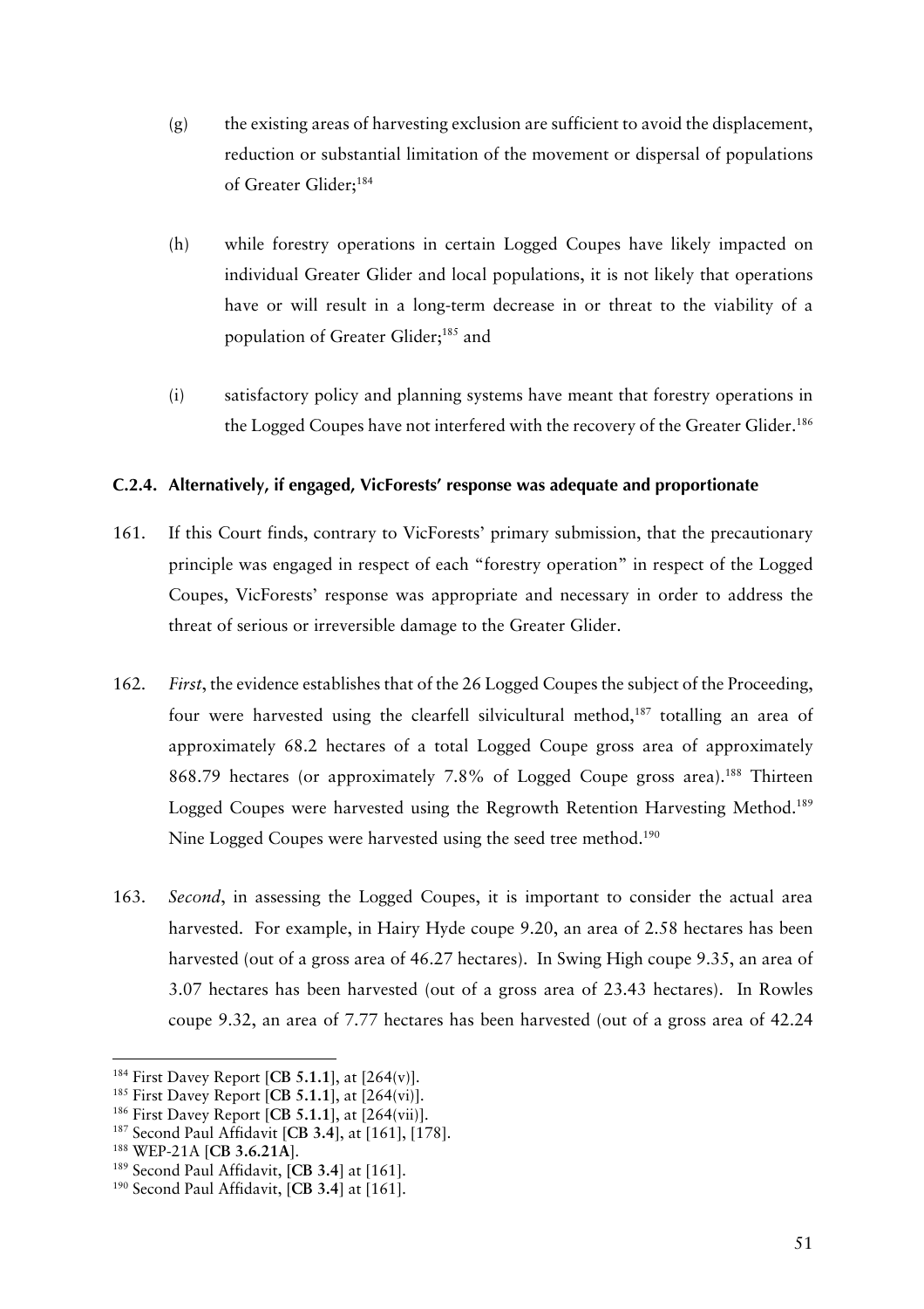(g) the existing areas of harvesting exclusion are sufficient to avoid the displacement, reduction or substantial limitation of the movement or dispersal of populations of Greater Glider;[184]

(h) while forestry operations in certain Logged Coupes have likely impacted on individual Greater Glider and local populations, it is not likely that operations have or will result in a long-term decrease in or threat to the viability of a population of Greater Glider;[185] and

(i) satisfactory policy and planning systems have meant that forestry operations in the Logged Coupes have not interfered with the recovery of the Greater Glider.[186]

### C.2.4. Alternatively, if engaged, VicForests' response was adequate and proportionate

161. If this Court finds, contrary to VicForests' primary submission, that the precautionary principle was engaged in respect of each "forestry operation" in respect of the Logged Coupes, VicForests' response was appropriate and necessary in order to address the threat of serious or irreversible damage to the Greater Glider.

162. *First*, the evidence establishes that of the 26 Logged Coupes the subject of the Proceeding, four were harvested using the clearfell silvicultural method,[187] totalling an area of approximately 68.2 hectares of a total Logged Coupe gross area of approximately 868.79 hectares (or approximately 7.8% of Logged Coupe gross area).[188] Thirteen Logged Coupes were harvested using the Regrowth Retention Harvesting Method.[189] Nine Logged Coupes were harvested using the seed tree method.[190]

163. *Second*, in assessing the Logged Coupes, it is important to consider the actual area harvested. For example, in Hairy Hyde coupe 9.20, an area of 2.58 hectares has been harvested (out of a gross area of 46.27 hectares). In Swing High coupe 9.35, an area of 3.07 hectares has been harvested (out of a gross area of 23.43 hectares). In Rowles coupe 9.32, an area of 7.77 hectares has been harvested (out of a gross area of 42.24

---

[184] First Davey Report [**CB 5.1.1**], at [264(v)].

[185] First Davey Report [**CB 5.1.1**], at [264(vi)].

[186] First Davey Report [**CB 5.1.1**], at [264(vii)].

[187] Second Paul Affidavit [**CB 3.4**], at [161], [178].

[188] WEP-21A [**CB 3.6.21A**].

[189] Second Paul Affidavit, [**CB 3.4**] at [161].

[190] Second Paul Affidavit, [**CB 3.4**] at [161].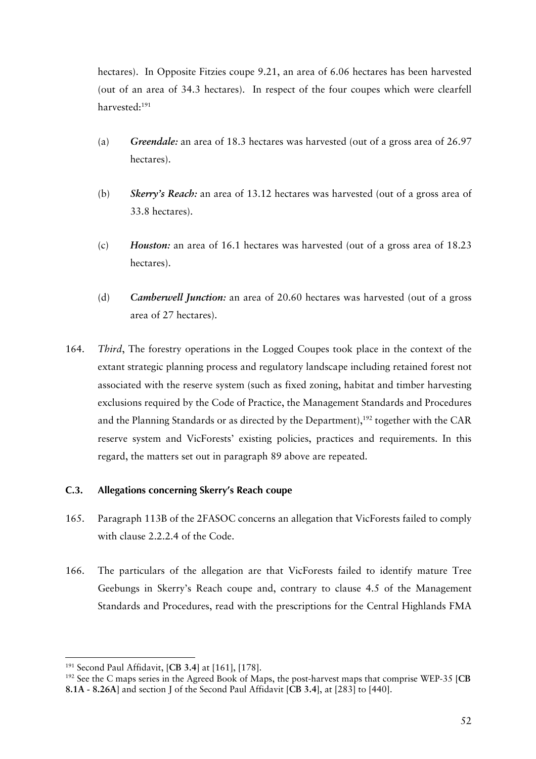hectares). In Opposite Fitzies coupe 9.21, an area of 6.06 hectares has been harvested (out of an area of 34.3 hectares). In respect of the four coupes which were clearfell harvested:[191]

(a) ***Greendale:*** an area of 18.3 hectares was harvested (out of a gross area of 26.97 hectares).

(b) ***Skerry's Reach:*** an area of 13.12 hectares was harvested (out of a gross area of 33.8 hectares).

(c) ***Houston:*** an area of 16.1 hectares was harvested (out of a gross area of 18.23 hectares).

(d) ***Camberwell Junction:*** an area of 20.60 hectares was harvested (out of a gross area of 27 hectares).

164. *Third*, The forestry operations in the Logged Coupes took place in the context of the extant strategic planning process and regulatory landscape including retained forest not associated with the reserve system (such as fixed zoning, habitat and timber harvesting exclusions required by the Code of Practice, the Management Standards and Procedures and the Planning Standards or as directed by the Department),[192] together with the CAR reserve system and VicForests' existing policies, practices and requirements. In this regard, the matters set out in paragraph 89 above are repeated.

### C.3. Allegations concerning Skerry's Reach coupe

165. Paragraph 113B of the 2FASOC concerns an allegation that VicForests failed to comply with clause 2.2.2.4 of the Code.

166. The particulars of the allegation are that VicForests failed to identify mature Tree Geebungs in Skerry's Reach coupe and, contrary to clause 4.5 of the Management Standards and Procedures, read with the prescriptions for the Central Highlands FMA

---

[191] Second Paul Affidavit, [**CB 3.4**] at [161], [178].

[192] See the C maps series in the Agreed Book of Maps, the post-harvest maps that comprise WEP-35 [**CB 8.1A - 8.26A**] and section J of the Second Paul Affidavit [**CB 3.4**], at [283] to [440].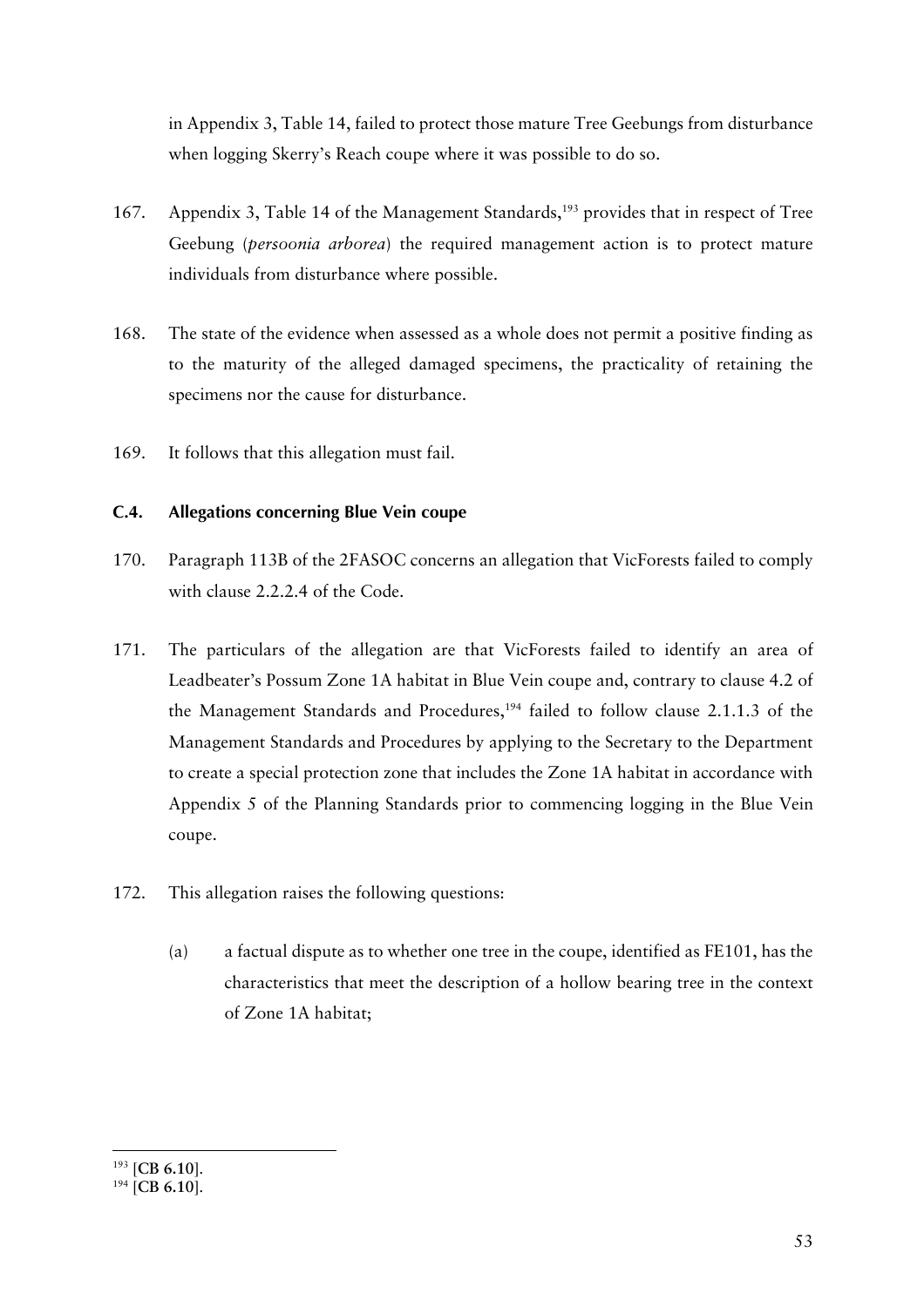in Appendix 3, Table 14, failed to protect those mature Tree Geebungs from disturbance when logging Skerry's Reach coupe where it was possible to do so.

167. Appendix 3, Table 14 of the Management Standards,[193] provides that in respect of Tree Geebung (*persoonia arborea*) the required management action is to protect mature individuals from disturbance where possible.

168. The state of the evidence when assessed as a whole does not permit a positive finding as to the maturity of the alleged damaged specimens, the practicality of retaining the specimens nor the cause for disturbance.

169. It follows that this allegation must fail.

### C.4. Allegations concerning Blue Vein coupe

170. Paragraph 113B of the 2FASOC concerns an allegation that VicForests failed to comply with clause 2.2.2.4 of the Code.

171. The particulars of the allegation are that VicForests failed to identify an area of Leadbeater's Possum Zone 1A habitat in Blue Vein coupe and, contrary to clause 4.2 of the Management Standards and Procedures,[194] failed to follow clause 2.1.1.3 of the Management Standards and Procedures by applying to the Secretary to the Department to create a special protection zone that includes the Zone 1A habitat in accordance with Appendix 5 of the Planning Standards prior to commencing logging in the Blue Vein coupe.

172. This allegation raises the following questions:

   (a) a factual dispute as to whether one tree in the coupe, identified as FE101, has the characteristics that meet the description of a hollow bearing tree in the context of Zone 1A habitat;

---

[193] [**CB 6.10**].

[194] [**CB 6.10**].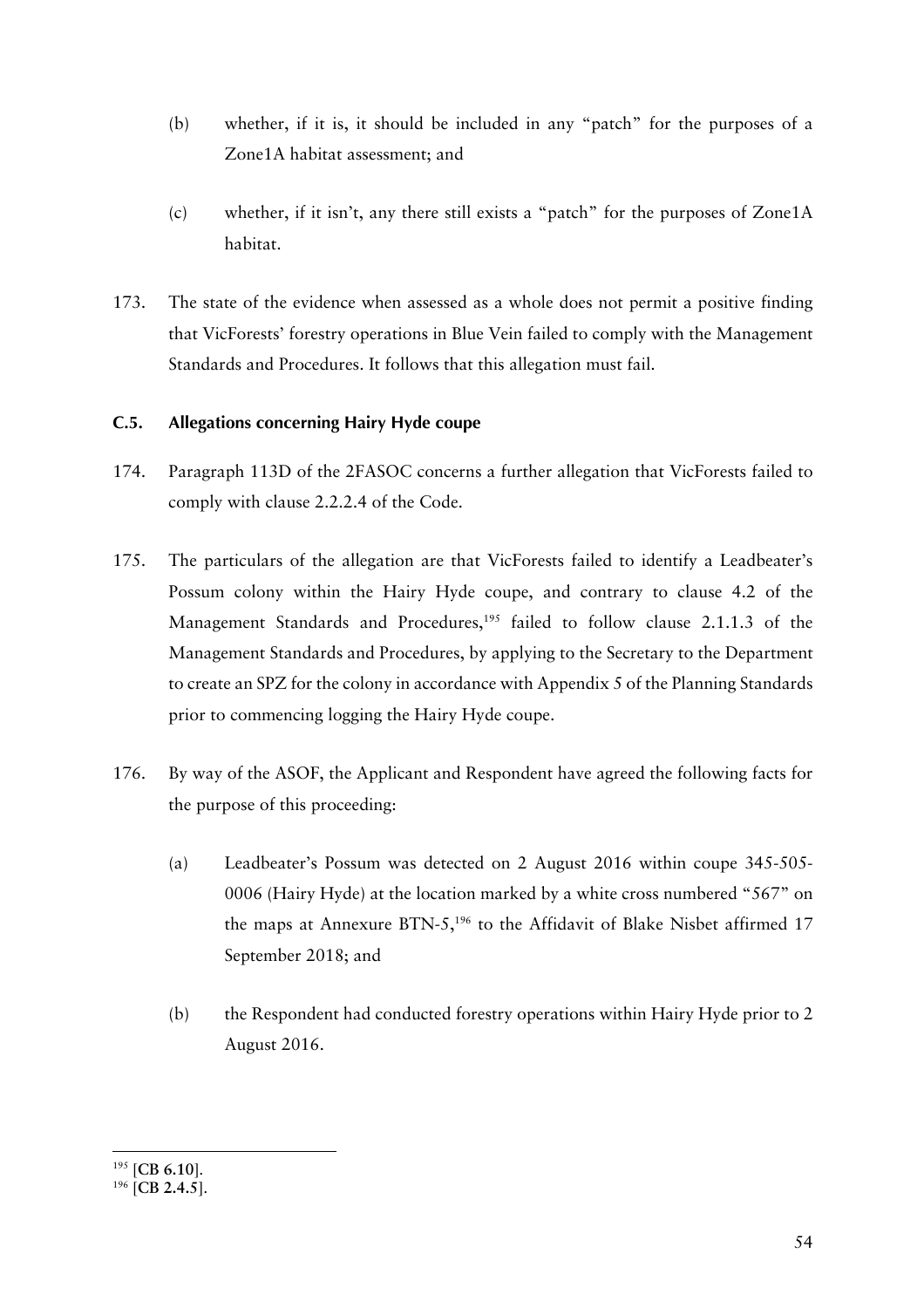(b) whether, if it is, it should be included in any "patch" for the purposes of a Zone1A habitat assessment; and

(c) whether, if it isn't, any there still exists a "patch" for the purposes of Zone1A habitat.

173. The state of the evidence when assessed as a whole does not permit a positive finding that VicForests' forestry operations in Blue Vein failed to comply with the Management Standards and Procedures. It follows that this allegation must fail.

### C.5. Allegations concerning Hairy Hyde coupe

174. Paragraph 113D of the 2FASOC concerns a further allegation that VicForests failed to comply with clause 2.2.2.4 of the Code.

175. The particulars of the allegation are that VicForests failed to identify a Leadbeater's Possum colony within the Hairy Hyde coupe, and contrary to clause 4.2 of the Management Standards and Procedures,[195] failed to follow clause 2.1.1.3 of the Management Standards and Procedures, by applying to the Secretary to the Department to create an SPZ for the colony in accordance with Appendix 5 of the Planning Standards prior to commencing logging the Hairy Hyde coupe.

176. By way of the ASOF, the Applicant and Respondent have agreed the following facts for the purpose of this proceeding:

(a) Leadbeater's Possum was detected on 2 August 2016 within coupe 345-505-0006 (Hairy Hyde) at the location marked by a white cross numbered "567" on the maps at Annexure BTN-5,[196] to the Affidavit of Blake Nisbet affirmed 17 September 2018; and

(b) the Respondent had conducted forestry operations within Hairy Hyde prior to 2 August 2016.

---

[195] [**CB 6.10**].

[196] [**CB 2.4.5**].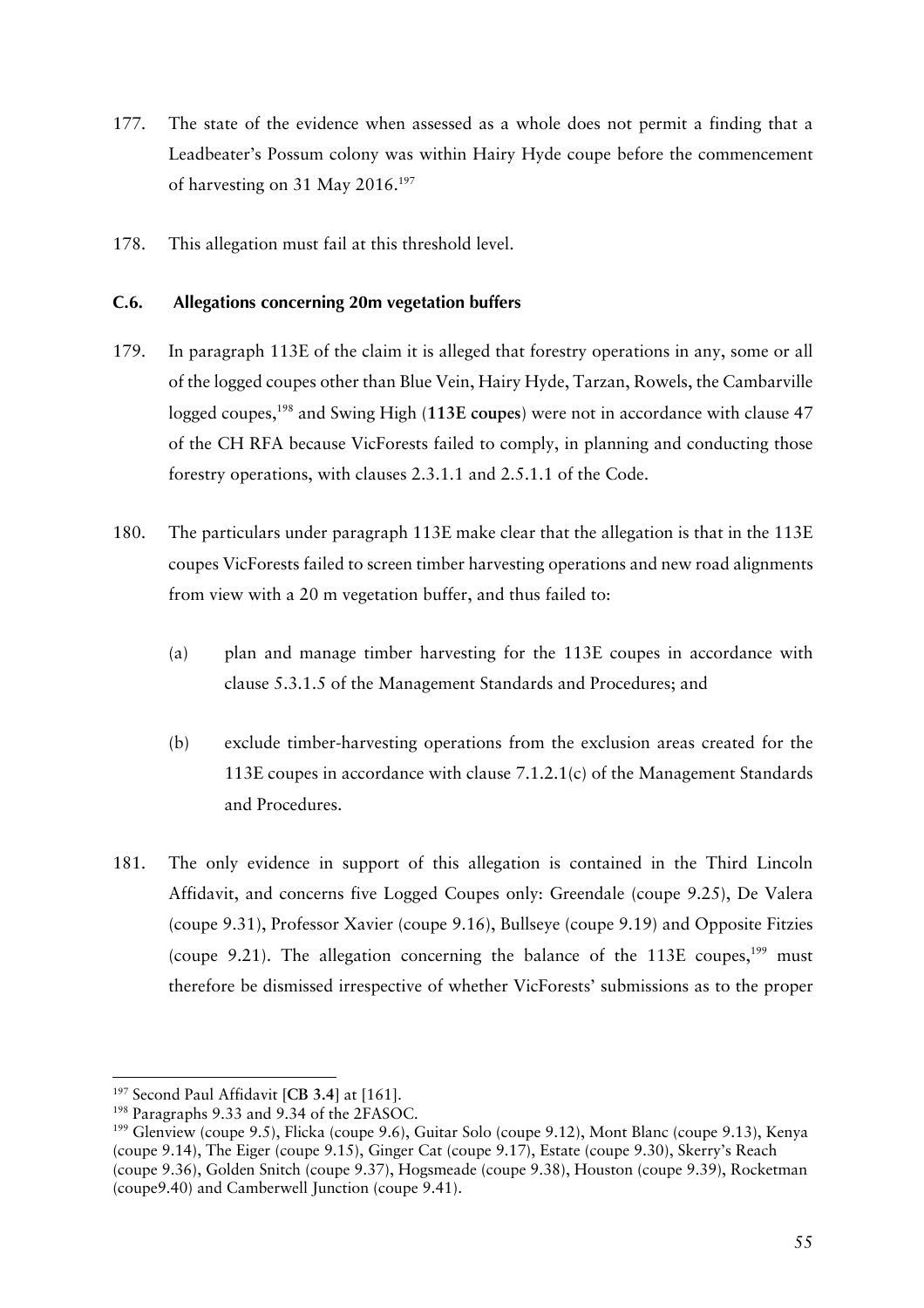177. The state of the evidence when assessed as a whole does not permit a finding that a Leadbeater's Possum colony was within Hairy Hyde coupe before the commencement of harvesting on 31 May 2016.[197]

178. This allegation must fail at this threshold level.

### C.6. Allegations concerning 20m vegetation buffers

179. In paragraph 113E of the claim it is alleged that forestry operations in any, some or all of the logged coupes other than Blue Vein, Hairy Hyde, Tarzan, Rowels, the Cambarville logged coupes,[198] and Swing High (**113E coupes**) were not in accordance with clause 47 of the CH RFA because VicForests failed to comply, in planning and conducting those forestry operations, with clauses 2.3.1.1 and 2.5.1.1 of the Code.

180. The particulars under paragraph 113E make clear that the allegation is that in the 113E coupes VicForests failed to screen timber harvesting operations and new road alignments from view with a 20 m vegetation buffer, and thus failed to:

    (a) plan and manage timber harvesting for the 113E coupes in accordance with clause 5.3.1.5 of the Management Standards and Procedures; and

    (b) exclude timber-harvesting operations from the exclusion areas created for the 113E coupes in accordance with clause 7.1.2.1(c) of the Management Standards and Procedures.

181. The only evidence in support of this allegation is contained in the Third Lincoln Affidavit, and concerns five Logged Coupes only: Greendale (coupe 9.25), De Valera (coupe 9.31), Professor Xavier (coupe 9.16), Bullseye (coupe 9.19) and Opposite Fitzies (coupe 9.21). The allegation concerning the balance of the 113E coupes,[199] must therefore be dismissed irrespective of whether VicForests' submissions as to the proper

---

[197] Second Paul Affidavit [**CB 3.4**] at [161].

[198] Paragraphs 9.33 and 9.34 of the 2FASOC.

[199] Glenview (coupe 9.5), Flicka (coupe 9.6), Guitar Solo (coupe 9.12), Mont Blanc (coupe 9.13), Kenya (coupe 9.14), The Eiger (coupe 9.15), Ginger Cat (coupe 9.17), Estate (coupe 9.30), Skerry's Reach (coupe 9.36), Golden Snitch (coupe 9.37), Hogsmeade (coupe 9.38), Houston (coupe 9.39), Rocketman (coupe9.40) and Camberwell Junction (coupe 9.41).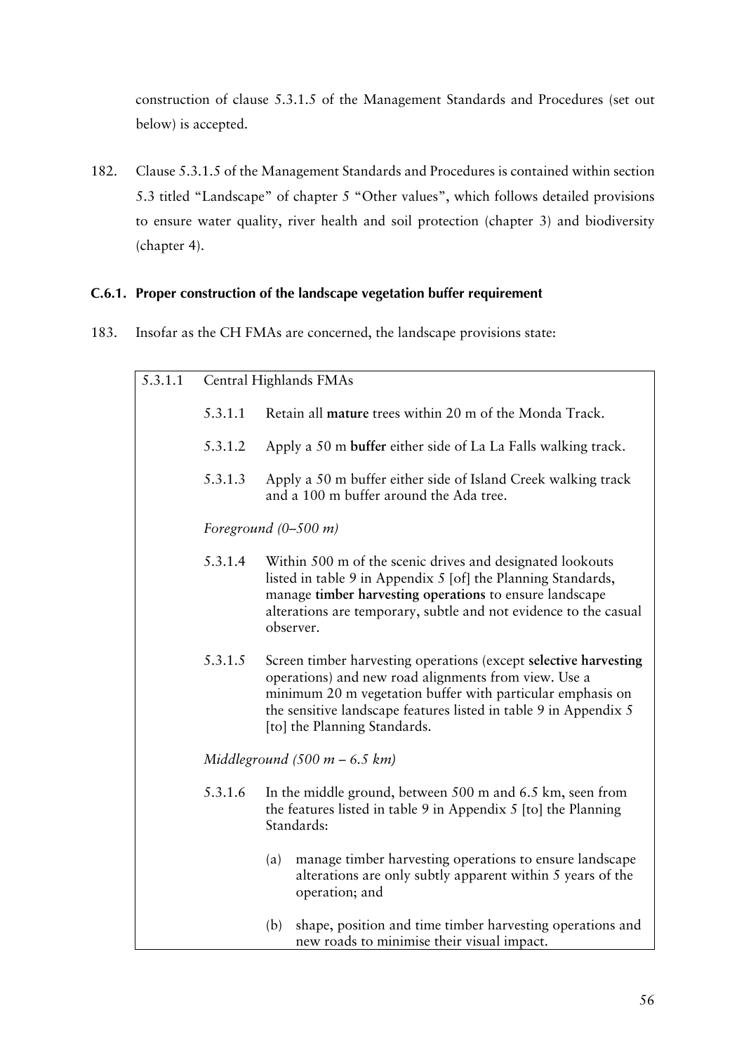construction of clause 5.3.1.5 of the Management Standards and Procedures (set out below) is accepted.

182. Clause 5.3.1.5 of the Management Standards and Procedures is contained within section 5.3 titled "Landscape" of chapter 5 "Other values", which follows detailed provisions to ensure water quality, river health and soil protection (chapter 3) and biodiversity (chapter 4).

### C.6.1. Proper construction of the landscape vegetation buffer requirement

183. Insofar as the CH FMAs are concerned, the landscape provisions state:

> 5.3.1.1 Central Highlands FMAs
>
> 5.3.1.1 Retain all **mature** trees within 20 m of the Monda Track.
>
> 5.3.1.2 Apply a 50 m **buffer** either side of La La Falls walking track.
>
> 5.3.1.3 Apply a 50 m buffer either side of Island Creek walking track and a 100 m buffer around the Ada tree.
>
> *Foreground (0–500 m)*
>
> 5.3.1.4 Within 500 m of the scenic drives and designated lookouts listed in table 9 in Appendix 5 [of] the Planning Standards, manage **timber harvesting operations** to ensure landscape alterations are temporary, subtle and not evidence to the casual observer.
>
> 5.3.1.5 Screen timber harvesting operations (except **selective harvesting** operations) and new road alignments from view. Use a minimum 20 m vegetation buffer with particular emphasis on the sensitive landscape features listed in table 9 in Appendix 5 [to] the Planning Standards.
>
> *Middleground (500 m – 6.5 km)*
>
> 5.3.1.6 In the middle ground, between 500 m and 6.5 km, seen from the features listed in table 9 in Appendix 5 [to] the Planning Standards:
>
> (a) manage timber harvesting operations to ensure landscape alterations are only subtly apparent within 5 years of the operation; and
>
> (b) shape, position and time timber harvesting operations and new roads to minimise their visual impact.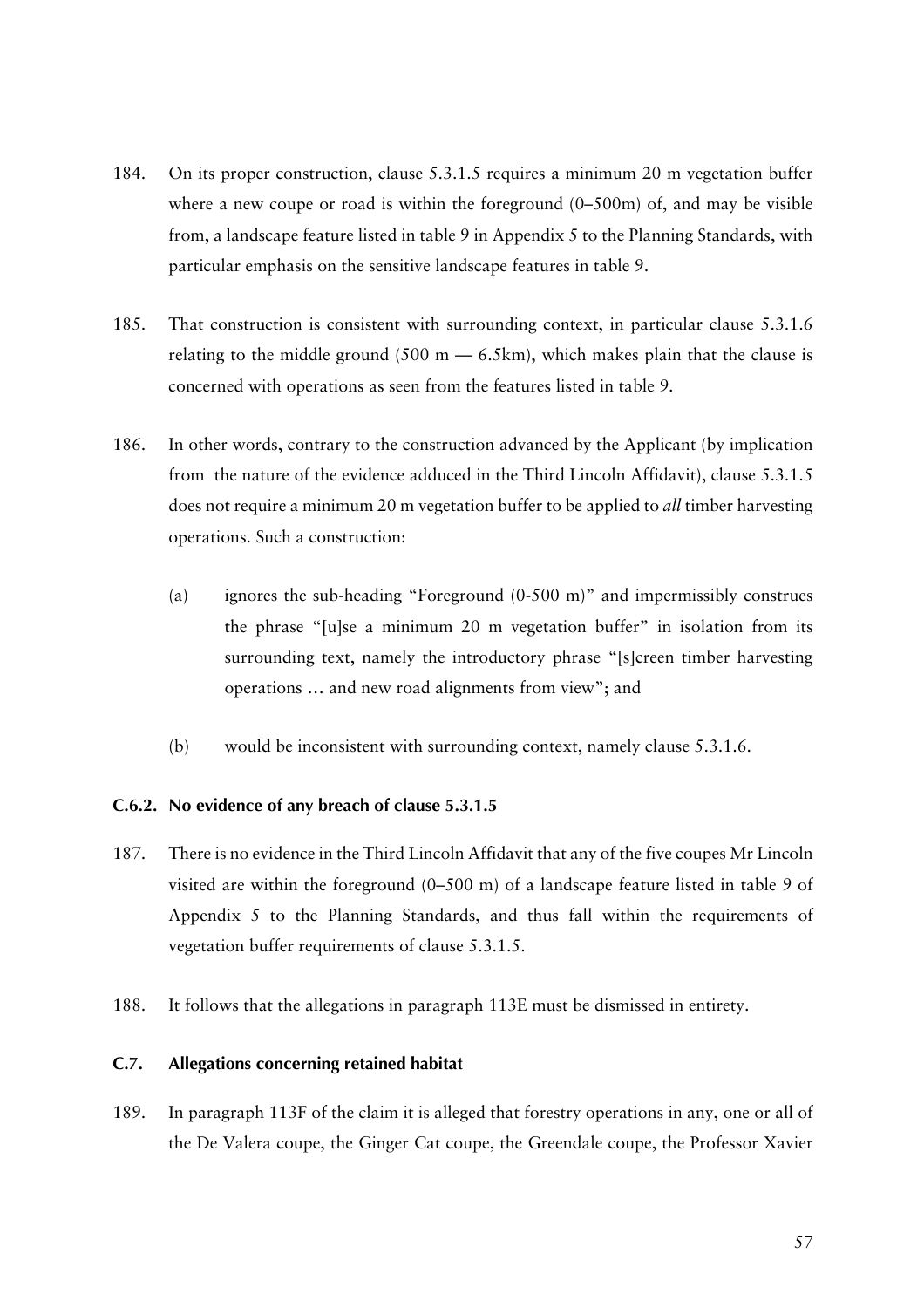184. On its proper construction, clause 5.3.1.5 requires a minimum 20 m vegetation buffer where a new coupe or road is within the foreground (0–500m) of, and may be visible from, a landscape feature listed in table 9 in Appendix 5 to the Planning Standards, with particular emphasis on the sensitive landscape features in table 9.

185. That construction is consistent with surrounding context, in particular clause 5.3.1.6 relating to the middle ground (500 m — 6.5km), which makes plain that the clause is concerned with operations as seen from the features listed in table 9.

186. In other words, contrary to the construction advanced by the Applicant (by implication from the nature of the evidence adduced in the Third Lincoln Affidavit), clause 5.3.1.5 does not require a minimum 20 m vegetation buffer to be applied to *all* timber harvesting operations. Such a construction:

   (a) ignores the sub-heading "Foreground (0-500 m)" and impermissibly construes the phrase "[u]se a minimum 20 m vegetation buffer" in isolation from its surrounding text, namely the introductory phrase "[s]creen timber harvesting operations … and new road alignments from view"; and

   (b) would be inconsistent with surrounding context, namely clause 5.3.1.6.

#### C.6.2. No evidence of any breach of clause 5.3.1.5

187. There is no evidence in the Third Lincoln Affidavit that any of the five coupes Mr Lincoln visited are within the foreground (0–500 m) of a landscape feature listed in table 9 of Appendix 5 to the Planning Standards, and thus fall within the requirements of vegetation buffer requirements of clause 5.3.1.5.

188. It follows that the allegations in paragraph 113E must be dismissed in entirety.

### C.7. Allegations concerning retained habitat

189. In paragraph 113F of the claim it is alleged that forestry operations in any, one or all of the De Valera coupe, the Ginger Cat coupe, the Greendale coupe, the Professor Xavier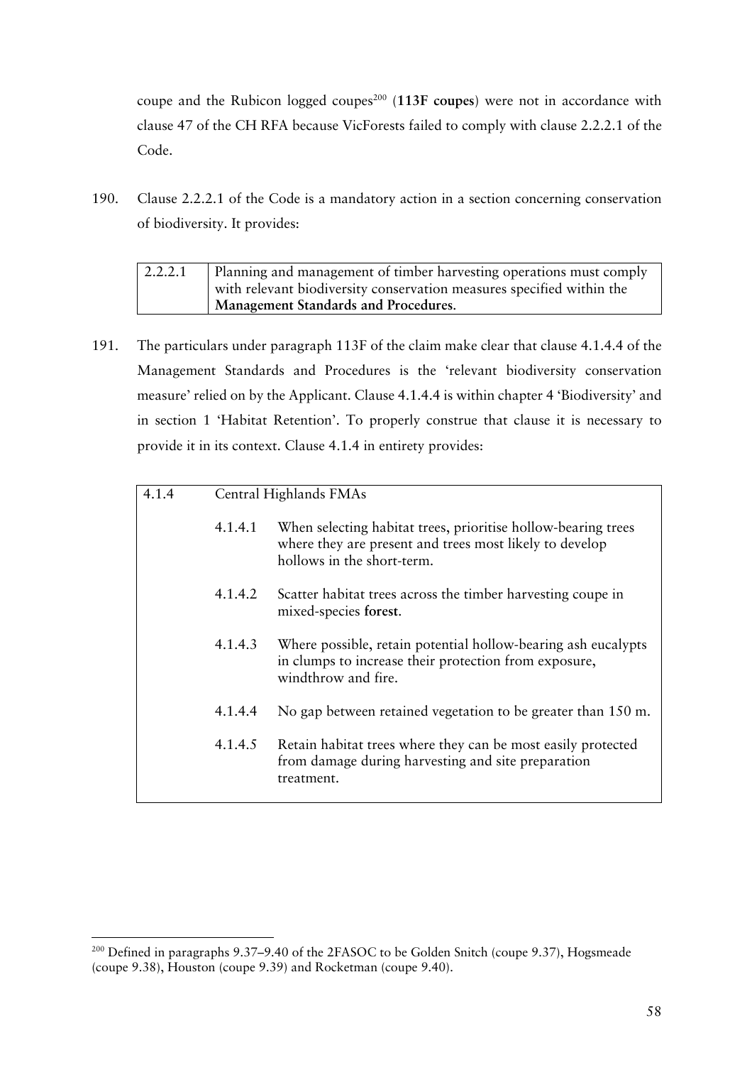coupe and the Rubicon logged coupes[200] (**113F coupes**) were not in accordance with clause 47 of the CH RFA because VicForests failed to comply with clause 2.2.2.1 of the Code.

190. Clause 2.2.2.1 of the Code is a mandatory action in a section concerning conservation of biodiversity. It provides:

| 2.2.2.1 | Planning and management of timber harvesting operations must comply with relevant biodiversity conservation measures specified within the **Management Standards and Procedures**. |
|---|---|

191. The particulars under paragraph 113F of the claim make clear that clause 4.1.4.4 of the Management Standards and Procedures is the 'relevant biodiversity conservation measure' relied on by the Applicant. Clause 4.1.4.4 is within chapter 4 'Biodiversity' and in section 1 'Habitat Retention'. To properly construe that clause it is necessary to provide it in its context. Clause 4.1.4 in entirety provides:

| 4.1.4 | Central Highlands FMAs | |
|---|---|---|
| | 4.1.4.1 | When selecting habitat trees, prioritise hollow-bearing trees where they are present and trees most likely to develop hollows in the short-term. |
| | 4.1.4.2 | Scatter habitat trees across the timber harvesting coupe in mixed-species **forest**. |
| | 4.1.4.3 | Where possible, retain potential hollow-bearing ash eucalypts in clumps to increase their protection from exposure, windthrow and fire. |
| | 4.1.4.4 | No gap between retained vegetation to be greater than 150 m. |
| | 4.1.4.5 | Retain habitat trees where they can be most easily protected from damage during harvesting and site preparation treatment. |

[200] Defined in paragraphs 9.37–9.40 of the 2FASOC to be Golden Snitch (coupe 9.37), Hogsmeade (coupe 9.38), Houston (coupe 9.39) and Rocketman (coupe 9.40).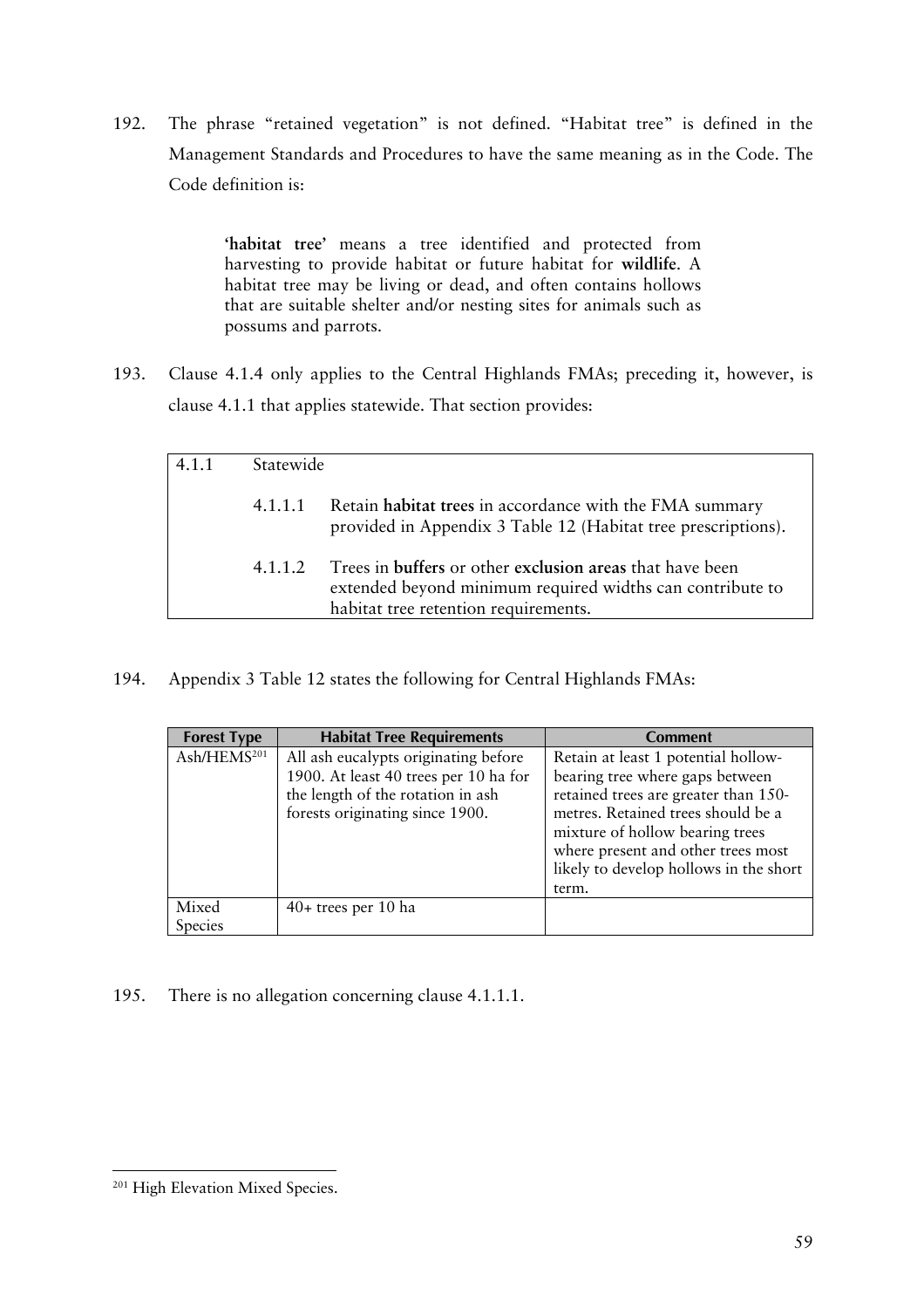192. The phrase "retained vegetation" is not defined. "Habitat tree" is defined in the Management Standards and Procedures to have the same meaning as in the Code. The Code definition is:

> **'habitat tree'** means a tree identified and protected from harvesting to provide habitat or future habitat for **wildlife**. A habitat tree may be living or dead, and often contains hollows that are suitable shelter and/or nesting sites for animals such as possums and parrots.

193. Clause 4.1.4 only applies to the Central Highlands FMAs; preceding it, however, is clause 4.1.1 that applies statewide. That section provides:

| 4.1.1 | Statewide | |
|---|---|---|
| | 4.1.1.1 | Retain **habitat trees** in accordance with the FMA summary provided in Appendix 3 Table 12 (Habitat tree prescriptions). |
| | 4.1.1.2 | Trees in **buffers** or other **exclusion areas** that have been extended beyond minimum required widths can contribute to habitat tree retention requirements. |

194. Appendix 3 Table 12 states the following for Central Highlands FMAs:

| Forest Type | Habitat Tree Requirements | Comment |
|---|---|---|
| Ash/HEMS[201] | All ash eucalypts originating before 1900. At least 40 trees per 10 ha for the length of the rotation in ash forests originating since 1900. | Retain at least 1 potential hollow-bearing tree where gaps between retained trees are greater than 150-metres. Retained trees should be a mixture of hollow bearing trees where present and other trees most likely to develop hollows in the short term. |
| Mixed Species | 40+ trees per 10 ha | |

195. There is no allegation concerning clause 4.1.1.1.

[201] High Elevation Mixed Species.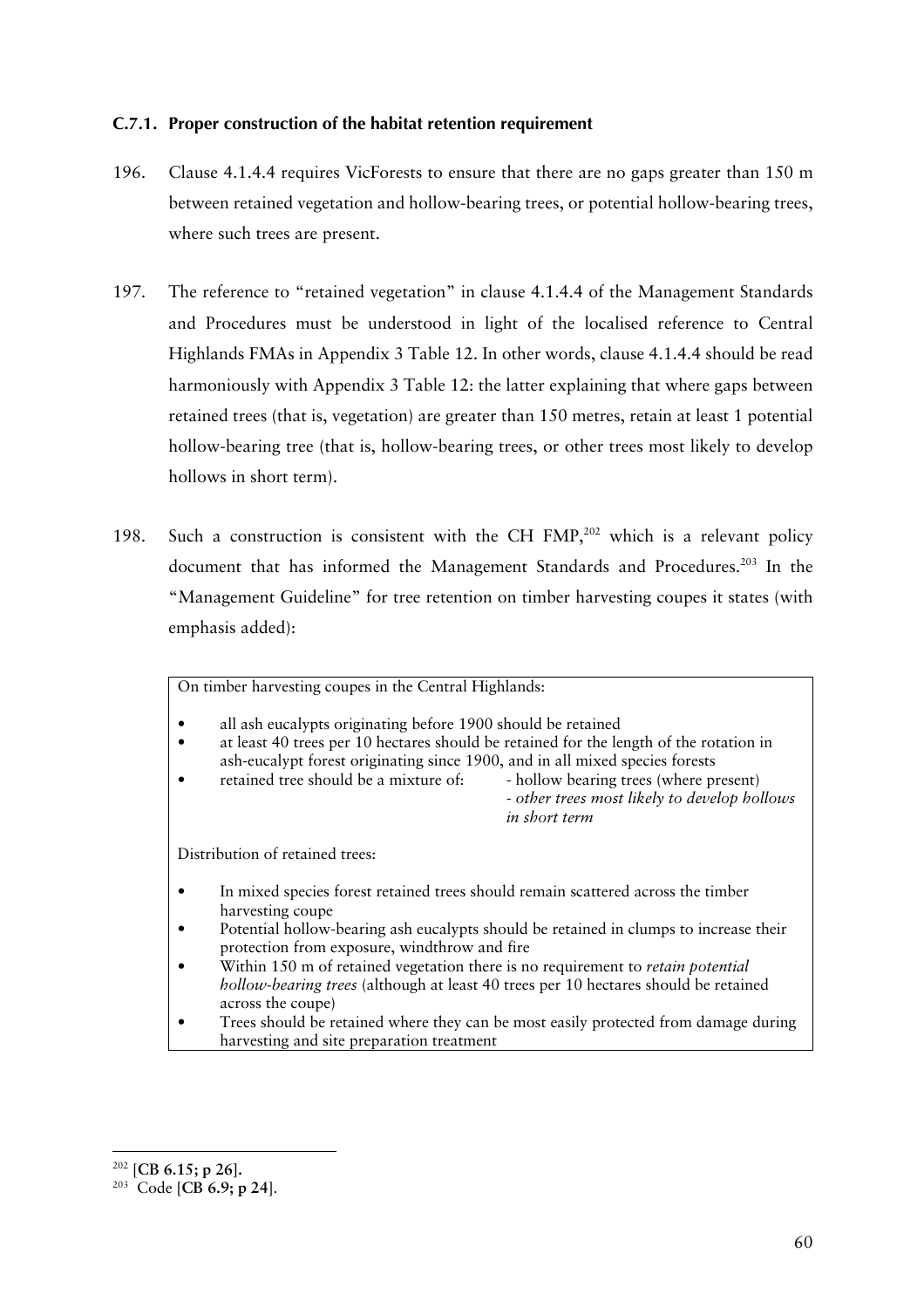#### C.7.1. Proper construction of the habitat retention requirement

196. Clause 4.1.4.4 requires VicForests to ensure that there are no gaps greater than 150 m between retained vegetation and hollow-bearing trees, or potential hollow-bearing trees, where such trees are present.

197. The reference to "retained vegetation" in clause 4.1.4.4 of the Management Standards and Procedures must be understood in light of the localised reference to Central Highlands FMAs in Appendix 3 Table 12. In other words, clause 4.1.4.4 should be read harmoniously with Appendix 3 Table 12: the latter explaining that where gaps between retained trees (that is, vegetation) are greater than 150 metres, retain at least 1 potential hollow-bearing tree (that is, hollow-bearing trees, or other trees most likely to develop hollows in short term).

198. Such a construction is consistent with the CH FMP,[202] which is a relevant policy document that has informed the Management Standards and Procedures.[203] In the "Management Guideline" for tree retention on timber harvesting coupes it states (with emphasis added):

> On timber harvesting coupes in the Central Highlands:
>
> - all ash eucalypts originating before 1900 should be retained
> - at least 40 trees per 10 hectares should be retained for the length of the rotation in ash-eucalypt forest originating since 1900, and in all mixed species forests
> - retained tree should be a mixture of:
>   - hollow bearing trees (where present)
>   - *other trees most likely to develop hollows in short term*
>
> Distribution of retained trees:
>
> - In mixed species forest retained trees should remain scattered across the timber harvesting coupe
> - Potential hollow-bearing ash eucalypts should be retained in clumps to increase their protection from exposure, windthrow and fire
> - Within 150 m of retained vegetation there is no requirement to *retain potential hollow-bearing trees* (although at least 40 trees per 10 hectares should be retained across the coupe)
> - Trees should be retained where they can be most easily protected from damage during harvesting and site preparation treatment

---

[202] **[CB 6.15; p 26].**

[203] Code [**CB 6.9; p 24**].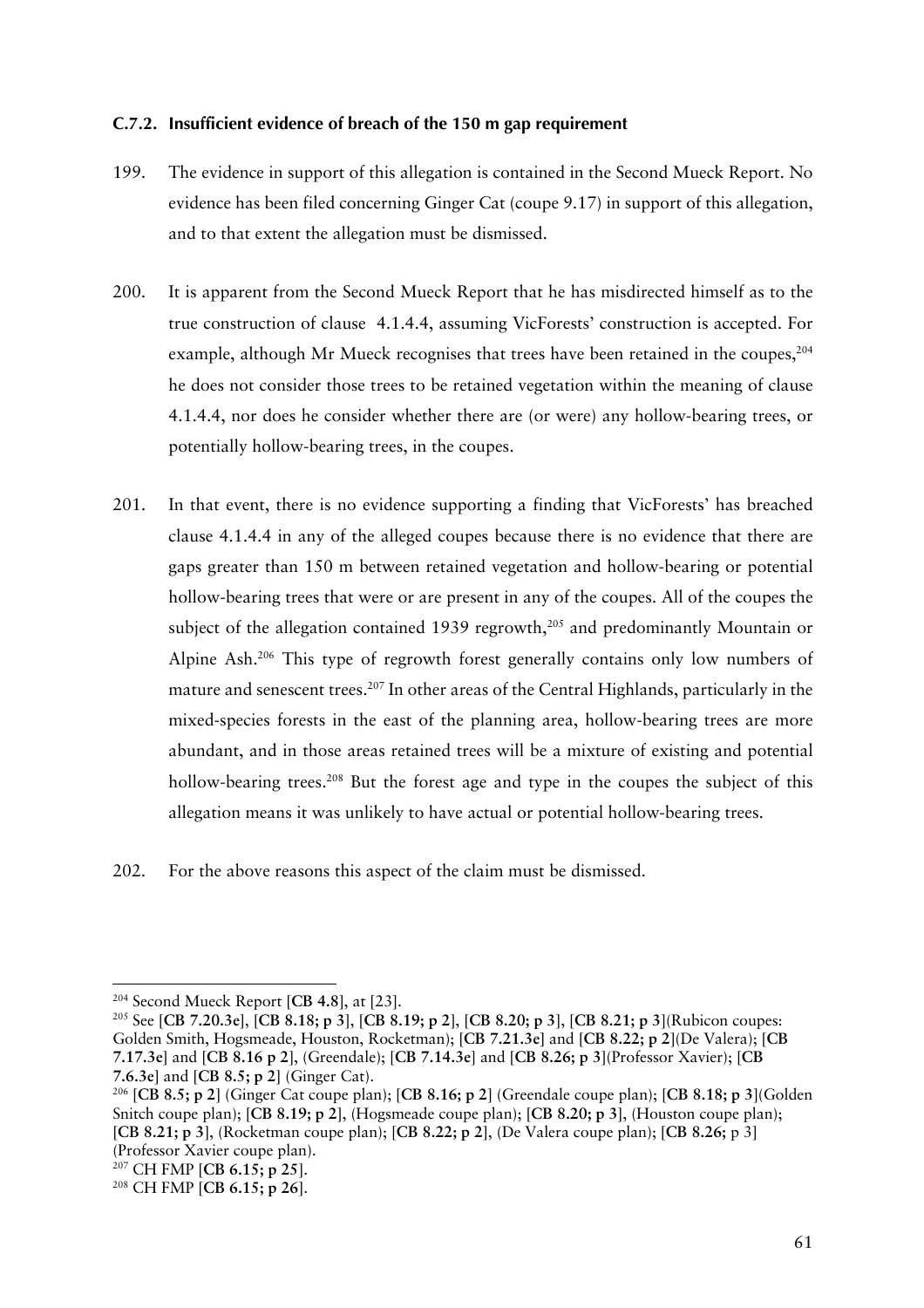### C.7.2. Insufficient evidence of breach of the 150 m gap requirement

199. The evidence in support of this allegation is contained in the Second Mueck Report. No evidence has been filed concerning Ginger Cat (coupe 9.17) in support of this allegation, and to that extent the allegation must be dismissed.

200. It is apparent from the Second Mueck Report that he has misdirected himself as to the true construction of clause 4.1.4.4, assuming VicForests' construction is accepted. For example, although Mr Mueck recognises that trees have been retained in the coupes,[204] he does not consider those trees to be retained vegetation within the meaning of clause 4.1.4.4, nor does he consider whether there are (or were) any hollow-bearing trees, or potentially hollow-bearing trees, in the coupes.

201. In that event, there is no evidence supporting a finding that VicForests' has breached clause 4.1.4.4 in any of the alleged coupes because there is no evidence that there are gaps greater than 150 m between retained vegetation and hollow-bearing or potential hollow-bearing trees that were or are present in any of the coupes. All of the coupes the subject of the allegation contained 1939 regrowth,[205] and predominantly Mountain or Alpine Ash.[206] This type of regrowth forest generally contains only low numbers of mature and senescent trees.[207] In other areas of the Central Highlands, particularly in the mixed-species forests in the east of the planning area, hollow-bearing trees are more abundant, and in those areas retained trees will be a mixture of existing and potential hollow-bearing trees.[208] But the forest age and type in the coupes the subject of this allegation means it was unlikely to have actual or potential hollow-bearing trees.

202. For the above reasons this aspect of the claim must be dismissed.

---

[204] Second Mueck Report [**CB 4.8**], at [23].

[205] See [**CB 7.20.3e**], [**CB 8.18; p 3**], [**CB 8.19; p 2**], [**CB 8.20; p 3**], [**CB 8.21; p 3**](Rubicon coupes: Golden Smith, Hogsmeade, Houston, Rocketman); [**CB 7.21.3e**] and [**CB 8.22; p 2**](De Valera); [**CB 7.17.3e**] and [**CB 8.16 p 2**], (Greendale); [**CB 7.14.3e**] and [**CB 8.26; p 3**](Professor Xavier); [**CB 7.6.3e**] and [**CB 8.5; p 2**] (Ginger Cat).

[206] [**CB 8.5; p 2**] (Ginger Cat coupe plan); [**CB 8.16; p 2**] (Greendale coupe plan); [**CB 8.18; p 3**](Golden Snitch coupe plan); [**CB 8.19; p 2**], (Hogsmeade coupe plan); [**CB 8.20; p 3**], (Houston coupe plan); [**CB 8.21; p 3**], (Rocketman coupe plan); [**CB 8.22; p 2**], (De Valera coupe plan); [**CB 8.26;** p 3] (Professor Xavier coupe plan).

[207] CH FMP [**CB 6.15; p 25**].

[208] CH FMP [**CB 6.15; p 26**].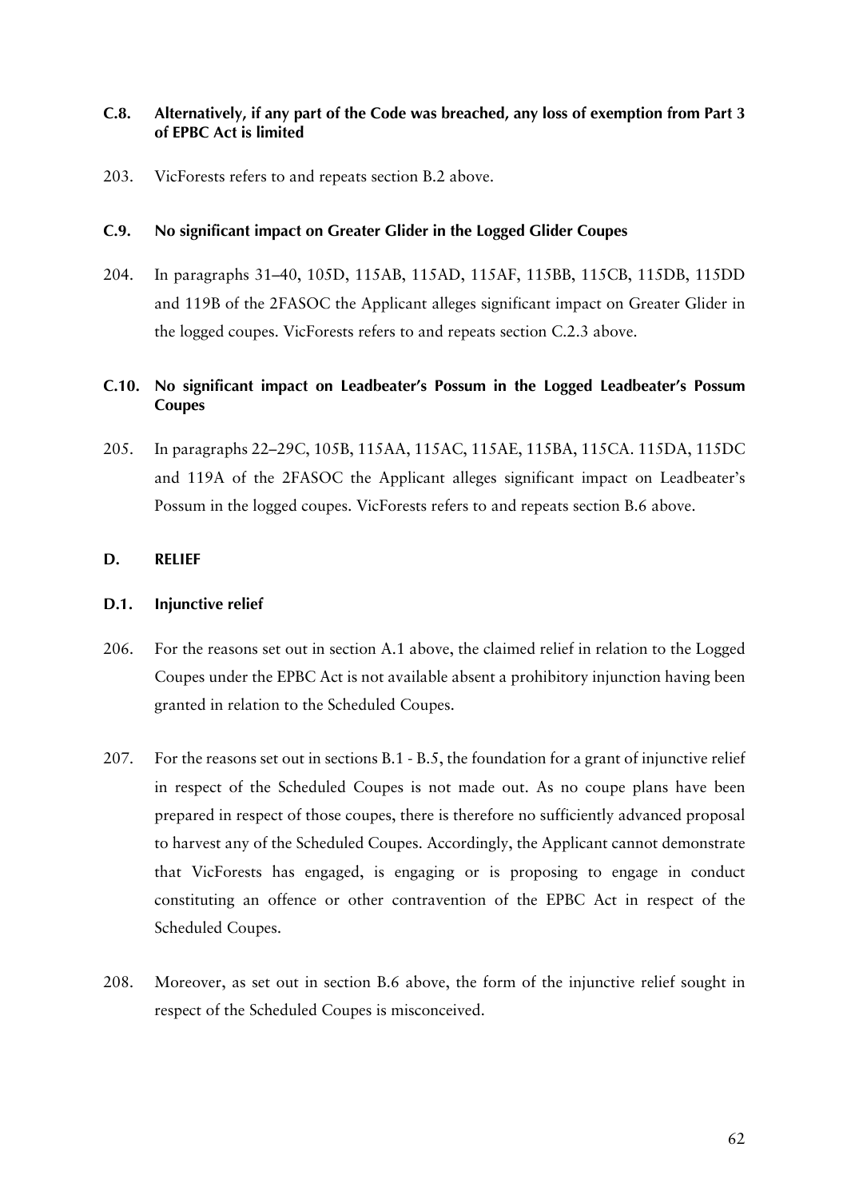### C.8. Alternatively, if any part of the Code was breached, any loss of exemption from Part 3 of EPBC Act is limited

203. VicForests refers to and repeats section B.2 above.

### C.9. No significant impact on Greater Glider in the Logged Glider Coupes

204. In paragraphs 31–40, 105D, 115AB, 115AD, 115AF, 115BB, 115CB, 115DB, 115DD and 119B of the 2FASOC the Applicant alleges significant impact on Greater Glider in the logged coupes. VicForests refers to and repeats section C.2.3 above.

### C.10. No significant impact on Leadbeater's Possum in the Logged Leadbeater's Possum Coupes

205. In paragraphs 22–29C, 105B, 115AA, 115AC, 115AE, 115BA, 115CA. 115DA, 115DC and 119A of the 2FASOC the Applicant alleges significant impact on Leadbeater's Possum in the logged coupes. VicForests refers to and repeats section B.6 above.

## D. RELIEF

### D.1. Injunctive relief

206. For the reasons set out in section A.1 above, the claimed relief in relation to the Logged Coupes under the EPBC Act is not available absent a prohibitory injunction having been granted in relation to the Scheduled Coupes.

207. For the reasons set out in sections B.1 - B.5, the foundation for a grant of injunctive relief in respect of the Scheduled Coupes is not made out. As no coupe plans have been prepared in respect of those coupes, there is therefore no sufficiently advanced proposal to harvest any of the Scheduled Coupes. Accordingly, the Applicant cannot demonstrate that VicForests has engaged, is engaging or is proposing to engage in conduct constituting an offence or other contravention of the EPBC Act in respect of the Scheduled Coupes.

208. Moreover, as set out in section B.6 above, the form of the injunctive relief sought in respect of the Scheduled Coupes is misconceived.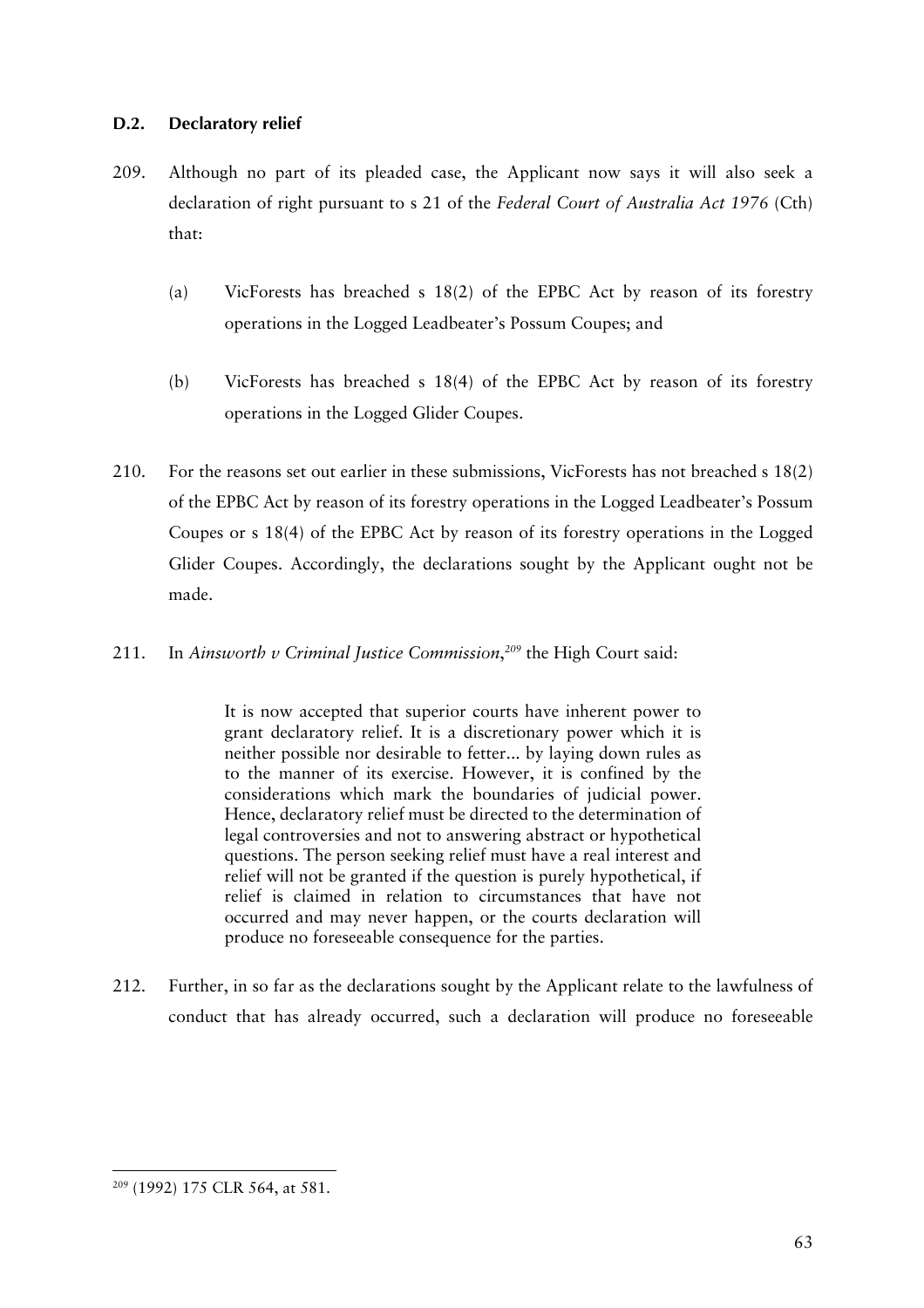### D.2. Declaratory relief

209. Although no part of its pleaded case, the Applicant now says it will also seek a declaration of right pursuant to s 21 of the *Federal Court of Australia Act 1976* (Cth) that:

    (a) VicForests has breached s 18(2) of the EPBC Act by reason of its forestry operations in the Logged Leadbeater's Possum Coupes; and

    (b) VicForests has breached s 18(4) of the EPBC Act by reason of its forestry operations in the Logged Glider Coupes.

210. For the reasons set out earlier in these submissions, VicForests has not breached s 18(2) of the EPBC Act by reason of its forestry operations in the Logged Leadbeater's Possum Coupes or s 18(4) of the EPBC Act by reason of its forestry operations in the Logged Glider Coupes. Accordingly, the declarations sought by the Applicant ought not be made.

211. In *Ainsworth v Criminal Justice Commission*,[209] the High Court said:

> It is now accepted that superior courts have inherent power to grant declaratory relief. It is a discretionary power which it is neither possible nor desirable to fetter... by laying down rules as to the manner of its exercise. However, it is confined by the considerations which mark the boundaries of judicial power. Hence, declaratory relief must be directed to the determination of legal controversies and not to answering abstract or hypothetical questions. The person seeking relief must have a real interest and relief will not be granted if the question is purely hypothetical, if relief is claimed in relation to circumstances that have not occurred and may never happen, or the courts declaration will produce no foreseeable consequence for the parties.

212. Further, in so far as the declarations sought by the Applicant relate to the lawfulness of conduct that has already occurred, such a declaration will produce no foreseeable

---

[209] (1992) 175 CLR 564, at 581.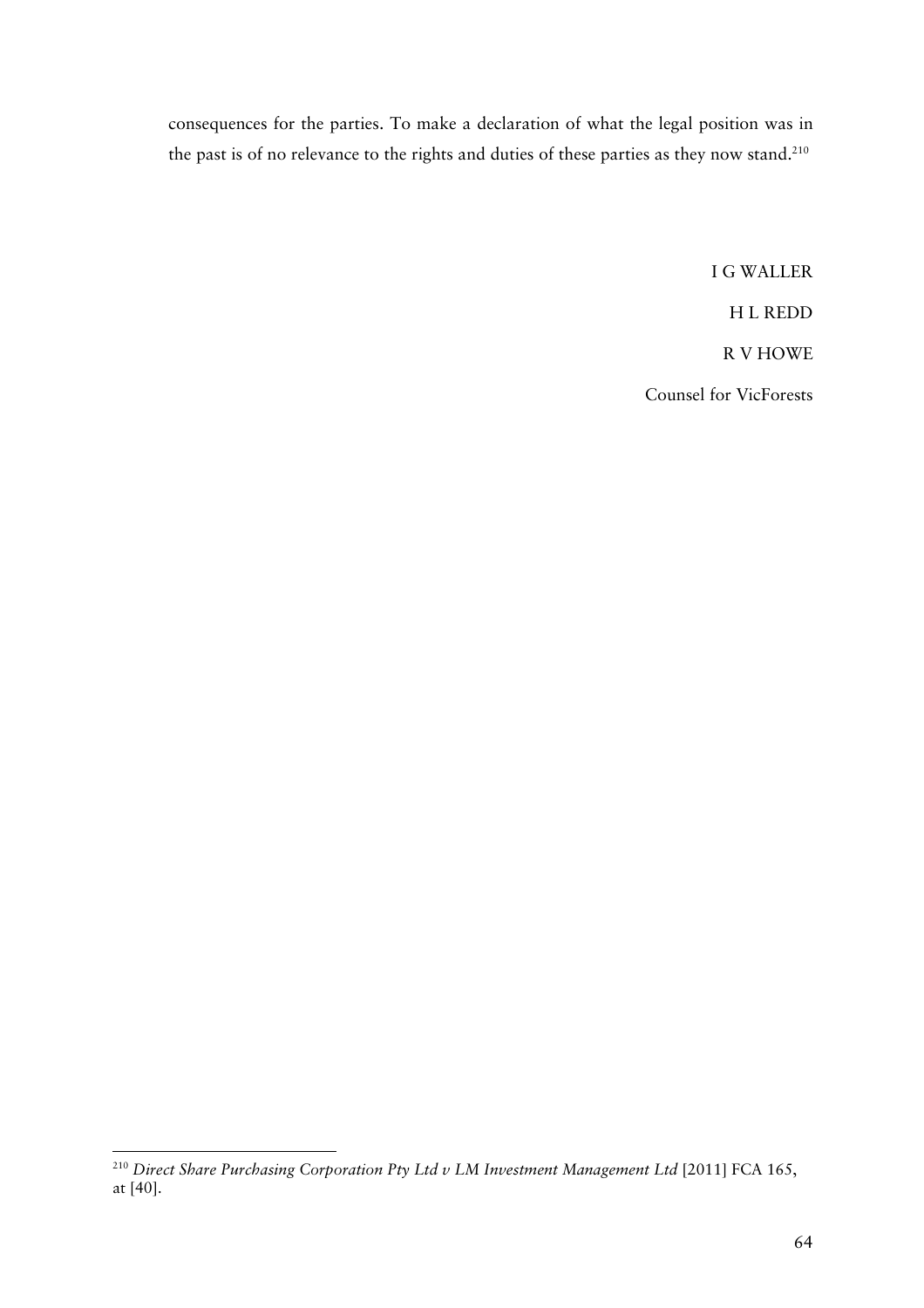consequences for the parties. To make a declaration of what the legal position was in the past is of no relevance to the rights and duties of these parties as they now stand.[210]

I G WALLER

H L REDD

R V HOWE

Counsel for VicForests

---

[210] *Direct Share Purchasing Corporation Pty Ltd v LM Investment Management Ltd* [2011] FCA 165, at [40].